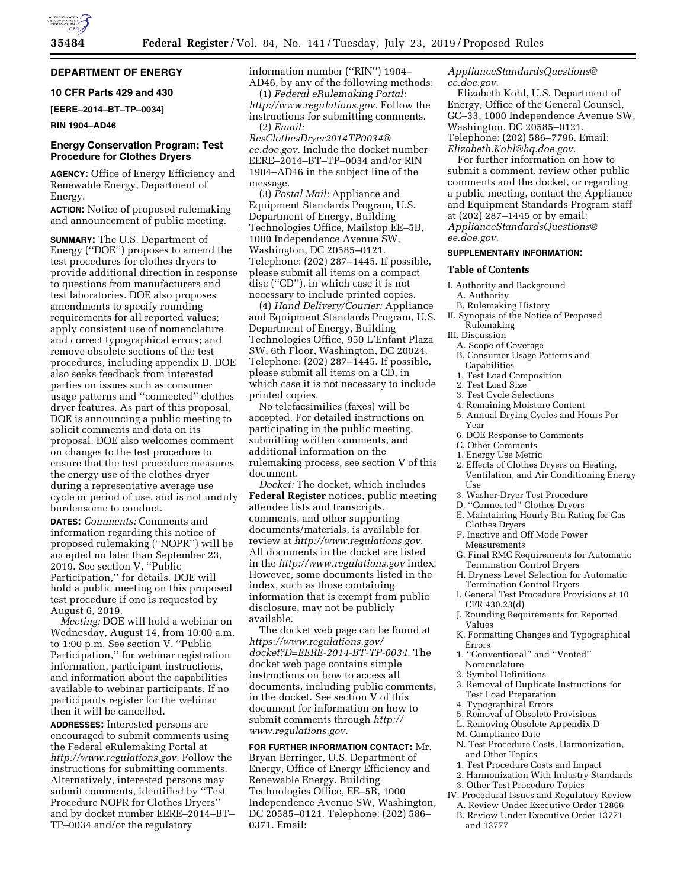## DEPARTMENT OF ENERGY

### 10 CFR Parts 429 and 430

**[EERE–2014–BT–TP–0034]**

**RIN 1904–AD46**

### Energy Conservation Program: Test Procedure for Clothes Dryers

**AGENCY:** Office of Energy Efficiency and Renewable Energy, Department of Energy.

**ACTION:** Notice of proposed rulemaking and announcement of public meeting.

**SUMMARY:** The U.S. Department of Energy (''DOE'') proposes to amend the test procedures for clothes dryers to provide additional direction in response to questions from manufacturers and test laboratories. DOE also proposes amendments to specify rounding requirements for all reported values; apply consistent use of nomenclature and correct typographical errors; and remove obsolete sections of the test procedures, including appendix D. DOE also seeks feedback from interested parties on issues such as consumer usage patterns and ''connected'' clothes dryer features. As part of this proposal, DOE is announcing a public meeting to solicit comments and data on its proposal. DOE also welcomes comment on changes to the test procedure to ensure that the test procedure measures the energy use of the clothes dryer during a representative average use cycle or period of use, and is not unduly burdensome to conduct.

**DATES:** *Comments:* Comments and information regarding this notice of proposed rulemaking (''NOPR'') will be accepted no later than September 23, 2019. See section V, ''Public Participation,'' for details. DOE will hold a public meeting on this proposed test procedure if one is requested by August 6, 2019.

*Meeting:* DOE will hold a webinar on Wednesday, August 14, from 10:00 a.m. to 1:00 p.m. See section V, ''Public Participation,'' for webinar registration information, participant instructions, and information about the capabilities available to webinar participants. If no participants register for the webinar then it will be cancelled.

**ADDRESSES:** Interested persons are encouraged to submit comments using the Federal eRulemaking Portal at *http://www.regulations.gov.* Follow the instructions for submitting comments. Alternatively, interested persons may submit comments, identified by ''Test Procedure NOPR for Clothes Dryers'' and by docket number EERE–2014–BT–TP–0034 and/or the regulatory information number (''RIN'') 1904–AD46, by any of the following methods:

(1) *Federal eRulemaking Portal: http://www.regulations.gov.* Follow the instructions for submitting comments.

(2) *Email: ResClothesDryer2014TP0034@ee.doe.gov.* Include the docket number EERE–2014–BT–TP–0034 and/or RIN 1904–AD46 in the subject line of the message.

(3) *Postal Mail:* Appliance and Equipment Standards Program, U.S. Department of Energy, Building Technologies Office, Mailstop EE–5B, 1000 Independence Avenue SW, Washington, DC 20585–0121. Telephone: (202) 287–1445. If possible, please submit all items on a compact disc (''CD''), in which case it is not necessary to include printed copies.

(4) *Hand Delivery/Courier:* Appliance and Equipment Standards Program, U.S. Department of Energy, Building Technologies Office, 950 L'Enfant Plaza SW, 6th Floor, Washington, DC 20024. Telephone: (202) 287–1445. If possible, please submit all items on a CD, in which case it is not necessary to include printed copies.

No telefacsimilies (faxes) will be accepted. For detailed instructions on participating in the public meeting, submitting written comments, and additional information on the rulemaking process, see section V of this document.

*Docket:* The docket, which includes **Federal Register** notices, public meeting attendee lists and transcripts, comments, and other supporting documents/materials, is available for review at *http://www.regulations.gov.* All documents in the docket are listed in the *http://www.regulations.gov* index. However, some documents listed in the index, such as those containing information that is exempt from public disclosure, may not be publicly available.

The docket web page can be found at *https://www.regulations.gov/docket?D=EERE-2014-BT-TP-0034.* The docket web page contains simple instructions on how to access all documents, including public comments, in the docket. See section V of this document for information on how to submit comments through *http://www.regulations.gov.*

**FOR FURTHER INFORMATION CONTACT:** Mr. Bryan Berringer, U.S. Department of Energy, Office of Energy Efficiency and Renewable Energy, Building Technologies Office, EE–5B, 1000 Independence Avenue SW, Washington, DC 20585–0121. Telephone: (202) 586–0371. Email: *ApplianceStandardsQuestions@ee.doe.gov.*

Elizabeth Kohl, U.S. Department of Energy, Office of the General Counsel, GC–33, 1000 Independence Avenue SW, Washington, DC 20585–0121. Telephone: (202) 586–7796. Email: *Elizabeth.Kohl@hq.doe.gov.*

For further information on how to submit a comment, review other public comments and the docket, or regarding a public meeting, contact the Appliance and Equipment Standards Program staff at (202) 287–1445 or by email: *ApplianceStandardsQuestions@ee.doe.gov.*

**SUPPLEMENTARY INFORMATION:**

**Table of Contents**

- I. Authority and Background
  - A. Authority
  - B. Rulemaking History
- II. Synopsis of the Notice of Proposed Rulemaking
- III. Discussion
  - A. Scope of Coverage
  - B. Consumer Usage Patterns and Capabilities
    - 1. Test Load Composition
    - 2. Test Load Size
    - 3. Test Cycle Selections
    - 4. Remaining Moisture Content
    - 5. Annual Drying Cycles and Hours Per Year
    - 6. DOE Response to Comments
  - C. Other Comments
    - 1. Energy Use Metric
    - 2. Effects of Clothes Dryers on Heating, Ventilation, and Air Conditioning Energy Use
    - 3. Washer-Dryer Test Procedure
  - D. ''Connected'' Clothes Dryers
  - E. Maintaining Hourly Btu Rating for Gas Clothes Dryers
  - F. Inactive and Off Mode Power Measurements
  - G. Final RMC Requirements for Automatic Termination Control Dryers
  - H. Dryness Level Selection for Automatic Termination Control Dryers
  - I. General Test Procedure Provisions at 10 CFR 430.23(d)
  - J. Rounding Requirements for Reported Values
  - K. Formatting Changes and Typographical Errors
    - 1. ''Conventional'' and ''Vented'' Nomenclature
    - 2. Symbol Definitions
    - 3. Removal of Duplicate Instructions for Test Load Preparation
    - 4. Typographical Errors
    - 5. Removal of Obsolete Provisions
  - L. Removing Obsolete Appendix D
  - M. Compliance Date
  - N. Test Procedure Costs, Harmonization, and Other Topics
    - 1. Test Procedure Costs and Impact
    - 2. Harmonization With Industry Standards
    - 3. Other Test Procedure Topics
- IV. Procedural Issues and Regulatory Review
  - A. Review Under Executive Order 12866
  - B. Review Under Executive Order 13771 and 13777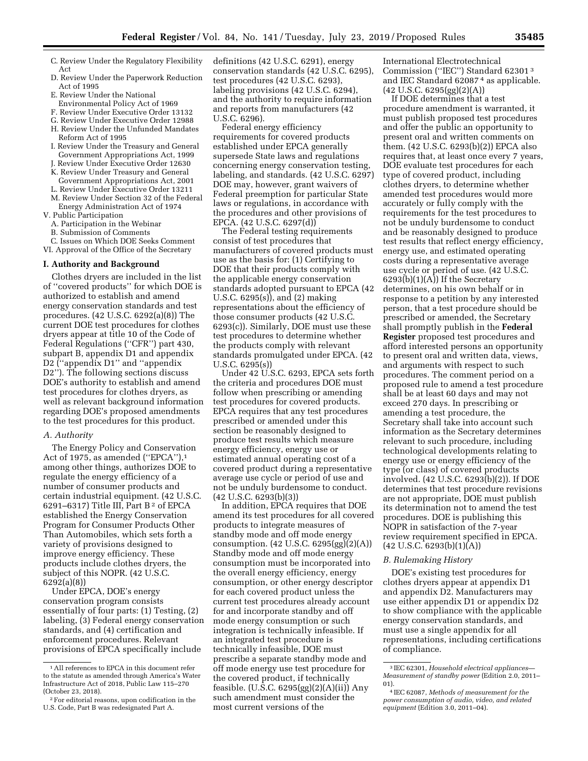- C. Review Under the Regulatory Flexibility Act
- D. Review Under the Paperwork Reduction Act of 1995
- E. Review Under the National Environmental Policy Act of 1969
- F. Review Under Executive Order 13132
- G. Review Under Executive Order 12988
- H. Review Under the Unfunded Mandates Reform Act of 1995
- I. Review Under the Treasury and General Government Appropriations Act, 1999
- J. Review Under Executive Order 12630
- K. Review Under Treasury and General Government Appropriations Act, 2001
- L. Review Under Executive Order 13211
- M. Review Under Section 32 of the Federal Energy Administration Act of 1974

V. Public Participation
- A. Participation in the Webinar
- B. Submission of Comments
- C. Issues on Which DOE Seeks Comment

VI. Approval of the Office of the Secretary

## I. Authority and Background

Clothes dryers are included in the list of ''covered products'' for which DOE is authorized to establish and amend energy conservation standards and test procedures. (42 U.S.C. 6292(a)(8)) The current DOE test procedures for clothes dryers appear at title 10 of the Code of Federal Regulations (''CFR'') part 430, subpart B, appendix D1 and appendix D2 (''appendix D1'' and ''appendix D2''). The following sections discuss DOE's authority to establish and amend test procedures for clothes dryers, as well as relevant background information regarding DOE's proposed amendments to the test procedures for this product.

### A. Authority

The Energy Policy and Conservation Act of 1975, as amended (''EPCA''),[1] among other things, authorizes DOE to regulate the energy efficiency of a number of consumer products and certain industrial equipment. (42 U.S.C. 6291–6317) Title III, Part B[2] of EPCA established the Energy Conservation Program for Consumer Products Other Than Automobiles, which sets forth a variety of provisions designed to improve energy efficiency. These products include clothes dryers, the subject of this NOPR. (42 U.S.C. 6292(a)(8))

Under EPCA, DOE's energy conservation program consists essentially of four parts: (1) Testing, (2) labeling, (3) Federal energy conservation standards, and (4) certification and enforcement procedures. Relevant provisions of EPCA specifically include definitions (42 U.S.C. 6291), energy conservation standards (42 U.S.C. 6295), test procedures (42 U.S.C. 6293), labeling provisions (42 U.S.C. 6294), and the authority to require information and reports from manufacturers (42 U.S.C. 6296).

Federal energy efficiency requirements for covered products established under EPCA generally supersede State laws and regulations concerning energy conservation testing, labeling, and standards. (42 U.S.C. 6297) DOE may, however, grant waivers of Federal preemption for particular State laws or regulations, in accordance with the procedures and other provisions of EPCA. (42 U.S.C. 6297(d))

The Federal testing requirements consist of test procedures that manufacturers of covered products must use as the basis for: (1) Certifying to DOE that their products comply with the applicable energy conservation standards adopted pursuant to EPCA (42 U.S.C. 6295(s)), and (2) making representations about the efficiency of those consumer products (42 U.S.C. 6293(c)). Similarly, DOE must use these test procedures to determine whether the products comply with relevant standards promulgated under EPCA. (42 U.S.C. 6295(s))

Under 42 U.S.C. 6293, EPCA sets forth the criteria and procedures DOE must follow when prescribing or amending test procedures for covered products. EPCA requires that any test procedures prescribed or amended under this section be reasonably designed to produce test results which measure energy efficiency, energy use or estimated annual operating cost of a covered product during a representative average use cycle or period of use and not be unduly burdensome to conduct. (42 U.S.C. 6293(b)(3))

In addition, EPCA requires that DOE amend its test procedures for all covered products to integrate measures of standby mode and off mode energy consumption. (42 U.S.C. 6295(gg)(2)(A)) Standby mode and off mode energy consumption must be incorporated into the overall energy efficiency, energy consumption, or other energy descriptor for each covered product unless the current test procedures already account for and incorporate standby and off mode energy consumption or such integration is technically infeasible. If an integrated test procedure is technically infeasible, DOE must prescribe a separate standby mode and off mode energy use test procedure for the covered product, if technically feasible. (U.S.C. 6295(gg)(2)(A)(ii)) Any such amendment must consider the most current versions of the International Electrotechnical Commission (''IEC'') Standard 62301[3] and IEC Standard 62087[4] as applicable. (42 U.S.C. 6295(gg)(2)(A))

If DOE determines that a test procedure amendment is warranted, it must publish proposed test procedures and offer the public an opportunity to present oral and written comments on them. (42 U.S.C. 6293(b)(2)) EPCA also requires that, at least once every 7 years, DOE evaluate test procedures for each type of covered product, including clothes dryers, to determine whether amended test procedures would more accurately or fully comply with the requirements for the test procedures to not be unduly burdensome to conduct and be reasonably designed to produce test results that reflect energy efficiency, energy use, and estimated operating costs during a representative average use cycle or period of use. (42 U.S.C. 6293(b)(1)(A)) If the Secretary determines, on his own behalf or in response to a petition by any interested person, that a test procedure should be prescribed or amended, the Secretary shall promptly publish in the **Federal Register** proposed test procedures and afford interested persons an opportunity to present oral and written data, views, and arguments with respect to such procedures. The comment period on a proposed rule to amend a test procedure shall be at least 60 days and may not exceed 270 days. In prescribing or amending a test procedure, the Secretary shall take into account such information as the Secretary determines relevant to such procedure, including technological developments relating to energy use or energy efficiency of the type (or class) of covered products involved. (42 U.S.C. 6293(b)(2)). If DOE determines that test procedure revisions are not appropriate, DOE must publish its determination not to amend the test procedures. DOE is publishing this NOPR in satisfaction of the 7-year review requirement specified in EPCA. (42 U.S.C. 6293(b)(1)(A))

### B. Rulemaking History

DOE's existing test procedures for clothes dryers appear at appendix D1 and appendix D2. Manufacturers may use either appendix D1 or appendix D2 to show compliance with the applicable energy conservation standards, and must use a single appendix for all representations, including certifications of compliance.

---

[1] All references to EPCA in this document refer to the statute as amended through America's Water Infrastructure Act of 2018, Public Law 115–270 (October 23, 2018).

[2] For editorial reasons, upon codification in the U.S. Code, Part B was redesignated Part A.

[3] IEC 62301, *Household electrical appliances—Measurement of standby power* (Edition 2.0, 2011–01).

[4] IEC 62087, *Methods of measurement for the power consumption of audio, video, and related equipment* (Edition 3.0, 2011–04).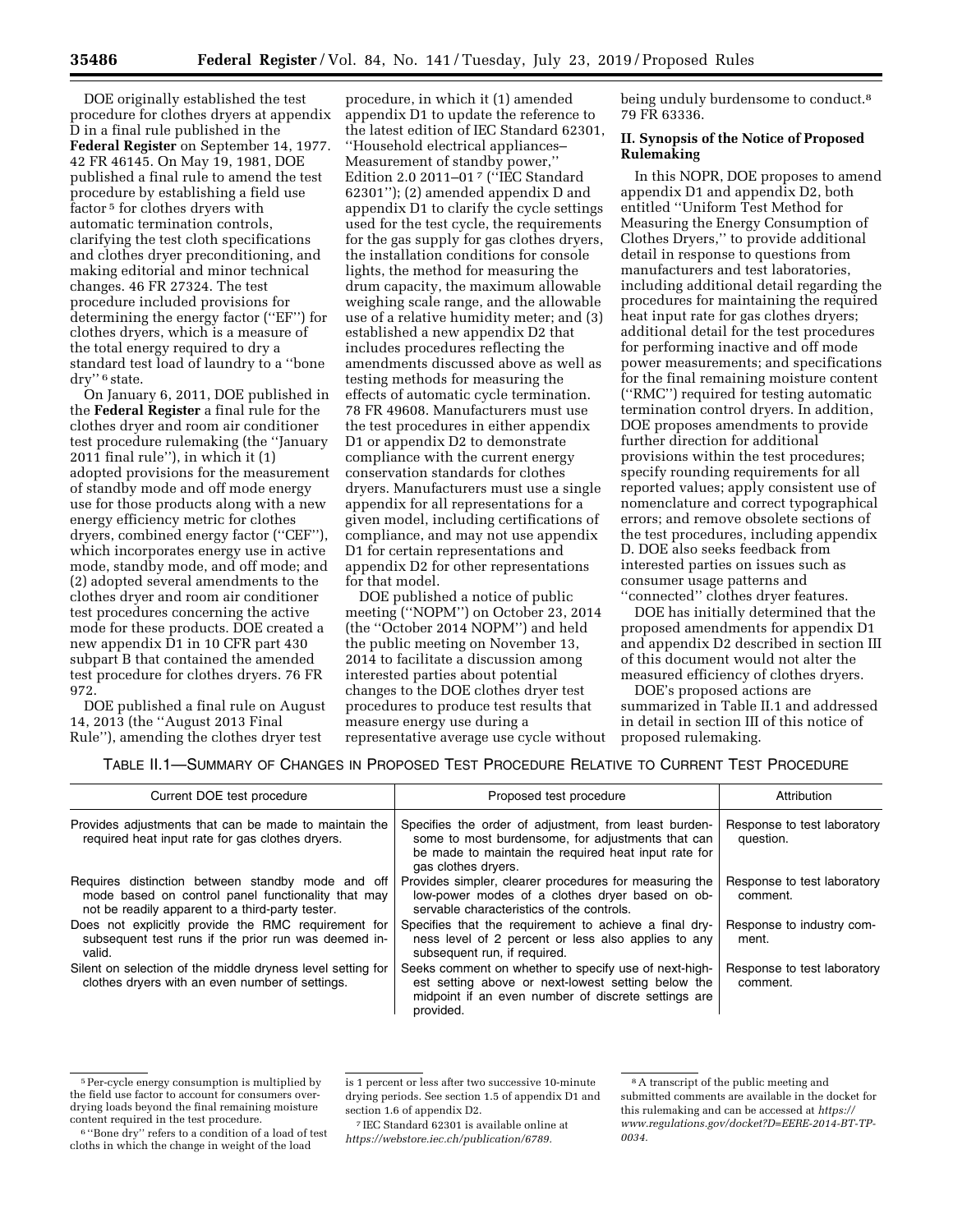DOE originally established the test procedure for clothes dryers at appendix D in a final rule published in the **Federal Register** on September 14, 1977. 42 FR 46145. On May 19, 1981, DOE published a final rule to amend the test procedure by establishing a field use factor [5] for clothes dryers with automatic termination controls, clarifying the test cloth specifications and clothes dryer preconditioning, and making editorial and minor technical changes. 46 FR 27324. The test procedure included provisions for determining the energy factor (''EF'') for clothes dryers, which is a measure of the total energy required to dry a standard test load of laundry to a ''bone dry'' [6] state.

On January 6, 2011, DOE published in the **Federal Register** a final rule for the clothes dryer and room air conditioner test procedure rulemaking (the ''January 2011 final rule''), in which it (1) adopted provisions for the measurement of standby mode and off mode energy use for those products along with a new energy efficiency metric for clothes dryers, combined energy factor (''CEF''), which incorporates energy use in active mode, standby mode, and off mode; and (2) adopted several amendments to the clothes dryer and room air conditioner test procedures concerning the active mode for these products. DOE created a new appendix D1 in 10 CFR part 430 subpart B that contained the amended test procedure for clothes dryers. 76 FR 972.

DOE published a final rule on August 14, 2013 (the ''August 2013 Final Rule''), amending the clothes dryer test procedure, in which it (1) amended appendix D1 to update the reference to the latest edition of IEC Standard 62301, ''Household electrical appliances– Measurement of standby power,'' Edition 2.0 2011–01 [7] (''IEC Standard 62301''); (2) amended appendix D and appendix D1 to clarify the cycle settings used for the test cycle, the requirements for the gas supply for gas clothes dryers, the installation conditions for console lights, the method for measuring the drum capacity, the maximum allowable weighing scale range, and the allowable use of a relative humidity meter; and (3) established a new appendix D2 that includes procedures reflecting the amendments discussed above as well as testing methods for measuring the effects of automatic cycle termination. 78 FR 49608. Manufacturers must use the test procedures in either appendix D1 or appendix D2 to demonstrate compliance with the current energy conservation standards for clothes dryers. Manufacturers must use a single appendix for all representations for a given model, including certifications of compliance, and may not use appendix D1 for certain representations and appendix D2 for other representations for that model.

DOE published a notice of public meeting (''NOPM'') on October 23, 2014 (the ''October 2014 NOPM'') and held the public meeting on November 13, 2014 to facilitate a discussion among interested parties about potential changes to the DOE clothes dryer test procedures to produce test results that measure energy use during a representative average use cycle without being unduly burdensome to conduct.[8] 79 FR 63336.

## II. Synopsis of the Notice of Proposed Rulemaking

In this NOPR, DOE proposes to amend appendix D1 and appendix D2, both entitled ''Uniform Test Method for Measuring the Energy Consumption of Clothes Dryers,'' to provide additional detail in response to questions from manufacturers and test laboratories, including additional detail regarding the procedures for maintaining the required heat input rate for gas clothes dryers; additional detail for the test procedures for performing inactive and off mode power measurements; and specifications for the final remaining moisture content (''RMC'') required for testing automatic termination control dryers. In addition, DOE proposes amendments to provide further direction for additional provisions within the test procedures; specify rounding requirements for all reported values; apply consistent use of nomenclature and correct typographical errors; and remove obsolete sections of the test procedures, including appendix D. DOE also seeks feedback from interested parties on issues such as consumer usage patterns and ''connected'' clothes dryer features.

DOE has initially determined that the proposed amendments for appendix D1 and appendix D2 described in section III of this document would not alter the measured efficiency of clothes dryers.

DOE's proposed actions are summarized in Table II.1 and addressed in detail in section III of this notice of proposed rulemaking.

TABLE II.1—SUMMARY OF CHANGES IN PROPOSED TEST PROCEDURE RELATIVE TO CURRENT TEST PROCEDURE

| Current DOE test procedure | Proposed test procedure | Attribution |
|---|---|---|
| Provides adjustments that can be made to maintain the required heat input rate for gas clothes dryers. | Specifies the order of adjustment, from least burdensome to most burdensome, for adjustments that can be made to maintain the required heat input rate for gas clothes dryers. | Response to test laboratory question. |
| Requires distinction between standby mode and off mode based on control panel functionality that may not be readily apparent to a third-party tester. | Provides simpler, clearer procedures for measuring the low-power modes of a clothes dryer based on observable characteristics of the controls. | Response to test laboratory comment. |
| Does not explicitly provide the RMC requirement for subsequent test runs if the prior run was deemed invalid. | Specifies that the requirement to achieve a final dryness level of 2 percent or less also applies to any subsequent run, if required. | Response to industry comment. |
| Silent on selection of the middle dryness level setting for clothes dryers with an even number of settings. | Seeks comment on whether to specify use of next-highest setting above or next-lowest setting below the midpoint if an even number of discrete settings are provided. | Response to test laboratory comment. |

[5] Per-cycle energy consumption is multiplied by the field use factor to account for consumers over-drying loads beyond the final remaining moisture content required in the test procedure.

[6] ''Bone dry'' refers to a condition of a load of test cloths in which the change in weight of the load is 1 percent or less after two successive 10-minute drying periods. See section 1.5 of appendix D1 and section 1.6 of appendix D2.

[7] IEC Standard 62301 is available online at *https://webstore.iec.ch/publication/6789.*

[8] A transcript of the public meeting and submitted comments are available in the docket for this rulemaking and can be accessed at *https://www.regulations.gov/docket?D=EERE-2014-BT-TP-0034.*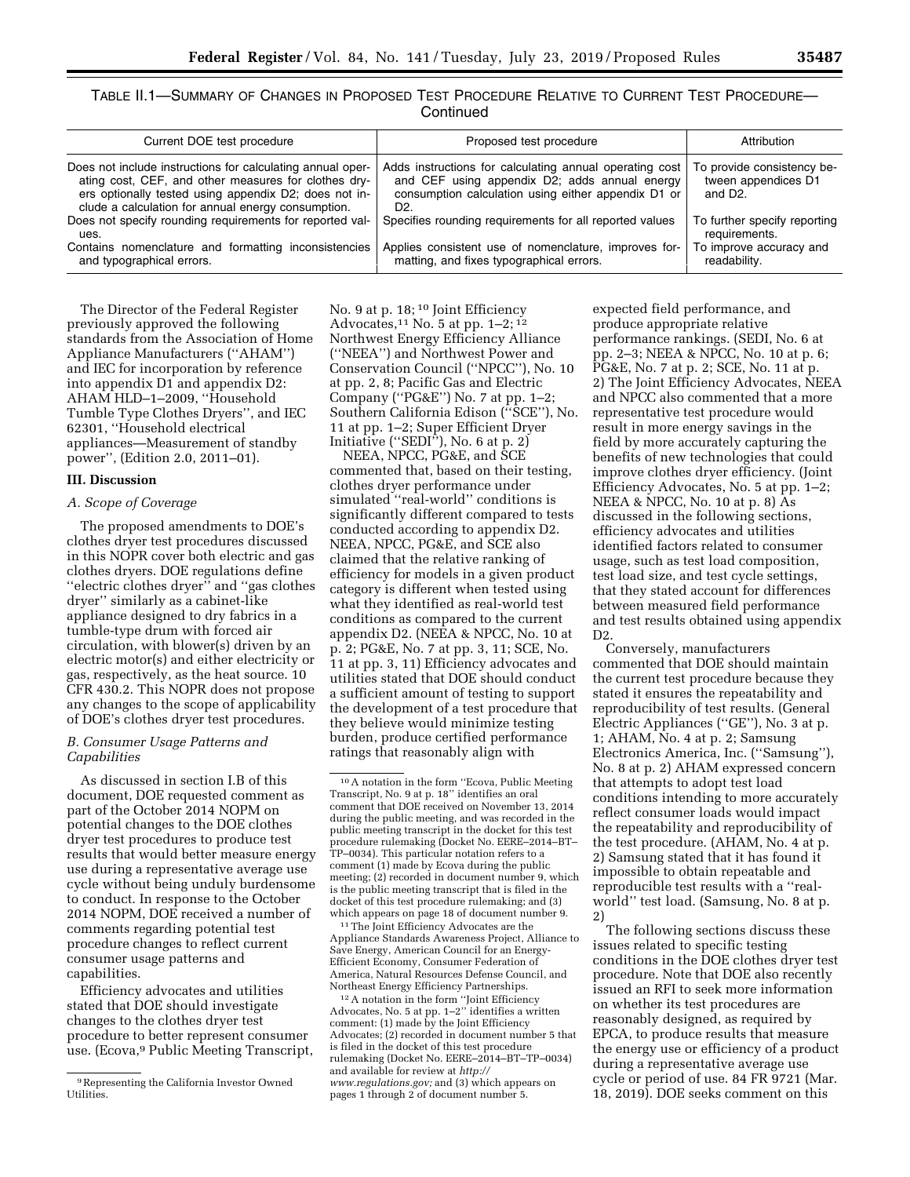TABLE II.1—SUMMARY OF CHANGES IN PROPOSED TEST PROCEDURE RELATIVE TO CURRENT TEST PROCEDURE—Continued

| Current DOE test procedure | Proposed test procedure | Attribution |
| --- | --- | --- |
| Does not include instructions for calculating annual operating cost, CEF, and other measures for clothes dryers optionally tested using appendix D2; does not include a calculation for annual energy consumption. | Adds instructions for calculating annual operating cost and CEF using appendix D2; adds annual energy consumption calculation using either appendix D1 or D2. | To provide consistency between appendices D1 and D2. |
| Does not specify rounding requirements for reported values. | Specifies rounding requirements for all reported values | To further specify reporting requirements. |
| Contains nomenclature and formatting inconsistencies and typographical errors. | Applies consistent use of nomenclature, improves formatting, and fixes typographical errors. | To improve accuracy and readability. |

The Director of the Federal Register previously approved the following standards from the Association of Home Appliance Manufacturers (''AHAM'') and IEC for incorporation by reference into appendix D1 and appendix D2: AHAM HLD–1–2009, ''Household Tumble Type Clothes Dryers'', and IEC 62301, ''Household electrical appliances—Measurement of standby power'', (Edition 2.0, 2011–01).

## III. Discussion

### A. Scope of Coverage

The proposed amendments to DOE's clothes dryer test procedures discussed in this NOPR cover both electric and gas clothes dryers. DOE regulations define ''electric clothes dryer'' and ''gas clothes dryer'' similarly as a cabinet-like appliance designed to dry fabrics in a tumble-type drum with forced air circulation, with blower(s) driven by an electric motor(s) and either electricity or gas, respectively, as the heat source. 10 CFR 430.2. This NOPR does not propose any changes to the scope of applicability of DOE's clothes dryer test procedures.

### B. Consumer Usage Patterns and Capabilities

As discussed in section I.B of this document, DOE requested comment as part of the October 2014 NOPM on potential changes to the DOE clothes dryer test procedures to produce test results that would better measure energy use during a representative average use cycle without being unduly burdensome to conduct. In response to the October 2014 NOPM, DOE received a number of comments regarding potential test procedure changes to reflect current consumer usage patterns and capabilities.

Efficiency advocates and utilities stated that DOE should investigate changes to the clothes dryer test procedure to better represent consumer use. (Ecova,[9] Public Meeting Transcript, No. 9 at p. 18;[10] Joint Efficiency Advocates,[11] No. 5 at pp. 1–2;[12] Northwest Energy Efficiency Alliance (''NEEA'') and Northwest Power and Conservation Council (''NPCC''), No. 10 at pp. 2, 8; Pacific Gas and Electric Company (''PG&E'') No. 7 at pp. 1–2; Southern California Edison (''SCE''), No. 11 at pp. 1–2; Super Efficient Dryer Initiative (''SEDI''), No. 6 at p. 2)

NEEA, NPCC, PG&E, and SCE commented that, based on their testing, clothes dryer performance under simulated ''real-world'' conditions is significantly different compared to tests conducted according to appendix D2. NEEA, NPCC, PG&E, and SCE also claimed that the relative ranking of efficiency for models in a given product category is different when tested using what they identified as real-world test conditions as compared to the current appendix D2. (NEEA & NPCC, No. 10 at p. 2; PG&E, No. 7 at pp. 3, 11; SCE, No. 11 at pp. 3, 11) Efficiency advocates and utilities stated that DOE should conduct a sufficient amount of testing to support the development of a test procedure that they believe would minimize testing burden, produce certified performance ratings that reasonably align with expected field performance, and produce appropriate relative performance rankings. (SEDI, No. 6 at pp. 2–3; NEEA & NPCC, No. 10 at p. 6; PG&E, No. 7 at p. 2; SCE, No. 11 at p. 2) The Joint Efficiency Advocates, NEEA and NPCC also commented that a more representative test procedure would result in more energy savings in the field by more accurately capturing the benefits of new technologies that could improve clothes dryer efficiency. (Joint Efficiency Advocates, No. 5 at pp. 1–2; NEEA & NPCC, No. 10 at p. 8) As discussed in the following sections, efficiency advocates and utilities identified factors related to consumer usage, such as test load composition, test load size, and test cycle settings, that they stated account for differences between measured field performance and test results obtained using appendix D2.

Conversely, manufacturers commented that DOE should maintain the current test procedure because they stated it ensures the repeatability and reproducibility of test results. (General Electric Appliances (''GE''), No. 3 at p. 1; AHAM, No. 4 at p. 2; Samsung Electronics America, Inc. (''Samsung''), No. 8 at p. 2) AHAM expressed concern that attempts to adopt test load conditions intending to more accurately reflect consumer loads would impact the repeatability and reproducibility of the test procedure. (AHAM, No. 4 at p. 2) Samsung stated that it has found it impossible to obtain repeatable and reproducible test results with a ''real-world'' test load. (Samsung, No. 8 at p. 2)

The following sections discuss these issues related to specific testing conditions in the DOE clothes dryer test procedure. Note that DOE also recently issued an RFI to seek more information on whether its test procedures are reasonably designed, as required by EPCA, to produce results that measure the energy use or efficiency of a product during a representative average use cycle or period of use. 84 FR 9721 (Mar. 18, 2019). DOE seeks comment on this

---

[9] Representing the California Investor Owned Utilities.

[10] A notation in the form ''Ecova, Public Meeting Transcript, No. 9 at p. 18'' identifies an oral comment that DOE received on November 13, 2014 during the public meeting, and was recorded in the public meeting transcript in the docket for this test procedure rulemaking (Docket No. EERE–2014–BT–TP–0034). This particular notation refers to a comment (1) made by Ecova during the public meeting; (2) recorded in document number 9, which is the public meeting transcript that is filed in the docket of this test procedure rulemaking; and (3) which appears on page 18 of document number 9.

[11] The Joint Efficiency Advocates are the Appliance Standards Awareness Project, Alliance to Save Energy, American Council for an Energy-Efficient Economy, Consumer Federation of America, Natural Resources Defense Council, and Northeast Energy Efficiency Partnerships.

[12] A notation in the form ''Joint Efficiency Advocates, No. 5 at pp. 1–2'' identifies a written comment: (1) made by the Joint Efficiency Advocates; (2) recorded in document number 5 that is filed in the docket of this test procedure rulemaking (Docket No. EERE–2014–BT–TP–0034) and available for review at *http://www.regulations.gov;* and (3) which appears on pages 1 through 2 of document number 5.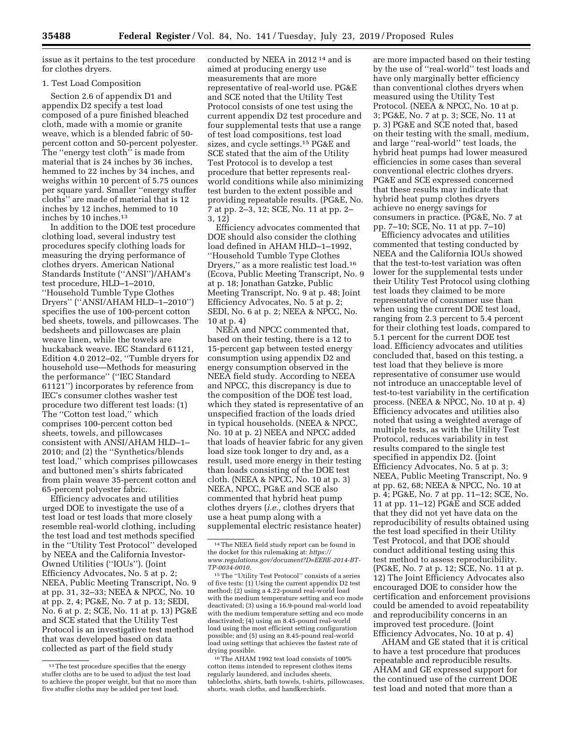issue as it pertains to the test procedure for clothes dryers.

1. Test Load Composition

Section 2.6 of appendix D1 and appendix D2 specify a test load composed of a pure finished bleached cloth, made with a momie or granite weave, which is a blended fabric of 50-percent cotton and 50-percent polyester. The ''energy test cloth'' is made from material that is 24 inches by 36 inches, hemmed to 22 inches by 34 inches, and weighs within 10 percent of 5.75 ounces per square yard. Smaller ''energy stuffer cloths'' are made of material that is 12 inches by 12 inches, hemmed to 10 inches by 10 inches.[13]

In addition to the DOE test procedure clothing load, several industry test procedures specify clothing loads for measuring the drying performance of clothes dryers. American National Standards Institute (''ANSI'')/AHAM's test procedure, HLD–1–2010, ''Household Tumble Type Clothes Dryers'' (''ANSI/AHAM HLD–1–2010'') specifies the use of 100-percent cotton bed sheets, towels, and pillowcases. The bedsheets and pillowcases are plain weave linen, while the towels are huckaback weave. IEC Standard 61121, Edition 4.0 2012–02, ''Tumble dryers for household use—Methods for measuring the performance'' (''IEC Standard 61121'') incorporates by reference from IEC's consumer clothes washer test procedure two different test loads: (1) The ''Cotton test load,'' which comprises 100-percent cotton bed sheets, towels, and pillowcases consistent with ANSI/AHAM HLD–1–2010; and (2) the ''Synthetics/blends test load,'' which comprises pillowcases and buttoned men's shirts fabricated from plain weave 35-percent cotton and 65-percent polyester fabric.

Efficiency advocates and utilities urged DOE to investigate the use of a test load or test loads that more closely resemble real-world clothing, including the test load and test methods specified in the ''Utility Test Protocol'' developed by NEEA and the California Investor-Owned Utilities (''IOUs''). (Joint Efficiency Advocates, No. 5 at p. 2; NEEA, Public Meeting Transcript, No. 9 at pp. 31, 32–33; NEEA & NPCC, No. 10 at pp. 2, 4; PG&E, No. 7 at p. 13; SEDI, No. 6 at p. 2; SCE, No. 11 at p. 13) PG&E and SCE stated that the Utility Test Protocol is an investigative test method that was developed based on data collected as part of the field study conducted by NEEA in 2012[14] and is aimed at producing energy use measurements that are more representative of real-world use. PG&E and SCE noted that the Utility Test Protocol consists of one test using the current appendix D2 test procedure and four supplemental tests that use a range of test load compositions, test load sizes, and cycle settings.[15] PG&E and SCE stated that the aim of the Utility Test Protocol is to develop a test procedure that better represents real-world conditions while also minimizing test burden to the extent possible and providing repeatable results. (PG&E, No. 7 at pp. 2–3, 12; SCE, No. 11 at pp. 2–3, 12)

Efficiency advocates commented that DOE should also consider the clothing load defined in AHAM HLD–1–1992, ''Household Tumble Type Clothes Dryers,'' as a more realistic test load.[16] (Ecova, Public Meeting Transcript, No. 9 at p. 18; Jonathan Gatzke, Public Meeting Transcript, No. 9 at p. 48; Joint Efficiency Advocates, No. 5 at p. 2; SEDI, No. 6 at p. 2; NEEA & NPCC, No. 10 at p. 4)

NEEA and NPCC commented that, based on their testing, there is a 12 to 15-percent gap between tested energy consumption using appendix D2 and energy consumption observed in the NEEA field study. According to NEEA and NPCC, this discrepancy is due to the composition of the DOE test load, which they stated is representative of an unspecified fraction of the loads dried in typical households. (NEEA & NPCC, No. 10 at p. 2) NEEA and NPCC added that loads of heavier fabric for any given load size took longer to dry and, as a result, used more energy in their testing than loads consisting of the DOE test cloth. (NEEA & NPCC, No. 10 at p. 3) NEEA, NPCC, PG&E and SCE also commented that hybrid heat pump clothes dryers (*i.e.,* clothes dryers that use a heat pump along with a supplemental electric resistance heater) are more impacted based on their testing by the use of ''real-world'' test loads and have only marginally better efficiency than conventional clothes dryers when measured using the Utility Test Protocol. (NEEA & NPCC, No. 10 at p. 3; PG&E, No. 7 at p. 3; SCE, No. 11 at p. 3) PG&E and SCE noted that, based on their testing with the small, medium, and large ''real-world'' test loads, the hybrid heat pumps had lower measured efficiencies in some cases than several conventional electric clothes dryers. PG&E and SCE expressed concerned that these results may indicate that hybrid heat pump clothes dryers achieve no energy savings for consumers in practice. (PG&E, No. 7 at pp. 7–10; SCE, No. 11 at pp. 7–10)

Efficiency advocates and utilities commented that testing conducted by NEEA and the California IOUs showed that the test-to-test variation was often lower for the supplemental tests under their Utility Test Protocol using clothing test loads they claimed to be more representative of consumer use than when using the current DOE test load, ranging from 2.3 percent to 5.4 percent for their clothing test loads, compared to 5.1 percent for the current DOE test load. Efficiency advocates and utilities concluded that, based on this testing, a test load that they believe is more representative of consumer use would not introduce an unacceptable level of test-to-test variability in the certification process. (NEEA & NPCC, No. 10 at p. 4) Efficiency advocates and utilities also noted that using a weighted average of multiple tests, as with the Utility Test Protocol, reduces variability in test results compared to the single test specified in appendix D2. (Joint Efficiency Advocates, No. 5 at p. 3; NEEA, Public Meeting Transcript, No. 9 at pp. 62, 68; NEEA & NPCC, No. 10 at p. 4; PG&E, No. 7 at pp. 11–12; SCE, No. 11 at pp. 11–12) PG&E and SCE added that they did not yet have data on the reproducibility of results obtained using the test load specified in their Utility Test Protocol, and that DOE should conduct additional testing using this test method to assess reproducibility. (PG&E, No. 7 at p. 12; SCE, No. 11 at p. 12) The Joint Efficiency Advocates also encouraged DOE to consider how the certification and enforcement provisions could be amended to avoid repeatability and reproducibility concerns in an improved test procedure. (Joint Efficiency Advocates, No. 10 at p. 4)

AHAM and GE stated that it is critical to have a test procedure that produces repeatable and reproducible results. AHAM and GE expressed support for the continued use of the current DOE test load and noted that more than a

---

[13] The test procedure specifies that the energy stuffer cloths are to be used to adjust the test load to achieve the proper weight, but that no more than five stuffer cloths may be added per test load.

[14] The NEEA field study report can be found in the docket for this rulemaking at: *https://www.regulations.gov/document?D=EERE-2014-BT-TP-0034-0010.*

[15] The ''Utility Test Protocol'' consists of a series of five tests: (1) Using the current appendix D2 test method; (2) using a 4.22-pound real-world load with the medium temperature setting and eco mode deactivated; (3) using a 16.9-pound real-world load with the medium temperature setting and eco mode deactivated; (4) using an 8.45-pound real-world load using the most efficient setting configuration possible; and (5) using an 8.45-pound real-world load using settings that achieves the fastest rate of drying possible.

[16] The AHAM 1992 test load consists of 100% cotton items intended to represent clothes items regularly laundered, and includes sheets, tablecloths, shirts, bath towels, t-shirts, pillowcases, shorts, wash cloths, and handkerchiefs.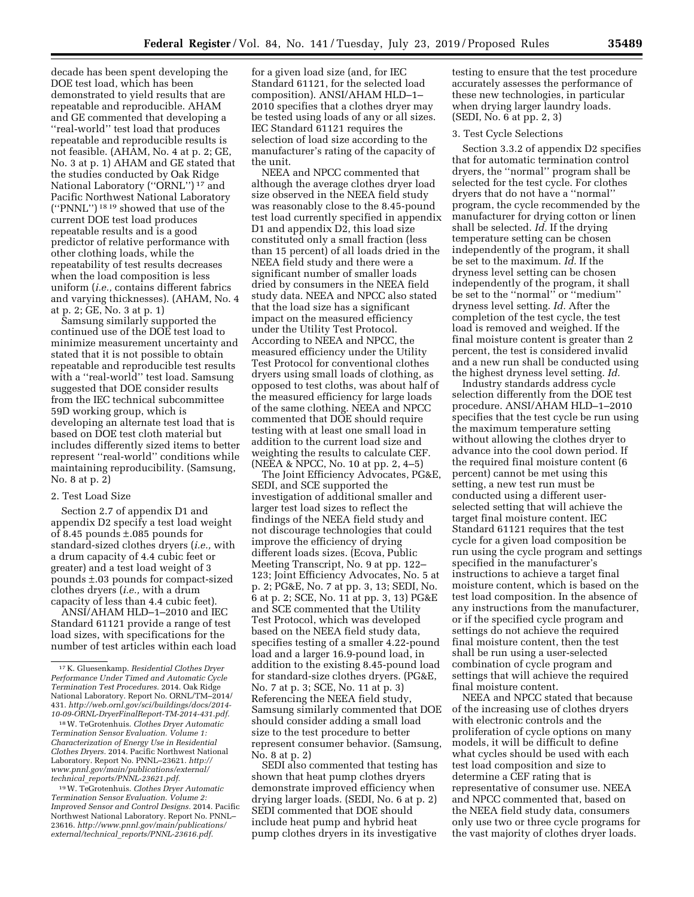decade has been spent developing the DOE test load, which has been demonstrated to yield results that are repeatable and reproducible. AHAM and GE commented that developing a ''real-world'' test load that produces repeatable and reproducible results is not feasible. (AHAM, No. 4 at p. 2; GE, No. 3 at p. 1) AHAM and GE stated that the studies conducted by Oak Ridge National Laboratory (''ORNL'')[17] and Pacific Northwest National Laboratory (''PNNL'')[18 19] showed that use of the current DOE test load produces repeatable results and is a good predictor of relative performance with other clothing loads, while the repeatability of test results decreases when the load composition is less uniform (*i.e.,* contains different fabrics and varying thicknesses). (AHAM, No. 4 at p. 2; GE, No. 3 at p. 1)

Samsung similarly supported the continued use of the DOE test load to minimize measurement uncertainty and stated that it is not possible to obtain repeatable and reproducible test results with a ''real-world'' test load. Samsung suggested that DOE consider results from the IEC technical subcommittee 59D working group, which is developing an alternate test load that is based on DOE test cloth material but includes differently sized items to better represent ''real-world'' conditions while maintaining reproducibility. (Samsung, No. 8 at p. 2)

2. Test Load Size

Section 2.7 of appendix D1 and appendix D2 specify a test load weight of 8.45 pounds ±.085 pounds for standard-sized clothes dryers (*i.e.,* with a drum capacity of 4.4 cubic feet or greater) and a test load weight of 3 pounds ±.03 pounds for compact-sized clothes dryers (*i.e.,* with a drum capacity of less than 4.4 cubic feet).

ANSI/AHAM HLD–1–2010 and IEC Standard 61121 provide a range of test load sizes, with specifications for the number of test articles within each load for a given load size (and, for IEC Standard 61121, for the selected load composition). ANSI/AHAM HLD–1–2010 specifies that a clothes dryer may be tested using loads of any or all sizes. IEC Standard 61121 requires the selection of load size according to the manufacturer's rating of the capacity of the unit.

NEEA and NPCC commented that although the average clothes dryer load size observed in the NEEA field study was reasonably close to the 8.45-pound test load currently specified in appendix D1 and appendix D2, this load size constituted only a small fraction (less than 15 percent) of all loads dried in the NEEA field study and there were a significant number of smaller loads dried by consumers in the NEEA field study data. NEEA and NPCC also stated that the load size has a significant impact on the measured efficiency under the Utility Test Protocol. According to NEEA and NPCC, the measured efficiency under the Utility Test Protocol for conventional clothes dryers using small loads of clothing, as opposed to test cloths, was about half of the measured efficiency for large loads of the same clothing. NEEA and NPCC commented that DOE should require testing with at least one small load in addition to the current load size and weighting the results to calculate CEF. (NEEA & NPCC, No. 10 at pp. 2, 4–5)

The Joint Efficiency Advocates, PG&E, SEDI, and SCE supported the investigation of additional smaller and larger test load sizes to reflect the findings of the NEEA field study and not discourage technologies that could improve the efficiency of drying different loads sizes. (Ecova, Public Meeting Transcript, No. 9 at pp. 122–123; Joint Efficiency Advocates, No. 5 at p. 2; PG&E, No. 7 at pp. 3, 13; SEDI, No. 6 at p. 2; SCE, No. 11 at pp. 3, 13) PG&E and SCE commented that the Utility Test Protocol, which was developed based on the NEEA field study data, specifies testing of a smaller 4.22-pound load and a larger 16.9-pound load, in addition to the existing 8.45-pound load for standard-size clothes dryers. (PG&E, No. 7 at p. 3; SCE, No. 11 at p. 3) Referencing the NEEA field study, Samsung similarly commented that DOE should consider adding a small load size to the test procedure to better represent consumer behavior. (Samsung, No. 8 at p. 2)

SEDI also commented that testing has shown that heat pump clothes dryers demonstrate improved efficiency when drying larger loads. (SEDI, No. 6 at p. 2) SEDI commented that DOE should include heat pump and hybrid heat pump clothes dryers in its investigative testing to ensure that the test procedure accurately assesses the performance of these new technologies, in particular when drying larger laundry loads. (SEDI, No. 6 at pp. 2, 3)

3. Test Cycle Selections

Section 3.3.2 of appendix D2 specifies that for automatic termination control dryers, the ''normal'' program shall be selected for the test cycle. For clothes dryers that do not have a ''normal'' program, the cycle recommended by the manufacturer for drying cotton or linen shall be selected. *Id.* If the drying temperature setting can be chosen independently of the program, it shall be set to the maximum. *Id.* If the dryness level setting can be chosen independently of the program, it shall be set to the ''normal'' or ''medium'' dryness level setting. *Id.* After the completion of the test cycle, the test load is removed and weighed. If the final moisture content is greater than 2 percent, the test is considered invalid and a new run shall be conducted using the highest dryness level setting. *Id.*

Industry standards address cycle selection differently from the DOE test procedure. ANSI/AHAM HLD–1–2010 specifies that the test cycle be run using the maximum temperature setting without allowing the clothes dryer to advance into the cool down period. If the required final moisture content (6 percent) cannot be met using this setting, a new test run must be conducted using a different user-selected setting that will achieve the target final moisture content. IEC Standard 61121 requires that the test cycle for a given load composition be run using the cycle program and settings specified in the manufacturer's instructions to achieve a target final moisture content, which is based on the test load composition. In the absence of any instructions from the manufacturer, or if the specified cycle program and settings do not achieve the required final moisture content, then the test shall be run using a user-selected combination of cycle program and settings that will achieve the required final moisture content.

NEEA and NPCC stated that because of the increasing use of clothes dryers with electronic controls and the proliferation of cycle options on many models, it will be difficult to define what cycles should be used with each test load composition and size to determine a CEF rating that is representative of consumer use. NEEA and NPCC commented that, based on the NEEA field study data, consumers only use two or three cycle programs for the vast majority of clothes dryer loads.

---

[17] K. Gluesenkamp. *Residential Clothes Dryer Performance Under Timed and Automatic Cycle Termination Test Procedures.* 2014. Oak Ridge National Laboratory. Report No. ORNL/TM–2014/431. *http://web.ornl.gov/sci/buildings/docs/2014-10-09-ORNL-DryerFinalReport-TM-2014-431.pdf.*

[18] W. TeGrotenhuis. *Clothes Dryer Automatic Termination Sensor Evaluation. Volume 1: Characterization of Energy Use in Residential Clothes Dryers.* 2014. Pacific Northwest National Laboratory. Report No. PNNL–23621. *http://www.pnnl.gov/main/publications/external/technical_reports/PNNL-23621.pdf.*

[19] W. TeGrotenhuis. *Clothes Dryer Automatic Termination Sensor Evaluation. Volume 2: Improved Sensor and Control Designs.* 2014. Pacific Northwest National Laboratory. Report No. PNNL–23616. *http://www.pnnl.gov/main/publications/external/technical_reports/PNNL-23616.pdf.*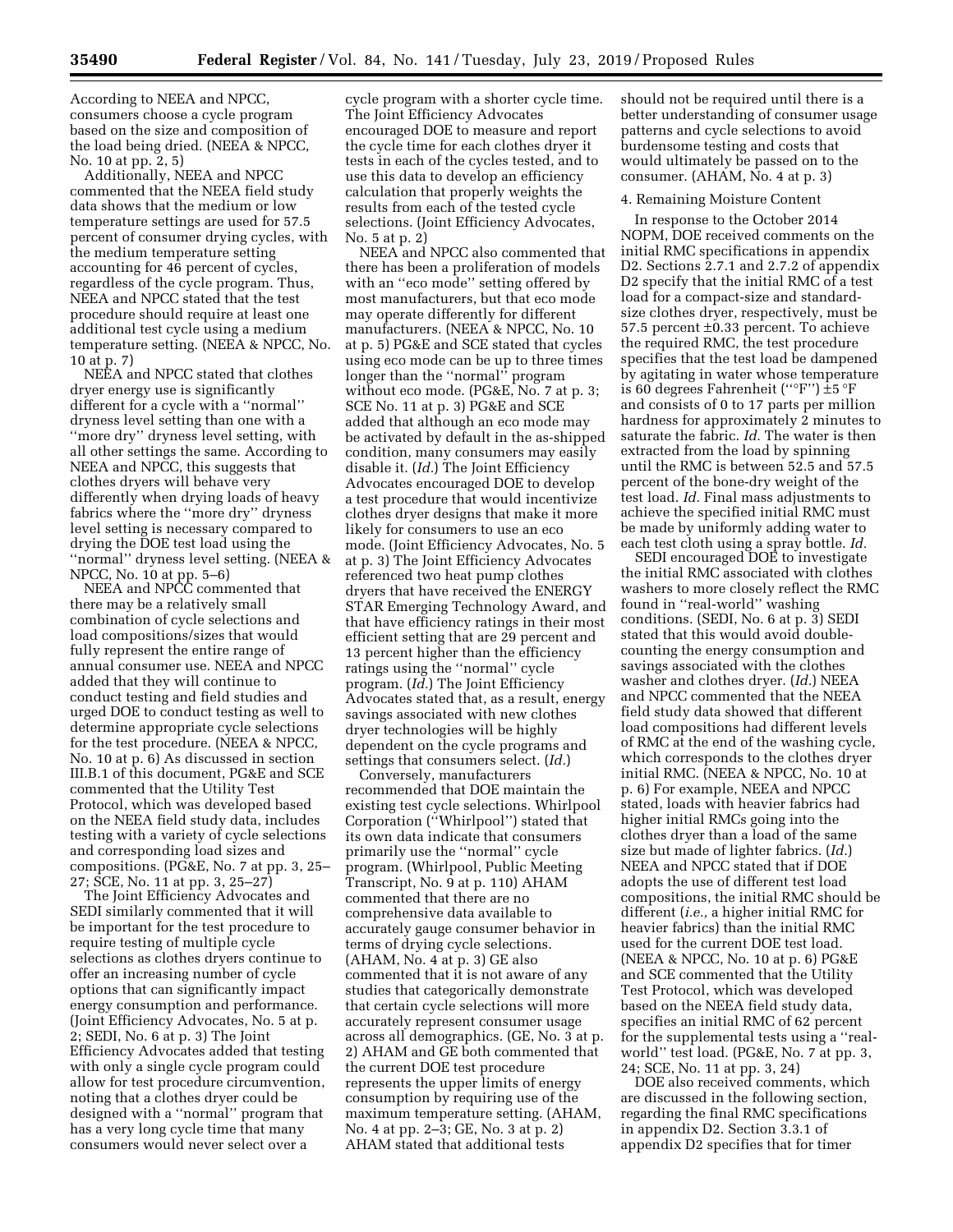According to NEEA and NPCC, consumers choose a cycle program based on the size and composition of the load being dried. (NEEA & NPCC, No. 10 at pp. 2, 5)

Additionally, NEEA and NPCC commented that the NEEA field study data shows that the medium or low temperature settings are used for 57.5 percent of consumer drying cycles, with the medium temperature setting accounting for 46 percent of cycles, regardless of the cycle program. Thus, NEEA and NPCC stated that the test procedure should require at least one additional test cycle using a medium temperature setting. (NEEA & NPCC, No. 10 at p. 7)

NEEA and NPCC stated that clothes dryer energy use is significantly different for a cycle with a ''normal'' dryness level setting than one with a ''more dry'' dryness level setting, with all other settings the same. According to NEEA and NPCC, this suggests that clothes dryers will behave very differently when drying loads of heavy fabrics where the ''more dry'' dryness level setting is necessary compared to drying the DOE test load using the ''normal'' dryness level setting. (NEEA & NPCC, No. 10 at pp. 5–6)

NEEA and NPCC commented that there may be a relatively small combination of cycle selections and load compositions/sizes that would fully represent the entire range of annual consumer use. NEEA and NPCC added that they will continue to conduct testing and field studies and urged DOE to conduct testing as well to determine appropriate cycle selections for the test procedure. (NEEA & NPCC, No. 10 at p. 6) As discussed in section III.B.1 of this document, PG&E and SCE commented that the Utility Test Protocol, which was developed based on the NEEA field study data, includes testing with a variety of cycle selections and corresponding load sizes and compositions. (PG&E, No. 7 at pp. 3, 25–27; SCE, No. 11 at pp. 3, 25–27)

The Joint Efficiency Advocates and SEDI similarly commented that it will be important for the test procedure to require testing of multiple cycle selections as clothes dryers continue to offer an increasing number of cycle options that can significantly impact energy consumption and performance. (Joint Efficiency Advocates, No. 5 at p. 2; SEDI, No. 6 at p. 3) The Joint Efficiency Advocates added that testing with only a single cycle program could allow for test procedure circumvention, noting that a clothes dryer could be designed with a ''normal'' program that has a very long cycle time that many consumers would never select over a cycle program with a shorter cycle time. The Joint Efficiency Advocates encouraged DOE to measure and report the cycle time for each clothes dryer it tests in each of the cycles tested, and to use this data to develop an efficiency calculation that properly weights the results from each of the tested cycle selections. (Joint Efficiency Advocates, No. 5 at p. 2)

NEEA and NPCC also commented that there has been a proliferation of models with an ''eco mode'' setting offered by most manufacturers, but that eco mode may operate differently for different manufacturers. (NEEA & NPCC, No. 10 at p. 5) PG&E and SCE stated that cycles using eco mode can be up to three times longer than the ''normal'' program without eco mode. (PG&E, No. 7 at p. 3; SCE No. 11 at p. 3) PG&E and SCE added that although an eco mode may be activated by default in the as-shipped condition, many consumers may easily disable it. (*Id.*) The Joint Efficiency Advocates encouraged DOE to develop a test procedure that would incentivize clothes dryer designs that make it more likely for consumers to use an eco mode. (Joint Efficiency Advocates, No. 5 at p. 3) The Joint Efficiency Advocates referenced two heat pump clothes dryers that have received the ENERGY STAR Emerging Technology Award, and that have efficiency ratings in their most efficient setting that are 29 percent and 13 percent higher than the efficiency ratings using the ''normal'' cycle program. (*Id.*) The Joint Efficiency Advocates stated that, as a result, energy savings associated with new clothes dryer technologies will be highly dependent on the cycle programs and settings that consumers select. (*Id.*)

Conversely, manufacturers recommended that DOE maintain the existing test cycle selections. Whirlpool Corporation (''Whirlpool'') stated that its own data indicate that consumers primarily use the ''normal'' cycle program. (Whirlpool, Public Meeting Transcript, No. 9 at p. 110) AHAM commented that there are no comprehensive data available to accurately gauge consumer behavior in terms of drying cycle selections. (AHAM, No. 4 at p. 3) GE also commented that it is not aware of any studies that categorically demonstrate that certain cycle selections will more accurately represent consumer usage across all demographics. (GE, No. 3 at p. 2) AHAM and GE both commented that the current DOE test procedure represents the upper limits of energy consumption by requiring use of the maximum temperature setting. (AHAM, No. 4 at pp. 2–3; GE, No. 3 at p. 2) AHAM stated that additional tests should not be required until there is a better understanding of consumer usage patterns and cycle selections to avoid burdensome testing and costs that would ultimately be passed on to the consumer. (AHAM, No. 4 at p. 3)

4. Remaining Moisture Content

In response to the October 2014 NOPM, DOE received comments on the initial RMC specifications in appendix D2. Sections 2.7.1 and 2.7.2 of appendix D2 specify that the initial RMC of a test load for a compact-size and standard-size clothes dryer, respectively, must be 57.5 percent ±0.33 percent. To achieve the required RMC, the test procedure specifies that the test load be dampened by agitating in water whose temperature is 60 degrees Fahrenheit (''°F'') ±5 °F and consists of 0 to 17 parts per million hardness for approximately 2 minutes to saturate the fabric. *Id.* The water is then extracted from the load by spinning until the RMC is between 52.5 and 57.5 percent of the bone-dry weight of the test load. *Id.* Final mass adjustments to achieve the specified initial RMC must be made by uniformly adding water to each test cloth using a spray bottle. *Id.*

SEDI encouraged DOE to investigate the initial RMC associated with clothes washers to more closely reflect the RMC found in ''real-world'' washing conditions. (SEDI, No. 6 at p. 3) SEDI stated that this would avoid double-counting the energy consumption and savings associated with the clothes washer and clothes dryer. (*Id.*) NEEA and NPCC commented that the NEEA field study data showed that different load compositions had different levels of RMC at the end of the washing cycle, which corresponds to the clothes dryer initial RMC. (NEEA & NPCC, No. 10 at p. 6) For example, NEEA and NPCC stated, loads with heavier fabrics had higher initial RMCs going into the clothes dryer than a load of the same size but made of lighter fabrics. (*Id.*) NEEA and NPCC stated that if DOE adopts the use of different test load compositions, the initial RMC should be different (*i.e.,* a higher initial RMC for heavier fabrics) than the initial RMC used for the current DOE test load. (NEEA & NPCC, No. 10 at p. 6) PG&E and SCE commented that the Utility Test Protocol, which was developed based on the NEEA field study data, specifies an initial RMC of 62 percent for the supplemental tests using a ''real-world'' test load. (PG&E, No. 7 at pp. 3, 24; SCE, No. 11 at pp. 3, 24)

DOE also received comments, which are discussed in the following section, regarding the final RMC specifications in appendix D2. Section 3.3.1 of appendix D2 specifies that for timer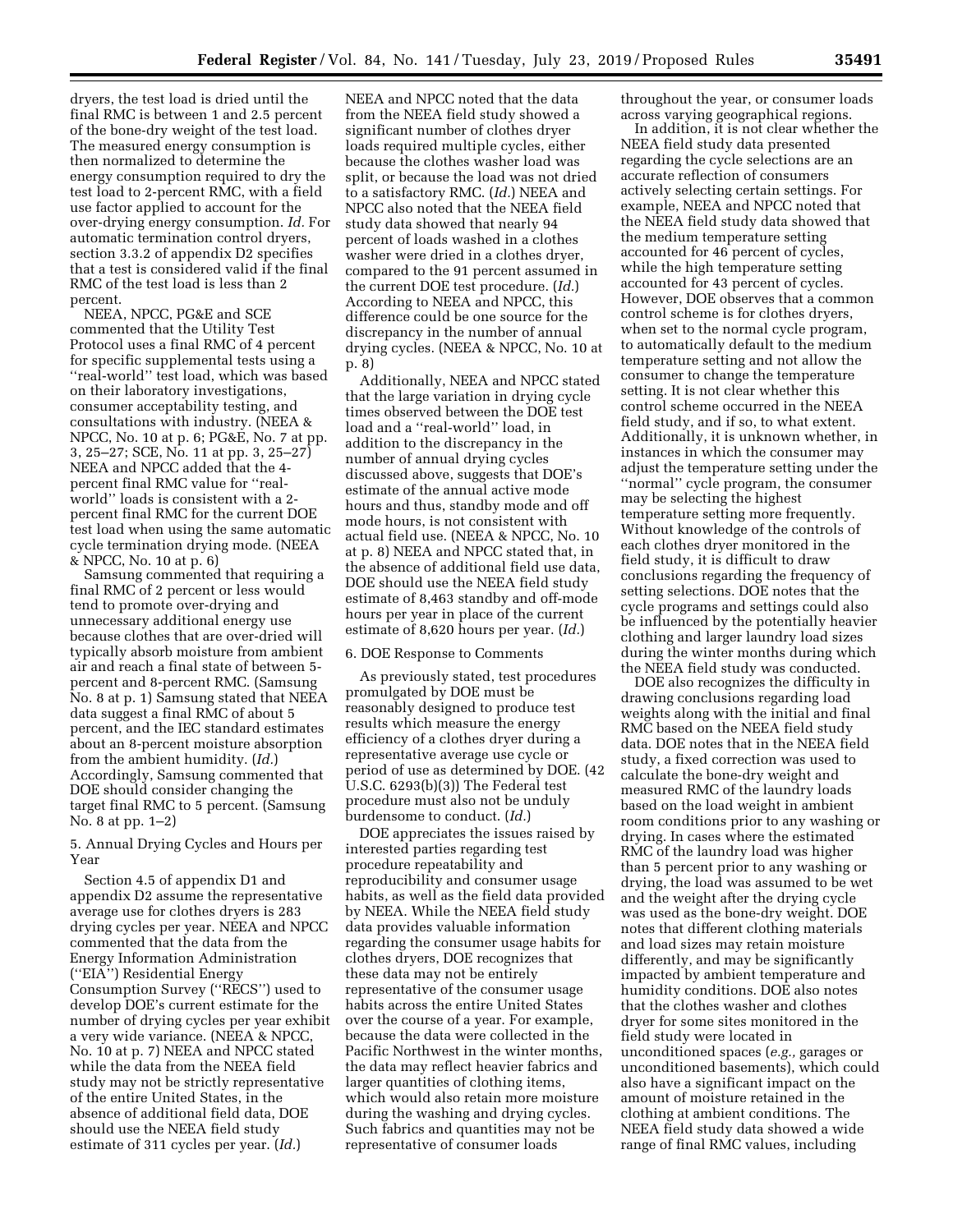dryers, the test load is dried until the final RMC is between 1 and 2.5 percent of the bone-dry weight of the test load. The measured energy consumption is then normalized to determine the energy consumption required to dry the test load to 2-percent RMC, with a field use factor applied to account for the over-drying energy consumption. *Id.* For automatic termination control dryers, section 3.3.2 of appendix D2 specifies that a test is considered valid if the final RMC of the test load is less than 2 percent.

NEEA, NPCC, PG&E and SCE commented that the Utility Test Protocol uses a final RMC of 4 percent for specific supplemental tests using a ''real-world'' test load, which was based on their laboratory investigations, consumer acceptability testing, and consultations with industry. (NEEA & NPCC, No. 10 at p. 6; PG&E, No. 7 at pp. 3, 25–27; SCE, No. 11 at pp. 3, 25–27) NEEA and NPCC added that the 4-percent final RMC value for ''real-world'' loads is consistent with a 2-percent final RMC for the current DOE test load when using the same automatic cycle termination drying mode. (NEEA & NPCC, No. 10 at p. 6)

Samsung commented that requiring a final RMC of 2 percent or less would tend to promote over-drying and unnecessary additional energy use because clothes that are over-dried will typically absorb moisture from ambient air and reach a final state of between 5-percent and 8-percent RMC. (Samsung No. 8 at p. 1) Samsung stated that NEEA data suggest a final RMC of about 5 percent, and the IEC standard estimates about an 8-percent moisture absorption from the ambient humidity. (*Id.*) Accordingly, Samsung commented that DOE should consider changing the target final RMC to 5 percent. (Samsung No. 8 at pp. 1–2)

5. Annual Drying Cycles and Hours per Year

Section 4.5 of appendix D1 and appendix D2 assume the representative average use for clothes dryers is 283 drying cycles per year. NEEA and NPCC commented that the data from the Energy Information Administration (''EIA'') Residential Energy Consumption Survey (''RECS'') used to develop DOE's current estimate for the number of drying cycles per year exhibit a very wide variance. (NEEA & NPCC, No. 10 at p. 7) NEEA and NPCC stated while the data from the NEEA field study may not be strictly representative of the entire United States, in the absence of additional field data, DOE should use the NEEA field study estimate of 311 cycles per year. (*Id.*)

NEEA and NPCC noted that the data from the NEEA field study showed a significant number of clothes dryer loads required multiple cycles, either because the clothes washer load was split, or because the load was not dried to a satisfactory RMC. (*Id.*) NEEA and NPCC also noted that the NEEA field study data showed that nearly 94 percent of loads washed in a clothes washer were dried in a clothes dryer, compared to the 91 percent assumed in the current DOE test procedure. (*Id.*) According to NEEA and NPCC, this difference could be one source for the discrepancy in the number of annual drying cycles. (NEEA & NPCC, No. 10 at p. 8)

Additionally, NEEA and NPCC stated that the large variation in drying cycle times observed between the DOE test load and a ''real-world'' load, in addition to the discrepancy in the number of annual drying cycles discussed above, suggests that DOE's estimate of the annual active mode hours and thus, standby mode and off mode hours, is not consistent with actual field use. (NEEA & NPCC, No. 10 at p. 8) NEEA and NPCC stated that, in the absence of additional field use data, DOE should use the NEEA field study estimate of 8,463 standby and off-mode hours per year in place of the current estimate of 8,620 hours per year. (*Id.*)

6. DOE Response to Comments

As previously stated, test procedures promulgated by DOE must be reasonably designed to produce test results which measure the energy efficiency of a clothes dryer during a representative average use cycle or period of use as determined by DOE. (42 U.S.C. 6293(b)(3)) The Federal test procedure must also not be unduly burdensome to conduct. (*Id.*)

DOE appreciates the issues raised by interested parties regarding test procedure repeatability and reproducibility and consumer usage habits, as well as the field data provided by NEEA. While the NEEA field study data provides valuable information regarding the consumer usage habits for clothes dryers, DOE recognizes that these data may not be entirely representative of the consumer usage habits across the entire United States over the course of a year. For example, because the data were collected in the Pacific Northwest in the winter months, the data may reflect heavier fabrics and larger quantities of clothing items, which would also retain more moisture during the washing and drying cycles. Such fabrics and quantities may not be representative of consumer loads throughout the year, or consumer loads across varying geographical regions.

In addition, it is not clear whether the NEEA field study data presented regarding the cycle selections are an accurate reflection of consumers actively selecting certain settings. For example, NEEA and NPCC noted that the NEEA field study data showed that the medium temperature setting accounted for 46 percent of cycles, while the high temperature setting accounted for 43 percent of cycles. However, DOE observes that a common control scheme is for clothes dryers, when set to the normal cycle program, to automatically default to the medium temperature setting and not allow the consumer to change the temperature setting. It is not clear whether this control scheme occurred in the NEEA field study, and if so, to what extent. Additionally, it is unknown whether, in instances in which the consumer may adjust the temperature setting under the ''normal'' cycle program, the consumer may be selecting the highest temperature setting more frequently. Without knowledge of the controls of each clothes dryer monitored in the field study, it is difficult to draw conclusions regarding the frequency of setting selections. DOE notes that the cycle programs and settings could also be influenced by the potentially heavier clothing and larger laundry load sizes during the winter months during which the NEEA field study was conducted.

DOE also recognizes the difficulty in drawing conclusions regarding load weights along with the initial and final RMC based on the NEEA field study data. DOE notes that in the NEEA field study, a fixed correction was used to calculate the bone-dry weight and measured RMC of the laundry loads based on the load weight in ambient room conditions prior to any washing or drying. In cases where the estimated RMC of the laundry load was higher than 5 percent prior to any washing or drying, the load was assumed to be wet and the weight after the drying cycle was used as the bone-dry weight. DOE notes that different clothing materials and load sizes may retain moisture differently, and may be significantly impacted by ambient temperature and humidity conditions. DOE also notes that the clothes washer and clothes dryer for some sites monitored in the field study were located in unconditioned spaces (*e.g.,* garages or unconditioned basements), which could also have a significant impact on the amount of moisture retained in the clothing at ambient conditions. The NEEA field study data showed a wide range of final RMC values, including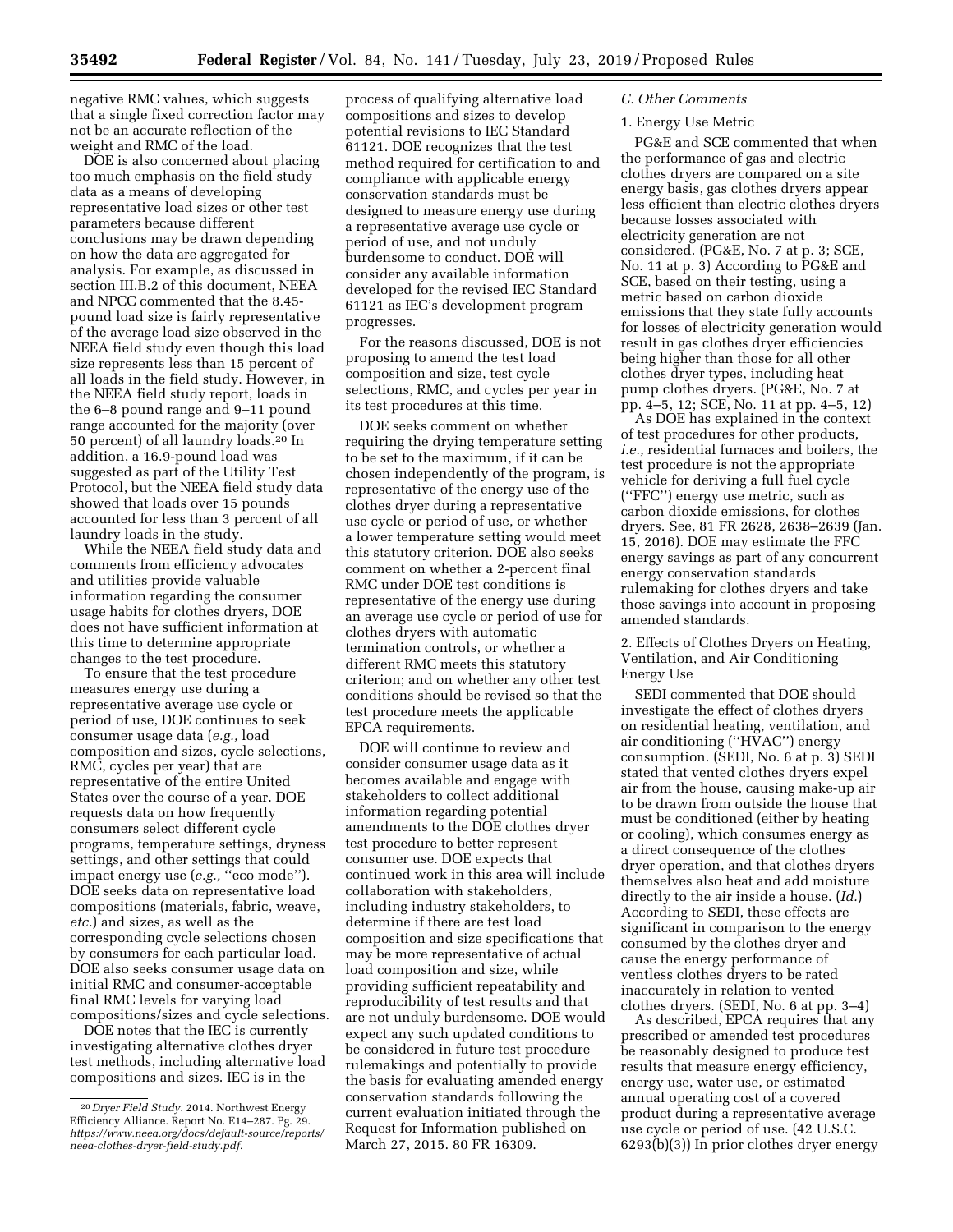negative RMC values, which suggests that a single fixed correction factor may not be an accurate reflection of the weight and RMC of the load.

DOE is also concerned about placing too much emphasis on the field study data as a means of developing representative load sizes or other test parameters because different conclusions may be drawn depending on how the data are aggregated for analysis. For example, as discussed in section III.B.2 of this document, NEEA and NPCC commented that the 8.45-pound load size is fairly representative of the average load size observed in the NEEA field study even though this load size represents less than 15 percent of all loads in the field study. However, in the NEEA field study report, loads in the 6–8 pound range and 9–11 pound range accounted for the majority (over 50 percent) of all laundry loads.[20] In addition, a 16.9-pound load was suggested as part of the Utility Test Protocol, but the NEEA field study data showed that loads over 15 pounds accounted for less than 3 percent of all laundry loads in the study.

While the NEEA field study data and comments from efficiency advocates and utilities provide valuable information regarding the consumer usage habits for clothes dryers, DOE does not have sufficient information at this time to determine appropriate changes to the test procedure.

To ensure that the test procedure measures energy use during a representative average use cycle or period of use, DOE continues to seek consumer usage data (*e.g.,* load composition and sizes, cycle selections, RMC, cycles per year) that are representative of the entire United States over the course of a year. DOE requests data on how frequently consumers select different cycle programs, temperature settings, dryness settings, and other settings that could impact energy use (*e.g.,* ''eco mode''). DOE seeks data on representative load compositions (materials, fabric, weave, *etc.*) and sizes, as well as the corresponding cycle selections chosen by consumers for each particular load. DOE also seeks consumer usage data on initial RMC and consumer-acceptable final RMC levels for varying load compositions/sizes and cycle selections.

DOE notes that the IEC is currently investigating alternative clothes dryer test methods, including alternative load compositions and sizes. IEC is in the process of qualifying alternative load compositions and sizes to develop potential revisions to IEC Standard 61121. DOE recognizes that the test method required for certification to and compliance with applicable energy conservation standards must be designed to measure energy use during a representative average use cycle or period of use, and not unduly burdensome to conduct. DOE will consider any available information developed for the revised IEC Standard 61121 as IEC's development program progresses.

For the reasons discussed, DOE is not proposing to amend the test load composition and size, test cycle selections, RMC, and cycles per year in its test procedures at this time.

DOE seeks comment on whether requiring the drying temperature setting to be set to the maximum, if it can be chosen independently of the program, is representative of the energy use of the clothes dryer during a representative use cycle or period of use, or whether a lower temperature setting would meet this statutory criterion. DOE also seeks comment on whether a 2-percent final RMC under DOE test conditions is representative of the energy use during an average use cycle or period of use for clothes dryers with automatic termination controls, or whether a different RMC meets this statutory criterion; and on whether any other test conditions should be revised so that the test procedure meets the applicable EPCA requirements.

DOE will continue to review and consider consumer usage data as it becomes available and engage with stakeholders to collect additional information regarding potential amendments to the DOE clothes dryer test procedure to better represent consumer use. DOE expects that continued work in this area will include collaboration with stakeholders, including industry stakeholders, to determine if there are test load composition and size specifications that may be more representative of actual load composition and size, while providing sufficient repeatability and reproducibility of test results and that are not unduly burdensome. DOE would expect any such updated conditions to be considered in future test procedure rulemakings and potentially to provide the basis for evaluating amended energy conservation standards following the current evaluation initiated through the Request for Information published on March 27, 2015. 80 FR 16309.

### C. Other Comments

#### 1. Energy Use Metric

PG&E and SCE commented that when the performance of gas and electric clothes dryers are compared on a site energy basis, gas clothes dryers appear less efficient than electric clothes dryers because losses associated with electricity generation are not considered. (PG&E, No. 7 at p. 3; SCE, No. 11 at p. 3) According to PG&E and SCE, based on their testing, using a metric based on carbon dioxide emissions that they state fully accounts for losses of electricity generation would result in gas clothes dryer efficiencies being higher than those for all other clothes dryer types, including heat pump clothes dryers. (PG&E, No. 7 at pp. 4–5, 12; SCE, No. 11 at pp. 4–5, 12)

As DOE has explained in the context of test procedures for other products, *i.e.,* residential furnaces and boilers, the test procedure is not the appropriate vehicle for deriving a full fuel cycle (''FFC'') energy use metric, such as carbon dioxide emissions, for clothes dryers. See, 81 FR 2628, 2638–2639 (Jan. 15, 2016). DOE may estimate the FFC energy savings as part of any concurrent energy conservation standards rulemaking for clothes dryers and take those savings into account in proposing amended standards.

#### 2. Effects of Clothes Dryers on Heating, Ventilation, and Air Conditioning Energy Use

SEDI commented that DOE should investigate the effect of clothes dryers on residential heating, ventilation, and air conditioning (''HVAC'') energy consumption. (SEDI, No. 6 at p. 3) SEDI stated that vented clothes dryers expel air from the house, causing make-up air to be drawn from outside the house that must be conditioned (either by heating or cooling), which consumes energy as a direct consequence of the clothes dryer operation, and that clothes dryers themselves also heat and add moisture directly to the air inside a house. (*Id.*) According to SEDI, these effects are significant in comparison to the energy consumed by the clothes dryer and cause the energy performance of ventless clothes dryers to be rated inaccurately in relation to vented clothes dryers. (SEDI, No. 6 at pp. 3–4)

As described, EPCA requires that any prescribed or amended test procedures be reasonably designed to produce test results that measure energy efficiency, energy use, water use, or estimated annual operating cost of a covered product during a representative average use cycle or period of use. (42 U.S.C. 6293(b)(3)) In prior clothes dryer energy

[20] *Dryer Field Study.* 2014. Northwest Energy Efficiency Alliance. Report No. E14–287. Pg. 29. *https://www.neea.org/docs/default-source/reports/neea-clothes-dryer-field-study.pdf.*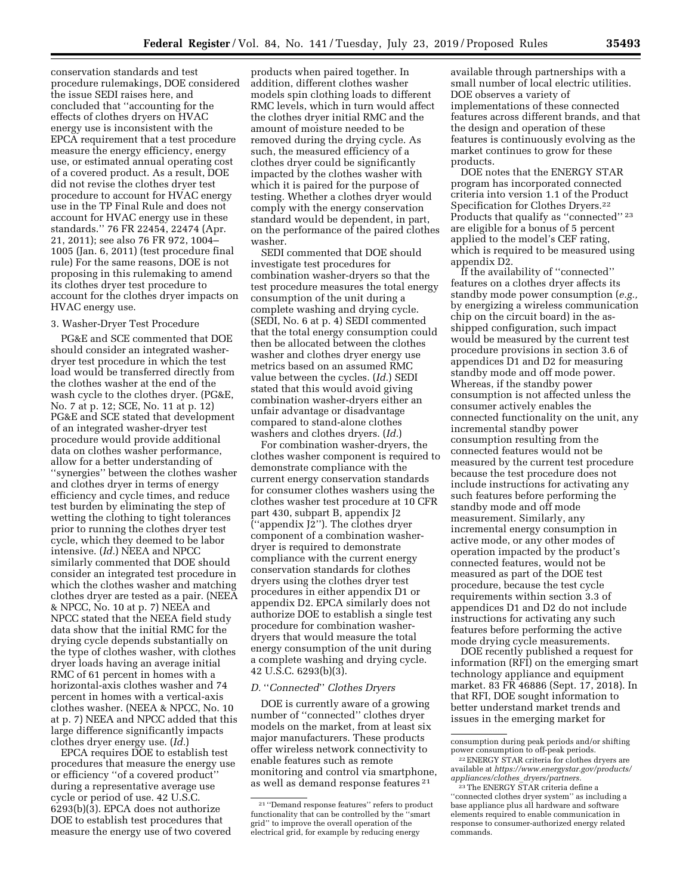conservation standards and test procedure rulemakings, DOE considered the issue SEDI raises here, and concluded that ''accounting for the effects of clothes dryers on HVAC energy use is inconsistent with the EPCA requirement that a test procedure measure the energy efficiency, energy use, or estimated annual operating cost of a covered product. As a result, DOE did not revise the clothes dryer test procedure to account for HVAC energy use in the TP Final Rule and does not account for HVAC energy use in these standards.'' 76 FR 22454, 22474 (Apr. 21, 2011); see also 76 FR 972, 1004–1005 (Jan. 6, 2011) (test procedure final rule) For the same reasons, DOE is not proposing in this rulemaking to amend its clothes dryer test procedure to account for the clothes dryer impacts on HVAC energy use.

### 3. Washer-Dryer Test Procedure

PG&E and SCE commented that DOE should consider an integrated washer-dryer test procedure in which the test load would be transferred directly from the clothes washer at the end of the wash cycle to the clothes dryer. (PG&E, No. 7 at p. 12; SCE, No. 11 at p. 12) PG&E and SCE stated that development of an integrated washer-dryer test procedure would provide additional data on clothes washer performance, allow for a better understanding of ''synergies'' between the clothes washer and clothes dryer in terms of energy efficiency and cycle times, and reduce test burden by eliminating the step of wetting the clothing to tight tolerances prior to running the clothes dryer test cycle, which they deemed to be labor intensive. (*Id.*) NEEA and NPCC similarly commented that DOE should consider an integrated test procedure in which the clothes washer and matching clothes dryer are tested as a pair. (NEEA & NPCC, No. 10 at p. 7) NEEA and NPCC stated that the NEEA field study data show that the initial RMC for the drying cycle depends substantially on the type of clothes washer, with clothes dryer loads having an average initial RMC of 61 percent in homes with a horizontal-axis clothes washer and 74 percent in homes with a vertical-axis clothes washer. (NEEA & NPCC, No. 10 at p. 7) NEEA and NPCC added that this large difference significantly impacts clothes dryer energy use. (*Id.*)

EPCA requires DOE to establish test procedures that measure the energy use or efficiency ''of a covered product'' during a representative average use cycle or period of use. 42 U.S.C. 6293(b)(3). EPCA does not authorize DOE to establish test procedures that measure the energy use of two covered products when paired together. In addition, different clothes washer models spin clothing loads to different RMC levels, which in turn would affect the clothes dryer initial RMC and the amount of moisture needed to be removed during the drying cycle. As such, the measured efficiency of a clothes dryer could be significantly impacted by the clothes washer with which it is paired for the purpose of testing. Whether a clothes dryer would comply with the energy conservation standard would be dependent, in part, on the performance of the paired clothes washer.

SEDI commented that DOE should investigate test procedures for combination washer-dryers so that the test procedure measures the total energy consumption of the unit during a complete washing and drying cycle. (SEDI, No. 6 at p. 4) SEDI commented that the total energy consumption could then be allocated between the clothes washer and clothes dryer energy use metrics based on an assumed RMC value between the cycles. (*Id.*) SEDI stated that this would avoid giving combination washer-dryers either an unfair advantage or disadvantage compared to stand-alone clothes washers and clothes dryers. (*Id.*)

For combination washer-dryers, the clothes washer component is required to demonstrate compliance with the current energy conservation standards for consumer clothes washers using the clothes washer test procedure at 10 CFR part 430, subpart B, appendix J2 (''appendix J2''). The clothes dryer component of a combination washer-dryer is required to demonstrate compliance with the current energy conservation standards for clothes dryers using the clothes dryer test procedures in either appendix D1 or appendix D2. EPCA similarly does not authorize DOE to establish a single test procedure for combination washer-dryers that would measure the total energy consumption of the unit during a complete washing and drying cycle. 42 U.S.C. 6293(b)(3).

## D. ''*Connected*'' Clothes Dryers

DOE is currently aware of a growing number of ''connected'' clothes dryer models on the market, from at least six major manufacturers. These products offer wireless network connectivity to enable features such as remote monitoring and control via smartphone, as well as demand response features[21] available through partnerships with a small number of local electric utilities. DOE observes a variety of implementations of these connected features across different brands, and that the design and operation of these features is continuously evolving as the market continues to grow for these products.

DOE notes that the ENERGY STAR program has incorporated connected criteria into version 1.1 of the Product Specification for Clothes Dryers.[22] Products that qualify as ''connected''[23] are eligible for a bonus of 5 percent applied to the model's CEF rating, which is required to be measured using appendix D2.

If the availability of ''connected'' features on a clothes dryer affects its standby mode power consumption (*e.g.,* by energizing a wireless communication chip on the circuit board) in the as-shipped configuration, such impact would be measured by the current test procedure provisions in section 3.6 of appendices D1 and D2 for measuring standby mode and off mode power. Whereas, if the standby power consumption is not affected unless the consumer actively enables the connected functionality on the unit, any incremental standby power consumption resulting from the connected features would not be measured by the current test procedure because the test procedure does not include instructions for activating any such features before performing the standby mode and off mode measurement. Similarly, any incremental energy consumption in active mode, or any other modes of operation impacted by the product's connected features, would not be measured as part of the DOE test procedure, because the test cycle requirements within section 3.3 of appendices D1 and D2 do not include instructions for activating any such features before performing the active mode drying cycle measurements.

DOE recently published a request for information (RFI) on the emerging smart technology appliance and equipment market. 83 FR 46886 (Sept. 17, 2018). In that RFI, DOE sought information to better understand market trends and issues in the emerging market for

---

[21] ''Demand response features'' refers to product functionality that can be controlled by the ''smart grid'' to improve the overall operation of the electrical grid, for example by reducing energy consumption during peak periods and/or shifting power consumption to off-peak periods.

[22] ENERGY STAR criteria for clothes dryers are available at *https://www.energystar.gov/products/appliances/clothes_dryers/partners.*

[23] The ENERGY STAR criteria define a ''connected clothes dryer system'' as including a base appliance plus all hardware and software elements required to enable communication in response to consumer-authorized energy related commands.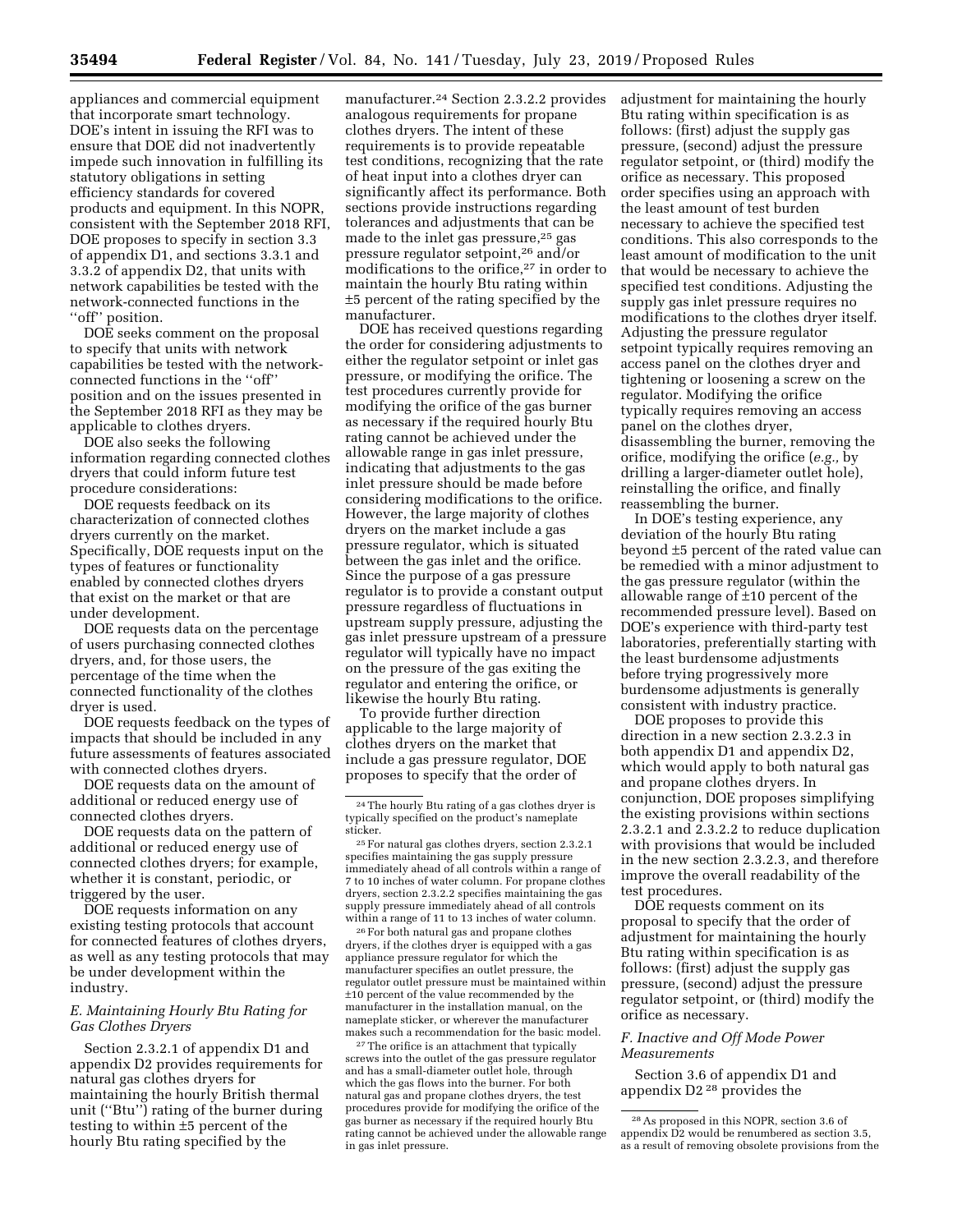appliances and commercial equipment that incorporate smart technology. DOE's intent in issuing the RFI was to ensure that DOE did not inadvertently impede such innovation in fulfilling its statutory obligations in setting efficiency standards for covered products and equipment. In this NOPR, consistent with the September 2018 RFI, DOE proposes to specify in section 3.3 of appendix D1, and sections 3.3.1 and 3.3.2 of appendix D2, that units with network capabilities be tested with the network-connected functions in the ''off'' position.

DOE seeks comment on the proposal to specify that units with network capabilities be tested with the network-connected functions in the ''off'' position and on the issues presented in the September 2018 RFI as they may be applicable to clothes dryers.

DOE also seeks the following information regarding connected clothes dryers that could inform future test procedure considerations:

DOE requests feedback on its characterization of connected clothes dryers currently on the market. Specifically, DOE requests input on the types of features or functionality enabled by connected clothes dryers that exist on the market or that are under development.

DOE requests data on the percentage of users purchasing connected clothes dryers, and, for those users, the percentage of the time when the connected functionality of the clothes dryer is used.

DOE requests feedback on the types of impacts that should be included in any future assessments of features associated with connected clothes dryers.

DOE requests data on the amount of additional or reduced energy use of connected clothes dryers.

DOE requests data on the pattern of additional or reduced energy use of connected clothes dryers; for example, whether it is constant, periodic, or triggered by the user.

DOE requests information on any existing testing protocols that account for connected features of clothes dryers, as well as any testing protocols that may be under development within the industry.

### *E. Maintaining Hourly Btu Rating for Gas Clothes Dryers*

Section 2.3.2.1 of appendix D1 and appendix D2 provides requirements for natural gas clothes dryers for maintaining the hourly British thermal unit (''Btu'') rating of the burner during testing to within ±5 percent of the hourly Btu rating specified by the manufacturer.[24] Section 2.3.2.2 provides analogous requirements for propane clothes dryers. The intent of these requirements is to provide repeatable test conditions, recognizing that the rate of heat input into a clothes dryer can significantly affect its performance. Both sections provide instructions regarding tolerances and adjustments that can be made to the inlet gas pressure,[25] gas pressure regulator setpoint,[26] and/or modifications to the orifice,[27] in order to maintain the hourly Btu rating within ±5 percent of the rating specified by the manufacturer.

DOE has received questions regarding the order for considering adjustments to either the regulator setpoint or inlet gas pressure, or modifying the orifice. The test procedures currently provide for modifying the orifice of the gas burner as necessary if the required hourly Btu rating cannot be achieved under the allowable range in gas inlet pressure, indicating that adjustments to the gas inlet pressure should be made before considering modifications to the orifice. However, the large majority of clothes dryers on the market include a gas pressure regulator, which is situated between the gas inlet and the orifice. Since the purpose of a gas pressure regulator is to provide a constant output pressure regardless of fluctuations in upstream supply pressure, adjusting the gas inlet pressure upstream of a pressure regulator will typically have no impact on the pressure of the gas exiting the regulator and entering the orifice, or likewise the hourly Btu rating.

To provide further direction applicable to the large majority of clothes dryers on the market that include a gas pressure regulator, DOE proposes to specify that the order of adjustment for maintaining the hourly Btu rating within specification is as follows: (first) adjust the supply gas pressure, (second) adjust the pressure regulator setpoint, or (third) modify the orifice as necessary. This proposed order specifies using an approach with the least amount of test burden necessary to achieve the specified test conditions. This also corresponds to the least amount of modification to the unit that would be necessary to achieve the specified test conditions. Adjusting the supply gas inlet pressure requires no modifications to the clothes dryer itself. Adjusting the pressure regulator setpoint typically requires removing an access panel on the clothes dryer and tightening or loosening a screw on the regulator. Modifying the orifice typically requires removing an access panel on the clothes dryer, disassembling the burner, removing the orifice, modifying the orifice (*e.g.,* by drilling a larger-diameter outlet hole), reinstalling the orifice, and finally reassembling the burner.

In DOE's testing experience, any deviation of the hourly Btu rating beyond ±5 percent of the rated value can be remedied with a minor adjustment to the gas pressure regulator (within the allowable range of ±10 percent of the recommended pressure level). Based on DOE's experience with third-party test laboratories, preferentially starting with the least burdensome adjustments before trying progressively more burdensome adjustments is generally consistent with industry practice.

DOE proposes to provide this direction in a new section 2.3.2.3 in both appendix D1 and appendix D2, which would apply to both natural gas and propane clothes dryers. In conjunction, DOE proposes simplifying the existing provisions within sections 2.3.2.1 and 2.3.2.2 to reduce duplication with provisions that would be included in the new section 2.3.2.3, and therefore improve the overall readability of the test procedures.

DOE requests comment on its proposal to specify that the order of adjustment for maintaining the hourly Btu rating within specification is as follows: (first) adjust the supply gas pressure, (second) adjust the pressure regulator setpoint, or (third) modify the orifice as necessary.

### *F. Inactive and Off Mode Power Measurements*

Section 3.6 of appendix D1 and appendix D2[28] provides the

---

[24] The hourly Btu rating of a gas clothes dryer is typically specified on the product's nameplate sticker.

[25] For natural gas clothes dryers, section 2.3.2.1 specifies maintaining the gas supply pressure immediately ahead of all controls within a range of 7 to 10 inches of water column. For propane clothes dryers, section 2.3.2.2 specifies maintaining the gas supply pressure immediately ahead of all controls within a range of 11 to 13 inches of water column.

[26] For both natural gas and propane clothes dryers, if the clothes dryer is equipped with a gas appliance pressure regulator for which the manufacturer specifies an outlet pressure, the regulator outlet pressure must be maintained within ±10 percent of the value recommended by the manufacturer in the installation manual, on the nameplate sticker, or wherever the manufacturer makes such a recommendation for the basic model.

[27] The orifice is an attachment that typically screws into the outlet of the gas pressure regulator and has a small-diameter outlet hole, through which the gas flows into the burner. For both natural gas and propane clothes dryers, the test procedures provide for modifying the orifice of the gas burner as necessary if the required hourly Btu rating cannot be achieved under the allowable range in gas inlet pressure.

[28] As proposed in this NOPR, section 3.6 of appendix D2 would be renumbered as section 3.5, as a result of removing obsolete provisions from the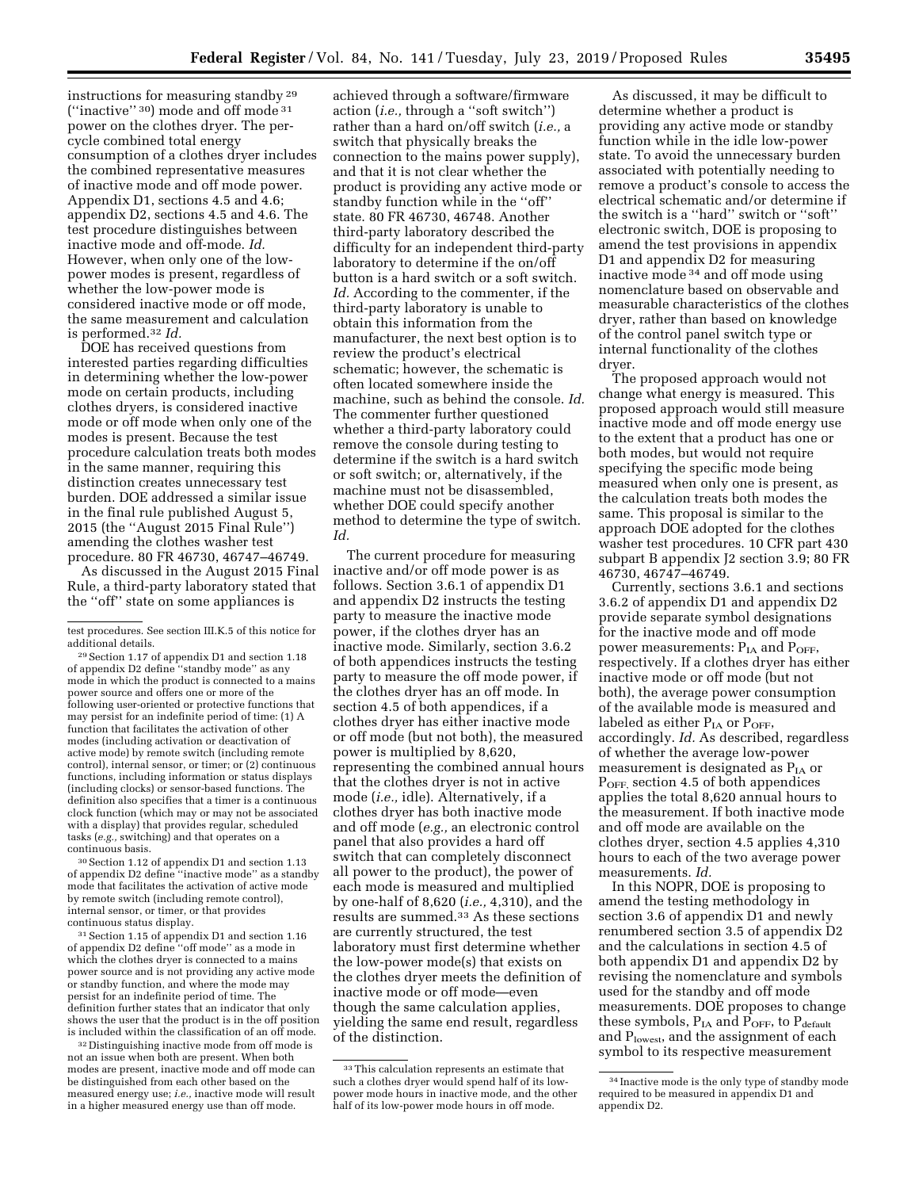instructions for measuring standby [29] ("inactive" [30]) mode and off mode [31] power on the clothes dryer. The per-cycle combined total energy consumption of a clothes dryer includes the combined representative measures of inactive mode and off mode power. Appendix D1, sections 4.5 and 4.6; appendix D2, sections 4.5 and 4.6. The test procedure distinguishes between inactive mode and off-mode. *Id.* However, when only one of the low-power modes is present, regardless of whether the low-power mode is considered inactive mode or off mode, the same measurement and calculation is performed.[32] *Id.*

DOE has received questions from interested parties regarding difficulties in determining whether the low-power mode on certain products, including clothes dryers, is considered inactive mode or off mode when only one of the modes is present. Because the test procedure calculation treats both modes in the same manner, requiring this distinction creates unnecessary test burden. DOE addressed a similar issue in the final rule published August 5, 2015 (the "August 2015 Final Rule") amending the clothes washer test procedure. 80 FR 46730, 46747–46749.

As discussed in the August 2015 Final Rule, a third-party laboratory stated that the "off" state on some appliances is achieved through a software/firmware action (*i.e.,* through a "soft switch") rather than a hard on/off switch (*i.e.,* a switch that physically breaks the connection to the mains power supply), and that it is not clear whether the product is providing any active mode or standby function while in the "off" state. 80 FR 46730, 46748. Another third-party laboratory described the difficulty for an independent third-party laboratory to determine if the on/off button is a hard switch or a soft switch. *Id.* According to the commenter, if the third-party laboratory is unable to obtain this information from the manufacturer, the next best option is to review the product's electrical schematic; however, the schematic is often located somewhere inside the machine, such as behind the console. *Id.* The commenter further questioned whether a third-party laboratory could remove the console during testing to determine if the switch is a hard switch or soft switch; or, alternatively, if the machine must not be disassembled, whether DOE could specify another method to determine the type of switch. *Id.*

The current procedure for measuring inactive and/or off mode power is as follows. Section 3.6.1 of appendix D1 and appendix D2 instructs the testing party to measure the inactive mode power, if the clothes dryer has an inactive mode. Similarly, section 3.6.2 of both appendices instructs the testing party to measure the off mode power, if the clothes dryer has an off mode. In section 4.5 of both appendices, if a clothes dryer has either inactive mode or off mode (but not both), the measured power is multiplied by 8,620, representing the combined annual hours that the clothes dryer is not in active mode (*i.e.,* idle). Alternatively, if a clothes dryer has both inactive mode and off mode (*e.g.,* an electronic control panel that also provides a hard off switch that can completely disconnect all power to the product), the power of each mode is measured and multiplied by one-half of 8,620 (*i.e.,* 4,310), and the results are summed.[33] As these sections are currently structured, the test laboratory must first determine whether the low-power mode(s) that exists on the clothes dryer meets the definition of inactive mode or off mode—even though the same calculation applies, yielding the same end result, regardless of the distinction.

As discussed, it may be difficult to determine whether a product is providing any active mode or standby function while in the idle low-power state. To avoid the unnecessary burden associated with potentially needing to remove a product's console to access the electrical schematic and/or determine if the switch is a "hard" switch or "soft" electronic switch, DOE is proposing to amend the test provisions in appendix D1 and appendix D2 for measuring inactive mode [34] and off mode using nomenclature based on observable and measurable characteristics of the clothes dryer, rather than based on knowledge of the control panel switch type or internal functionality of the clothes dryer.

The proposed approach would not change what energy is measured. This proposed approach would still measure inactive mode and off mode energy use to the extent that a product has one or both modes, but would not require specifying the specific mode being measured when only one is present, as the calculation treats both modes the same. This proposal is similar to the approach DOE adopted for the clothes washer test procedures. 10 CFR part 430 subpart B appendix J2 section 3.9; 80 FR 46730, 46747–46749.

Currently, sections 3.6.1 and sections 3.6.2 of appendix D1 and appendix D2 provide separate symbol designations for the inactive mode and off mode power measurements: $P_{IA}$ and $P_{OFF}$, respectively. If a clothes dryer has either inactive mode or off mode (but not both), the average power consumption of the available mode is measured and labeled as either $P_{IA}$ or $P_{OFF}$, accordingly. *Id.* As described, regardless of whether the average low-power measurement is designated as $P_{IA}$ or $P_{OFF}$, section 4.5 of both appendices applies the total 8,620 annual hours to the measurement. If both inactive mode and off mode are available on the clothes dryer, section 4.5 applies 4,310 hours to each of the two average power measurements. *Id.*

In this NOPR, DOE is proposing to amend the testing methodology in section 3.6 of appendix D1 and newly renumbered section 3.5 of appendix D2 and the calculations in section 4.5 of both appendix D1 and appendix D2 by revising the nomenclature and symbols used for the standby and off mode measurements. DOE proposes to change these symbols, $P_{IA}$ and $P_{OFF}$, to $P_{default}$ and $P_{lowest}$, and the assignment of each symbol to its respective measurement

---

test procedures. See section III.K.5 of this notice for additional details.

[29] Section 1.17 of appendix D1 and section 1.18 of appendix D2 define "standby mode" as any mode in which the product is connected to a mains power source and offers one or more of the following user-oriented or protective functions that may persist for an indefinite period of time: (1) A function that facilitates the activation of other modes (including activation or deactivation of active mode) by remote switch (including remote control), internal sensor, or timer; or (2) continuous functions, including information or status displays (including clocks) or sensor-based functions. The definition also specifies that a timer is a continuous clock function (which may or may not be associated with a display) that provides regular, scheduled tasks (*e.g.,* switching) and that operates on a continuous basis.

[30] Section 1.12 of appendix D1 and section 1.13 of appendix D2 define "inactive mode" as a standby mode that facilitates the activation of active mode by remote switch (including remote control), internal sensor, or timer, or that provides continuous status display.

[31] Section 1.15 of appendix D1 and section 1.16 of appendix D2 define "off mode" as a mode in which the clothes dryer is connected to a mains power source and is not providing any active mode or standby function, and where the mode may persist for an indefinite period of time. The definition further states that an indicator that only shows the user that the product is in the off position is included within the classification of an off mode.

[32] Distinguishing inactive mode from off mode is not an issue when both are present. When both modes are present, inactive mode and off mode can be distinguished from each other based on the measured energy use; *i.e.,* inactive mode will result in a higher measured energy use than off mode.

[33] This calculation represents an estimate that such a clothes dryer would spend half of its low-power mode hours in inactive mode, and the other half of its low-power mode hours in off mode.

[34] Inactive mode is the only type of standby mode required to be measured in appendix D1 and appendix D2.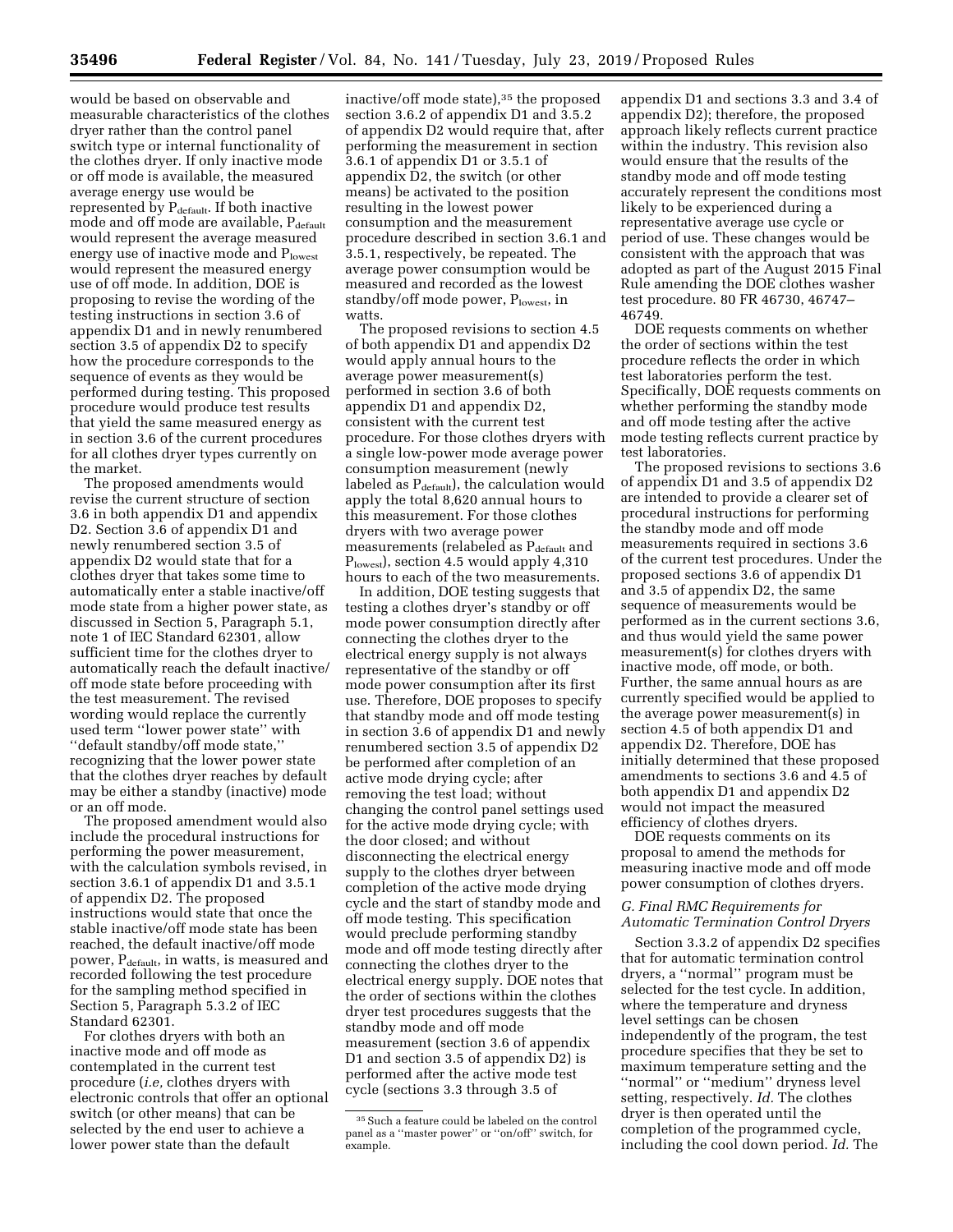would be based on observable and measurable characteristics of the clothes dryer rather than the control panel switch type or internal functionality of the clothes dryer. If only inactive mode or off mode is available, the measured average energy use would be represented by $P_{default}$. If both inactive mode and off mode are available, $P_{default}$ would represent the average measured energy use of inactive mode and $P_{lowest}$ would represent the measured energy use of off mode. In addition, DOE is proposing to revise the wording of the testing instructions in section 3.6 of appendix D1 and in newly renumbered section 3.5 of appendix D2 to specify how the procedure corresponds to the sequence of events as they would be performed during testing. This proposed procedure would produce test results that yield the same measured energy as in section 3.6 of the current procedures for all clothes dryer types currently on the market.

The proposed amendments would revise the current structure of section 3.6 in both appendix D1 and appendix D2. Section 3.6 of appendix D1 and newly renumbered section 3.5 of appendix D2 would state that for a clothes dryer that takes some time to automatically enter a stable inactive/off mode state from a higher power state, as discussed in Section 5, Paragraph 5.1, note 1 of IEC Standard 62301, allow sufficient time for the clothes dryer to automatically reach the default inactive/off mode state before proceeding with the test measurement. The revised wording would replace the currently used term ''lower power state'' with ''default standby/off mode state,'' recognizing that the lower power state that the clothes dryer reaches by default may be either a standby (inactive) mode or an off mode.

The proposed amendment would also include the procedural instructions for performing the power measurement, with the calculation symbols revised, in section 3.6.1 of appendix D1 and 3.5.1 of appendix D2. The proposed instructions would state that once the stable inactive/off mode state has been reached, the default inactive/off mode power, $P_{default}$, in watts, is measured and recorded following the test procedure for the sampling method specified in Section 5, Paragraph 5.3.2 of IEC Standard 62301.

For clothes dryers with both an inactive mode and off mode as contemplated in the current test procedure (*i.e,* clothes dryers with electronic controls that offer an optional switch (or other means) that can be selected by the end user to achieve a lower power state than the default inactive/off mode state),[35] the proposed section 3.6.2 of appendix D1 and 3.5.2 of appendix D2 would require that, after performing the measurement in section 3.6.1 of appendix D1 or 3.5.1 of appendix D2, the switch (or other means) be activated to the position resulting in the lowest power consumption and the measurement procedure described in section 3.6.1 and 3.5.1, respectively, be repeated. The average power consumption would be measured and recorded as the lowest standby/off mode power, $P_{lowest}$, in watts.

The proposed revisions to section 4.5 of both appendix D1 and appendix D2 would apply annual hours to the average power measurement(s) performed in section 3.6 of both appendix D1 and appendix D2, consistent with the current test procedure. For those clothes dryers with a single low-power mode average power consumption measurement (newly labeled as $P_{default}$), the calculation would apply the total 8,620 annual hours to this measurement. For those clothes dryers with two average power measurements (relabeled as $P_{default}$ and $P_{lowest}$), section 4.5 would apply 4,310 hours to each of the two measurements.

In addition, DOE testing suggests that testing a clothes dryer's standby or off mode power consumption directly after connecting the clothes dryer to the electrical energy supply is not always representative of the standby or off mode power consumption after its first use. Therefore, DOE proposes to specify that standby mode and off mode testing in section 3.6 of appendix D1 and newly renumbered section 3.5 of appendix D2 be performed after completion of an active mode drying cycle; after removing the test load; without changing the control panel settings used for the active mode drying cycle; with the door closed; and without disconnecting the electrical energy supply to the clothes dryer between completion of the active mode drying cycle and the start of standby mode and off mode testing. This specification would preclude performing standby mode and off mode testing directly after connecting the clothes dryer to the electrical energy supply. DOE notes that the order of sections within the clothes dryer test procedures suggests that the standby mode and off mode measurement (section 3.6 of appendix D1 and section 3.5 of appendix D2) is performed after the active mode test cycle (sections 3.3 through 3.5 of appendix D1 and sections 3.3 and 3.4 of appendix D2); therefore, the proposed approach likely reflects current practice within the industry. This revision also would ensure that the results of the standby mode and off mode testing accurately represent the conditions most likely to be experienced during a representative average use cycle or period of use. These changes would be consistent with the approach that was adopted as part of the August 2015 Final Rule amending the DOE clothes washer test procedure. 80 FR 46730, 46747–46749.

DOE requests comments on whether the order of sections within the test procedure reflects the order in which test laboratories perform the test. Specifically, DOE requests comments on whether performing the standby mode and off mode testing after the active mode testing reflects current practice by test laboratories.

The proposed revisions to sections 3.6 of appendix D1 and 3.5 of appendix D2 are intended to provide a clearer set of procedural instructions for performing the standby mode and off mode measurements required in sections 3.6 of the current test procedures. Under the proposed sections 3.6 of appendix D1 and 3.5 of appendix D2, the same sequence of measurements would be performed as in the current sections 3.6, and thus would yield the same power measurement(s) for clothes dryers with inactive mode, off mode, or both. Further, the same annual hours as are currently specified would be applied to the average power measurement(s) in section 4.5 of both appendix D1 and appendix D2. Therefore, DOE has initially determined that these proposed amendments to sections 3.6 and 4.5 of both appendix D1 and appendix D2 would not impact the measured efficiency of clothes dryers.

DOE requests comments on its proposal to amend the methods for measuring inactive mode and off mode power consumption of clothes dryers.

### *G. Final RMC Requirements for Automatic Termination Control Dryers*

Section 3.3.2 of appendix D2 specifies that for automatic termination control dryers, a ''normal'' program must be selected for the test cycle. In addition, where the temperature and dryness level settings can be chosen independently of the program, the test procedure specifies that they be set to maximum temperature setting and the ''normal'' or ''medium'' dryness level setting, respectively. *Id.* The clothes dryer is then operated until the completion of the programmed cycle, including the cool down period. *Id.* The

[35] Such a feature could be labeled on the control panel as a ''master power'' or ''on/off'' switch, for example.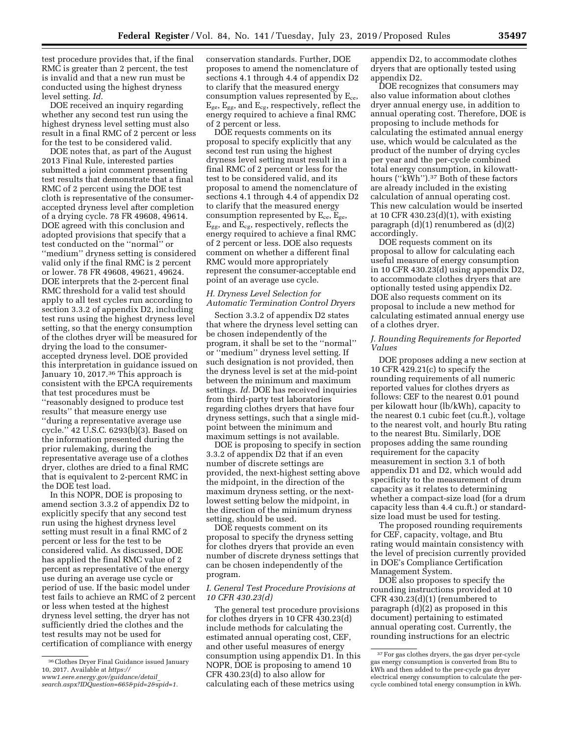test procedure provides that, if the final RMC is greater than 2 percent, the test is invalid and that a new run must be conducted using the highest dryness level setting. *Id.*

DOE received an inquiry regarding whether any second test run using the highest dryness level setting must also result in a final RMC of 2 percent or less for the test to be considered valid.

DOE notes that, as part of the August 2013 Final Rule, interested parties submitted a joint comment presenting test results that demonstrate that a final RMC of 2 percent using the DOE test cloth is representative of the consumer-accepted dryness level after completion of a drying cycle. 78 FR 49608, 49614. DOE agreed with this conclusion and adopted provisions that specify that a test conducted on the ''normal'' or ''medium'' dryness setting is considered valid only if the final RMC is 2 percent or lower. 78 FR 49608, 49621, 49624. DOE interprets that the 2-percent final RMC threshold for a valid test should apply to all test cycles run according to section 3.3.2 of appendix D2, including test runs using the highest dryness level setting, so that the energy consumption of the clothes dryer will be measured for drying the load to the consumer-accepted dryness level. DOE provided this interpretation in guidance issued on January 10, 2017.[36] This approach is consistent with the EPCA requirements that test procedures must be ''reasonably designed to produce test results'' that measure energy use ''during a representative average use cycle.'' 42 U.S.C. 6293(b)(3). Based on the information presented during the prior rulemaking, during the representative average use of a clothes dryer, clothes are dried to a final RMC that is equivalent to 2-percent RMC in the DOE test load.

In this NOPR, DOE is proposing to amend section 3.3.2 of appendix D2 to explicitly specify that any second test run using the highest dryness level setting must result in a final RMC of 2 percent or less for the test to be considered valid. As discussed, DOE has applied the final RMC value of 2 percent as representative of the energy use during an average use cycle or period of use. If the basic model under test fails to achieve an RMC of 2 percent or less when tested at the highest dryness level setting, the dryer has not sufficiently dried the clothes and the test results may not be used for certification of compliance with energy conservation standards. Further, DOE proposes to amend the nomenclature of sections 4.1 through 4.4 of appendix D2 to clarify that the measured energy consumption values represented by $E_{ce}$, $E_{ge}$, $E_{gg}$, and $E_{cg}$, respectively, reflect the energy required to achieve a final RMC of 2 percent or less.

DOE requests comments on its proposal to specify explicitly that any second test run using the highest dryness level setting must result in a final RMC of 2 percent or less for the test to be considered valid, and its proposal to amend the nomenclature of sections 4.1 through 4.4 of appendix D2 to clarify that the measured energy consumption represented by $E_{ce}$, $E_{ge}$, $E_{gg}$, and $E_{cg}$, respectively, reflects the energy required to achieve a final RMC of 2 percent or less. DOE also requests comment on whether a different final RMC would more appropriately represent the consumer-acceptable end point of an average use cycle.

### *H. Dryness Level Selection for Automatic Termination Control Dryers*

Section 3.3.2 of appendix D2 states that where the dryness level setting can be chosen independently of the program, it shall be set to the ''normal'' or ''medium'' dryness level setting. If such designation is not provided, then the dryness level is set at the mid-point between the minimum and maximum settings. *Id.* DOE has received inquiries from third-party test laboratories regarding clothes dryers that have four dryness settings, such that a single mid-point between the minimum and maximum settings is not available.

DOE is proposing to specify in section 3.3.2 of appendix D2 that if an even number of discrete settings are provided, the next-highest setting above the midpoint, in the direction of the maximum dryness setting, or the next-lowest setting below the midpoint, in the direction of the minimum dryness setting, should be used.

DOE requests comment on its proposal to specify the dryness setting for clothes dryers that provide an even number of discrete dryness settings that can be chosen independently of the program.

### *I. General Test Procedure Provisions at 10 CFR 430.23(d)*

The general test procedure provisions for clothes dryers in 10 CFR 430.23(d) include methods for calculating the estimated annual operating cost, CEF, and other useful measures of energy consumption using appendix D1. In this NOPR, DOE is proposing to amend 10 CFR 430.23(d) to also allow for calculating each of these metrics using appendix D2, to accommodate clothes dryers that are optionally tested using appendix D2.

DOE recognizes that consumers may also value information about clothes dryer annual energy use, in addition to annual operating cost. Therefore, DOE is proposing to include methods for calculating the estimated annual energy use, which would be calculated as the product of the number of drying cycles per year and the per-cycle combined total energy consumption, in kilowatt-hours (''kWh'').[37] Both of these factors are already included in the existing calculation of annual operating cost. This new calculation would be inserted at 10 CFR 430.23(d)(1), with existing paragraph (d)(1) renumbered as (d)(2) accordingly.

DOE requests comment on its proposal to allow for calculating each useful measure of energy consumption in 10 CFR 430.23(d) using appendix D2, to accommodate clothes dryers that are optionally tested using appendix D2. DOE also requests comment on its proposal to include a new method for calculating estimated annual energy use of a clothes dryer.

### *J. Rounding Requirements for Reported Values*

DOE proposes adding a new section at 10 CFR 429.21(c) to specify the rounding requirements of all numeric reported values for clothes dryers as follows: CEF to the nearest 0.01 pound per kilowatt hour (lb/kWh), capacity to the nearest 0.1 cubic feet (cu.ft.), voltage to the nearest volt, and hourly Btu rating to the nearest Btu. Similarly, DOE proposes adding the same rounding requirement for the capacity measurement in section 3.1 of both appendix D1 and D2, which would add specificity to the measurement of drum capacity as it relates to determining whether a compact-size load (for a drum capacity less than 4.4 cu.ft.) or standard-size load must be used for testing.

The proposed rounding requirements for CEF, capacity, voltage, and Btu rating would maintain consistency with the level of precision currently provided in DOE's Compliance Certification Management System.

DOE also proposes to specify the rounding instructions provided at 10 CFR 430.23(d)(1) (renumbered to paragraph (d)(2) as proposed in this document) pertaining to estimated annual operating cost. Currently, the rounding instructions for an electric

---

[36] Clothes Dryer Final Guidance issued January 10, 2017. Available at *https://www1.eere.energy.gov/guidance/detail_search.aspx?IDQuestion=665&pid=2&spid=1.*

[37] For gas clothes dryers, the gas dryer per-cycle gas energy consumption is converted from Btu to kWh and then added to the per-cycle gas dryer electrical energy consumption to calculate the per-cycle combined total energy consumption in kWh.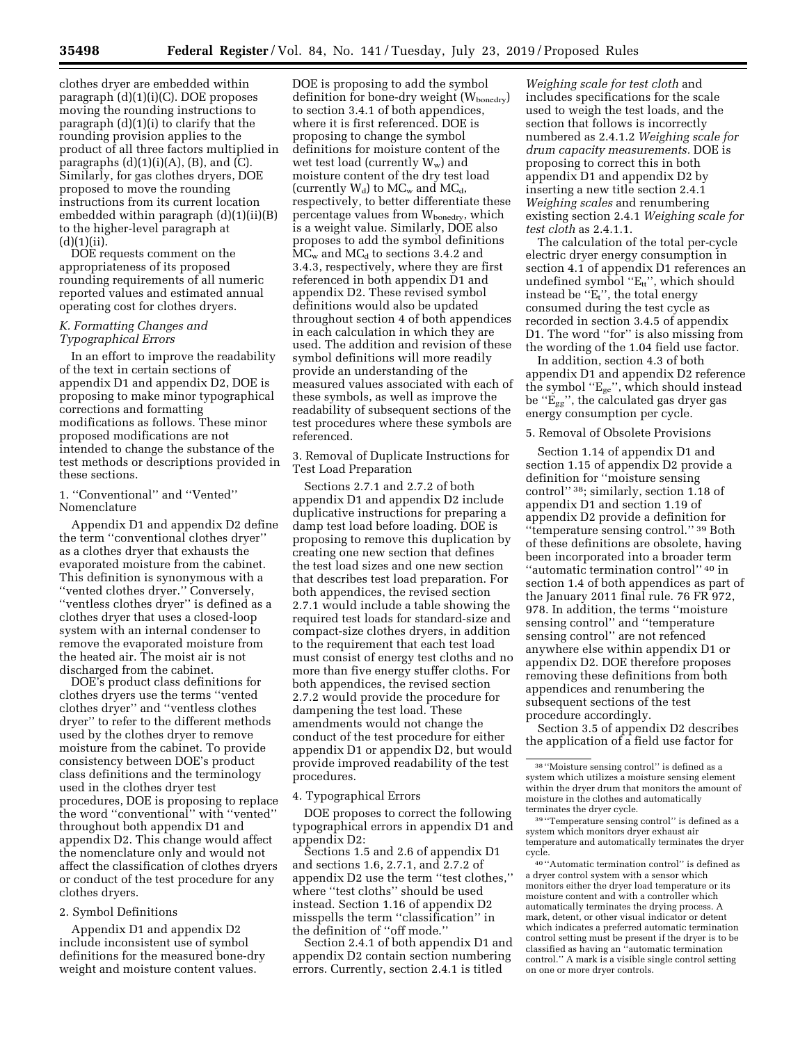clothes dryer are embedded within paragraph (d)(1)(i)(C). DOE proposes moving the rounding instructions to paragraph (d)(1)(i) to clarify that the rounding provision applies to the product of all three factors multiplied in paragraphs (d)(1)(i)(A), (B), and (C). Similarly, for gas clothes dryers, DOE proposed to move the rounding instructions from its current location embedded within paragraph (d)(1)(ii)(B) to the higher-level paragraph at (d)(1)(ii).

DOE requests comment on the appropriateness of its proposed rounding requirements of all numeric reported values and estimated annual operating cost for clothes dryers.

### *K. Formatting Changes and Typographical Errors*

In an effort to improve the readability of the text in certain sections of appendix D1 and appendix D2, DOE is proposing to make minor typographical corrections and formatting modifications as follows. These minor proposed modifications are not intended to change the substance of the test methods or descriptions provided in these sections.

#### 1. ''Conventional'' and ''Vented'' Nomenclature

Appendix D1 and appendix D2 define the term ''conventional clothes dryer'' as a clothes dryer that exhausts the evaporated moisture from the cabinet. This definition is synonymous with a ''vented clothes dryer.'' Conversely, ''ventless clothes dryer'' is defined as a clothes dryer that uses a closed-loop system with an internal condenser to remove the evaporated moisture from the heated air. The moist air is not discharged from the cabinet.

DOE's product class definitions for clothes dryers use the terms ''vented clothes dryer'' and ''ventless clothes dryer'' to refer to the different methods used by the clothes dryer to remove moisture from the cabinet. To provide consistency between DOE's product class definitions and the terminology used in the clothes dryer test procedures, DOE is proposing to replace the word ''conventional'' with ''vented'' throughout both appendix D1 and appendix D2. This change would affect the nomenclature only and would not affect the classification of clothes dryers or conduct of the test procedure for any clothes dryers.

#### 2. Symbol Definitions

Appendix D1 and appendix D2 include inconsistent use of symbol definitions for the measured bone-dry weight and moisture content values. DOE is proposing to add the symbol definition for bone-dry weight ($W_{bonedry}$) to section 3.4.1 of both appendices, where it is first referenced. DOE is proposing to change the symbol definitions for moisture content of the wet test load (currently $W_w$) and moisture content of the dry test load (currently $W_d$) to $MC_w$ and $MC_d$, respectively, to better differentiate these percentage values from $W_{bonedry}$, which is a weight value. Similarly, DOE also proposes to add the symbol definitions $MC_w$ and $MC_d$ to sections 3.4.2 and 3.4.3, respectively, where they are first referenced in both appendix D1 and appendix D2. These revised symbol definitions would also be updated throughout section 4 of both appendices in each calculation in which they are used. The addition and revision of these symbol definitions will more readily provide an understanding of the measured values associated with each of these symbols, as well as improve the readability of subsequent sections of the test procedures where these symbols are referenced.

#### 3. Removal of Duplicate Instructions for Test Load Preparation

Sections 2.7.1 and 2.7.2 of both appendix D1 and appendix D2 include duplicative instructions for preparing a damp test load before loading. DOE is proposing to remove this duplication by creating one new section that defines the test load sizes and one new section that describes test load preparation. For both appendices, the revised section 2.7.1 would include a table showing the required test loads for standard-size and compact-size clothes dryers, in addition to the requirement that each test load must consist of energy test cloths and no more than five energy stuffer cloths. For both appendices, the revised section 2.7.2 would provide the procedure for dampening the test load. These amendments would not change the conduct of the test procedure for either appendix D1 or appendix D2, but would provide improved readability of the test procedures.

#### 4. Typographical Errors

DOE proposes to correct the following typographical errors in appendix D1 and appendix D2:

Sections 1.5 and 2.6 of appendix D1 and sections 1.6, 2.7.1, and 2.7.2 of appendix D2 use the term ''test clothes,'' where ''test cloths'' should be used instead. Section 1.16 of appendix D2 misspells the term ''classification'' in the definition of ''off mode.''

Section 2.4.1 of both appendix D1 and appendix D2 contain section numbering errors. Currently, section 2.4.1 is titled *Weighing scale for test cloth* and includes specifications for the scale used to weigh the test loads, and the section that follows is incorrectly numbered as 2.4.1.2 *Weighing scale for drum capacity measurements.* DOE is proposing to correct this in both appendix D1 and appendix D2 by inserting a new title section 2.4.1 *Weighing scales* and renumbering existing section 2.4.1 *Weighing scale for test cloth* as 2.4.1.1.

The calculation of the total per-cycle electric dryer energy consumption in section 4.1 of appendix D1 references an undefined symbol ''$E_{tt}$'', which should instead be ''$E_t$'', the total energy consumed during the test cycle as recorded in section 3.4.5 of appendix D1. The word ''for'' is also missing from the wording of the 1.04 field use factor.

In addition, section 4.3 of both appendix D1 and appendix D2 reference the symbol ''$E_{ge}$'', which should instead be ''$E_{gg}$'', the calculated gas dryer gas energy consumption per cycle.

#### 5. Removal of Obsolete Provisions

Section 1.14 of appendix D1 and section 1.15 of appendix D2 provide a definition for ''moisture sensing control'' [38]; similarly, section 1.18 of appendix D1 and section 1.19 of appendix D2 provide a definition for ''temperature sensing control.'' [39] Both of these definitions are obsolete, having been incorporated into a broader term ''automatic termination control'' [40] in section 1.4 of both appendices as part of the January 2011 final rule. 76 FR 972, 978. In addition, the terms ''moisture sensing control'' and ''temperature sensing control'' are not refenced anywhere else within appendix D1 or appendix D2. DOE therefore proposes removing these definitions from both appendices and renumbering the subsequent sections of the test procedure accordingly.

Section 3.5 of appendix D2 describes the application of a field use factor for

---

[38] ''Moisture sensing control'' is defined as a system which utilizes a moisture sensing element within the dryer drum that monitors the amount of moisture in the clothes and automatically terminates the dryer cycle.

[39] ''Temperature sensing control'' is defined as a system which monitors dryer exhaust air temperature and automatically terminates the dryer cycle.

[40] ''Automatic termination control'' is defined as a dryer control system with a sensor which monitors either the dryer load temperature or its moisture content and with a controller which automatically terminates the drying process. A mark, detent, or other visual indicator or detent which indicates a preferred automatic termination control setting must be present if the dryer is to be classified as having an ''automatic termination control.'' A mark is a visible single control setting on one or more dryer controls.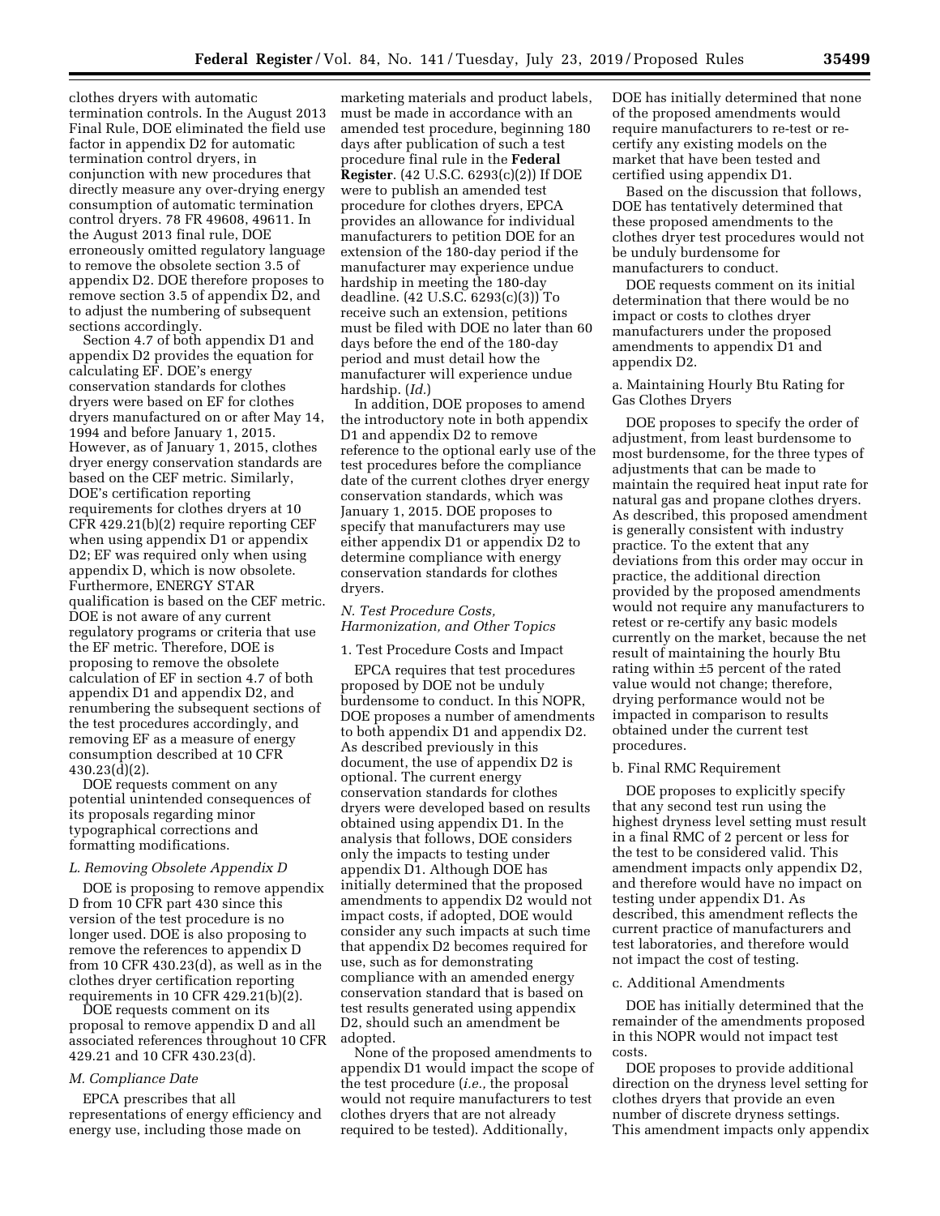clothes dryers with automatic termination controls. In the August 2013 Final Rule, DOE eliminated the field use factor in appendix D2 for automatic termination control dryers, in conjunction with new procedures that directly measure any over-drying energy consumption of automatic termination control dryers. 78 FR 49608, 49611. In the August 2013 final rule, DOE erroneously omitted regulatory language to remove the obsolete section 3.5 of appendix D2. DOE therefore proposes to remove section 3.5 of appendix D2, and to adjust the numbering of subsequent sections accordingly.

Section 4.7 of both appendix D1 and appendix D2 provides the equation for calculating EF. DOE's energy conservation standards for clothes dryers were based on EF for clothes dryers manufactured on or after May 14, 1994 and before January 1, 2015. However, as of January 1, 2015, clothes dryer energy conservation standards are based on the CEF metric. Similarly, DOE's certification reporting requirements for clothes dryers at 10 CFR 429.21(b)(2) require reporting CEF when using appendix D1 or appendix D2; EF was required only when using appendix D, which is now obsolete. Furthermore, ENERGY STAR qualification is based on the CEF metric. DOE is not aware of any current regulatory programs or criteria that use the EF metric. Therefore, DOE is proposing to remove the obsolete calculation of EF in section 4.7 of both appendix D1 and appendix D2, and renumbering the subsequent sections of the test procedures accordingly, and removing EF as a measure of energy consumption described at 10 CFR 430.23(d)(2).

DOE requests comment on any potential unintended consequences of its proposals regarding minor typographical corrections and formatting modifications.

### L. Removing Obsolete Appendix D

DOE is proposing to remove appendix D from 10 CFR part 430 since this version of the test procedure is no longer used. DOE is also proposing to remove the references to appendix D from 10 CFR 430.23(d), as well as in the clothes dryer certification reporting requirements in 10 CFR 429.21(b)(2).

DOE requests comment on its proposal to remove appendix D and all associated references throughout 10 CFR 429.21 and 10 CFR 430.23(d).

### M. Compliance Date

EPCA prescribes that all representations of energy efficiency and energy use, including those made on marketing materials and product labels, must be made in accordance with an amended test procedure, beginning 180 days after publication of such a test procedure final rule in the **Federal Register**. (42 U.S.C. 6293(c)(2)) If DOE were to publish an amended test procedure for clothes dryers, EPCA provides an allowance for individual manufacturers to petition DOE for an extension of the 180-day period if the manufacturer may experience undue hardship in meeting the 180-day deadline. (42 U.S.C. 6293(c)(3)) To receive such an extension, petitions must be filed with DOE no later than 60 days before the end of the 180-day period and must detail how the manufacturer will experience undue hardship. (*Id.*)

In addition, DOE proposes to amend the introductory note in both appendix D1 and appendix D2 to remove reference to the optional early use of the test procedures before the compliance date of the current clothes dryer energy conservation standards, which was January 1, 2015. DOE proposes to specify that manufacturers may use either appendix D1 or appendix D2 to determine compliance with energy conservation standards for clothes dryers.

### N. Test Procedure Costs, Harmonization, and Other Topics

#### 1. Test Procedure Costs and Impact

EPCA requires that test procedures proposed by DOE not be unduly burdensome to conduct. In this NOPR, DOE proposes a number of amendments to both appendix D1 and appendix D2. As described previously in this document, the use of appendix D2 is optional. The current energy conservation standards for clothes dryers were developed based on results obtained using appendix D1. In the analysis that follows, DOE considers only the impacts to testing under appendix D1. Although DOE has initially determined that the proposed amendments to appendix D2 would not impact costs, if adopted, DOE would consider any such impacts at such time that appendix D2 becomes required for use, such as for demonstrating compliance with an amended energy conservation standard that is based on test results generated using appendix D2, should such an amendment be adopted.

None of the proposed amendments to appendix D1 would impact the scope of the test procedure (*i.e.,* the proposal would not require manufacturers to test clothes dryers that are not already required to be tested). Additionally, DOE has initially determined that none of the proposed amendments would require manufacturers to re-test or re-certify any existing models on the market that have been tested and certified using appendix D1.

Based on the discussion that follows, DOE has tentatively determined that these proposed amendments to the clothes dryer test procedures would not be unduly burdensome for manufacturers to conduct.

DOE requests comment on its initial determination that there would be no impact or costs to clothes dryer manufacturers under the proposed amendments to appendix D1 and appendix D2.

##### a. Maintaining Hourly Btu Rating for Gas Clothes Dryers

DOE proposes to specify the order of adjustment, from least burdensome to most burdensome, for the three types of adjustments that can be made to maintain the required heat input rate for natural gas and propane clothes dryers. As described, this proposed amendment is generally consistent with industry practice. To the extent that any deviations from this order may occur in practice, the additional direction provided by the proposed amendments would not require any manufacturers to retest or re-certify any basic models currently on the market, because the net result of maintaining the hourly Btu rating within ±5 percent of the rated value would not change; therefore, drying performance would not be impacted in comparison to results obtained under the current test procedures.

##### b. Final RMC Requirement

DOE proposes to explicitly specify that any second test run using the highest dryness level setting must result in a final RMC of 2 percent or less for the test to be considered valid. This amendment impacts only appendix D2, and therefore would have no impact on testing under appendix D1. As described, this amendment reflects the current practice of manufacturers and test laboratories, and therefore would not impact the cost of testing.

##### c. Additional Amendments

DOE has initially determined that the remainder of the amendments proposed in this NOPR would not impact test costs.

DOE proposes to provide additional direction on the dryness level setting for clothes dryers that provide an even number of discrete dryness settings. This amendment impacts only appendix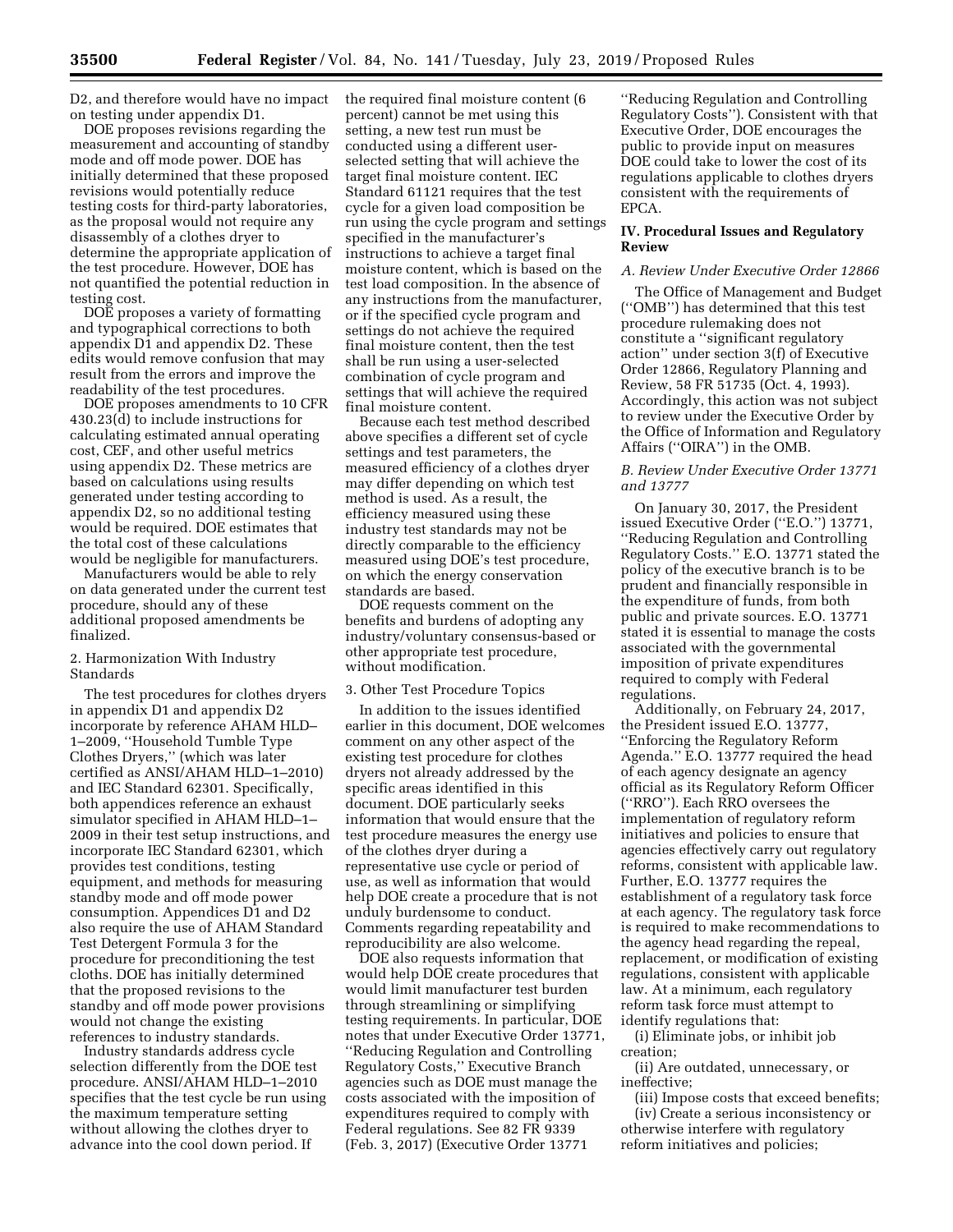D2, and therefore would have no impact on testing under appendix D1.

DOE proposes revisions regarding the measurement and accounting of standby mode and off mode power. DOE has initially determined that these proposed revisions would potentially reduce testing costs for third-party laboratories, as the proposal would not require any disassembly of a clothes dryer to determine the appropriate application of the test procedure. However, DOE has not quantified the potential reduction in testing cost.

DOE proposes a variety of formatting and typographical corrections to both appendix D1 and appendix D2. These edits would remove confusion that may result from the errors and improve the readability of the test procedures.

DOE proposes amendments to 10 CFR 430.23(d) to include instructions for calculating estimated annual operating cost, CEF, and other useful metrics using appendix D2. These metrics are based on calculations using results generated under testing according to appendix D2, so no additional testing would be required. DOE estimates that the total cost of these calculations would be negligible for manufacturers.

Manufacturers would be able to rely on data generated under the current test procedure, should any of these additional proposed amendments be finalized.

2. Harmonization With Industry Standards

The test procedures for clothes dryers in appendix D1 and appendix D2 incorporate by reference AHAM HLD–1–2009, ''Household Tumble Type Clothes Dryers,'' (which was later certified as ANSI/AHAM HLD–1–2010) and IEC Standard 62301. Specifically, both appendices reference an exhaust simulator specified in AHAM HLD–1–2009 in their test setup instructions, and incorporate IEC Standard 62301, which provides test conditions, testing equipment, and methods for measuring standby mode and off mode power consumption. Appendices D1 and D2 also require the use of AHAM Standard Test Detergent Formula 3 for the procedure for preconditioning the test cloths. DOE has initially determined that the proposed revisions to the standby and off mode power provisions would not change the existing references to industry standards.

Industry standards address cycle selection differently from the DOE test procedure. ANSI/AHAM HLD–1–2010 specifies that the test cycle be run using the maximum temperature setting without allowing the clothes dryer to advance into the cool down period. If the required final moisture content (6 percent) cannot be met using this setting, a new test run must be conducted using a different user-selected setting that will achieve the target final moisture content. IEC Standard 61121 requires that the test cycle for a given load composition be run using the cycle program and settings specified in the manufacturer's instructions to achieve a target final moisture content, which is based on the test load composition. In the absence of any instructions from the manufacturer, or if the specified cycle program and settings do not achieve the required final moisture content, then the test shall be run using a user-selected combination of cycle program and settings that will achieve the required final moisture content.

Because each test method described above specifies a different set of cycle settings and test parameters, the measured efficiency of a clothes dryer may differ depending on which test method is used. As a result, the efficiency measured using these industry test standards may not be directly comparable to the efficiency measured using DOE's test procedure, on which the energy conservation standards are based.

DOE requests comment on the benefits and burdens of adopting any industry/voluntary consensus-based or other appropriate test procedure, without modification.

3. Other Test Procedure Topics

In addition to the issues identified earlier in this document, DOE welcomes comment on any other aspect of the existing test procedure for clothes dryers not already addressed by the specific areas identified in this document. DOE particularly seeks information that would ensure that the test procedure measures the energy use of the clothes dryer during a representative use cycle or period of use, as well as information that would help DOE create a procedure that is not unduly burdensome to conduct. Comments regarding repeatability and reproducibility are also welcome.

DOE also requests information that would help DOE create procedures that would limit manufacturer test burden through streamlining or simplifying testing requirements. In particular, DOE notes that under Executive Order 13771, ''Reducing Regulation and Controlling Regulatory Costs,'' Executive Branch agencies such as DOE must manage the costs associated with the imposition of expenditures required to comply with Federal regulations. See 82 FR 9339 (Feb. 3, 2017) (Executive Order 13771 ''Reducing Regulation and Controlling Regulatory Costs''). Consistent with that Executive Order, DOE encourages the public to provide input on measures DOE could take to lower the cost of its regulations applicable to clothes dryers consistent with the requirements of EPCA.

## IV. Procedural Issues and Regulatory Review

### *A. Review Under Executive Order 12866*

The Office of Management and Budget (''OMB'') has determined that this test procedure rulemaking does not constitute a ''significant regulatory action'' under section 3(f) of Executive Order 12866, Regulatory Planning and Review, 58 FR 51735 (Oct. 4, 1993). Accordingly, this action was not subject to review under the Executive Order by the Office of Information and Regulatory Affairs (''OIRA'') in the OMB.

### *B. Review Under Executive Order 13771 and 13777*

On January 30, 2017, the President issued Executive Order (''E.O.'') 13771, ''Reducing Regulation and Controlling Regulatory Costs.'' E.O. 13771 stated the policy of the executive branch is to be prudent and financially responsible in the expenditure of funds, from both public and private sources. E.O. 13771 stated it is essential to manage the costs associated with the governmental imposition of private expenditures required to comply with Federal regulations.

Additionally, on February 24, 2017, the President issued E.O. 13777, ''Enforcing the Regulatory Reform Agenda.'' E.O. 13777 required the head of each agency designate an agency official as its Regulatory Reform Officer (''RRO''). Each RRO oversees the implementation of regulatory reform initiatives and policies to ensure that agencies effectively carry out regulatory reforms, consistent with applicable law. Further, E.O. 13777 requires the establishment of a regulatory task force at each agency. The regulatory task force is required to make recommendations to the agency head regarding the repeal, replacement, or modification of existing regulations, consistent with applicable law. At a minimum, each regulatory reform task force must attempt to identify regulations that:

(i) Eliminate jobs, or inhibit job creation;

(ii) Are outdated, unnecessary, or ineffective;

(iii) Impose costs that exceed benefits;

(iv) Create a serious inconsistency or otherwise interfere with regulatory reform initiatives and policies;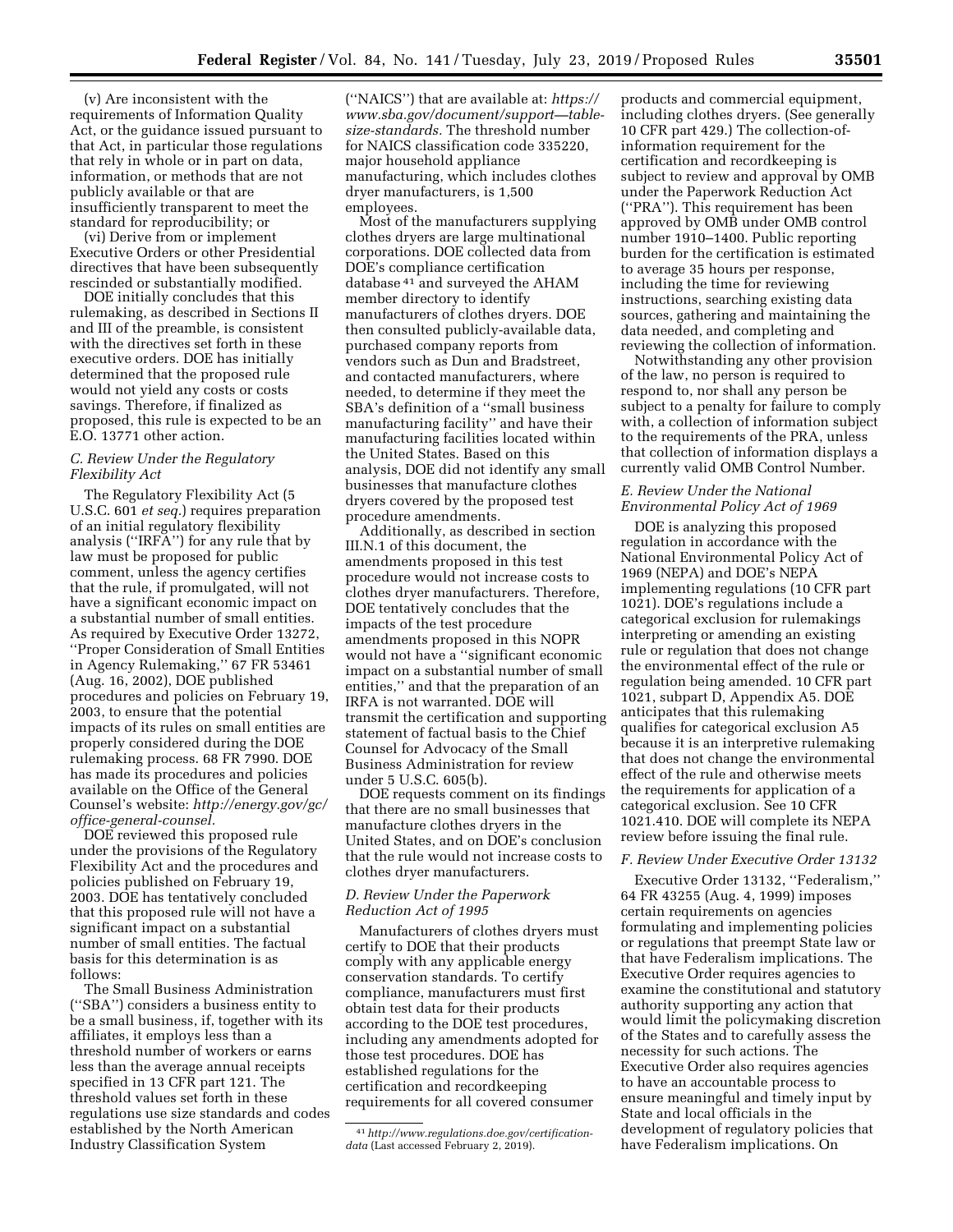(v) Are inconsistent with the requirements of Information Quality Act, or the guidance issued pursuant to that Act, in particular those regulations that rely in whole or in part on data, information, or methods that are not publicly available or that are insufficiently transparent to meet the standard for reproducibility; or

(vi) Derive from or implement Executive Orders or other Presidential directives that have been subsequently rescinded or substantially modified.

DOE initially concludes that this rulemaking, as described in Sections II and III of the preamble, is consistent with the directives set forth in these executive orders. DOE has initially determined that the proposed rule would not yield any costs or costs savings. Therefore, if finalized as proposed, this rule is expected to be an E.O. 13771 other action.

### C. Review Under the Regulatory Flexibility Act

The Regulatory Flexibility Act (5 U.S.C. 601 *et seq.*) requires preparation of an initial regulatory flexibility analysis (''IRFA'') for any rule that by law must be proposed for public comment, unless the agency certifies that the rule, if promulgated, will not have a significant economic impact on a substantial number of small entities. As required by Executive Order 13272, ''Proper Consideration of Small Entities in Agency Rulemaking,'' 67 FR 53461 (Aug. 16, 2002), DOE published procedures and policies on February 19, 2003, to ensure that the potential impacts of its rules on small entities are properly considered during the DOE rulemaking process. 68 FR 7990. DOE has made its procedures and policies available on the Office of the General Counsel's website: *http://energy.gov/gc/office-general-counsel.*

DOE reviewed this proposed rule under the provisions of the Regulatory Flexibility Act and the procedures and policies published on February 19, 2003. DOE has tentatively concluded that this proposed rule will not have a significant impact on a substantial number of small entities. The factual basis for this determination is as follows:

The Small Business Administration (''SBA'') considers a business entity to be a small business, if, together with its affiliates, it employs less than a threshold number of workers or earns less than the average annual receipts specified in 13 CFR part 121. The threshold values set forth in these regulations use size standards and codes established by the North American Industry Classification System (''NAICS'') that are available at: *https://www.sba.gov/document/support—table-size-standards.* The threshold number for NAICS classification code 335220, major household appliance manufacturing, which includes clothes dryer manufacturers, is 1,500 employees.

Most of the manufacturers supplying clothes dryers are large multinational corporations. DOE collected data from DOE's compliance certification database [41] and surveyed the AHAM member directory to identify manufacturers of clothes dryers. DOE then consulted publicly-available data, purchased company reports from vendors such as Dun and Bradstreet, and contacted manufacturers, where needed, to determine if they meet the SBA's definition of a ''small business manufacturing facility'' and have their manufacturing facilities located within the United States. Based on this analysis, DOE did not identify any small businesses that manufacture clothes dryers covered by the proposed test procedure amendments.

Additionally, as described in section III.N.1 of this document, the amendments proposed in this test procedure would not increase costs to clothes dryer manufacturers. Therefore, DOE tentatively concludes that the impacts of the test procedure amendments proposed in this NOPR would not have a ''significant economic impact on a substantial number of small entities,'' and that the preparation of an IRFA is not warranted. DOE will transmit the certification and supporting statement of factual basis to the Chief Counsel for Advocacy of the Small Business Administration for review under 5 U.S.C. 605(b).

DOE requests comment on its findings that there are no small businesses that manufacture clothes dryers in the United States, and on DOE's conclusion that the rule would not increase costs to clothes dryer manufacturers.

### D. Review Under the Paperwork Reduction Act of 1995

Manufacturers of clothes dryers must certify to DOE that their products comply with any applicable energy conservation standards. To certify compliance, manufacturers must first obtain test data for their products according to the DOE test procedures, including any amendments adopted for those test procedures. DOE has established regulations for the certification and recordkeeping requirements for all covered consumer products and commercial equipment, including clothes dryers. (See generally 10 CFR part 429.) The collection-of-information requirement for the certification and recordkeeping is subject to review and approval by OMB under the Paperwork Reduction Act (''PRA''). This requirement has been approved by OMB under OMB control number 1910–1400. Public reporting burden for the certification is estimated to average 35 hours per response, including the time for reviewing instructions, searching existing data sources, gathering and maintaining the data needed, and completing and reviewing the collection of information.

Notwithstanding any other provision of the law, no person is required to respond to, nor shall any person be subject to a penalty for failure to comply with, a collection of information subject to the requirements of the PRA, unless that collection of information displays a currently valid OMB Control Number.

### E. Review Under the National Environmental Policy Act of 1969

DOE is analyzing this proposed regulation in accordance with the National Environmental Policy Act of 1969 (NEPA) and DOE's NEPA implementing regulations (10 CFR part 1021). DOE's regulations include a categorical exclusion for rulemakings interpreting or amending an existing rule or regulation that does not change the environmental effect of the rule or regulation being amended. 10 CFR part 1021, subpart D, Appendix A5. DOE anticipates that this rulemaking qualifies for categorical exclusion A5 because it is an interpretive rulemaking that does not change the environmental effect of the rule and otherwise meets the requirements for application of a categorical exclusion. See 10 CFR 1021.410. DOE will complete its NEPA review before issuing the final rule.

### F. Review Under Executive Order 13132

Executive Order 13132, ''Federalism,'' 64 FR 43255 (Aug. 4, 1999) imposes certain requirements on agencies formulating and implementing policies or regulations that preempt State law or that have Federalism implications. The Executive Order requires agencies to examine the constitutional and statutory authority supporting any action that would limit the policymaking discretion of the States and to carefully assess the necessity for such actions. The Executive Order also requires agencies to have an accountable process to ensure meaningful and timely input by State and local officials in the development of regulatory policies that have Federalism implications. On

[41] *http://www.regulations.doe.gov/certification-data* (Last accessed February 2, 2019).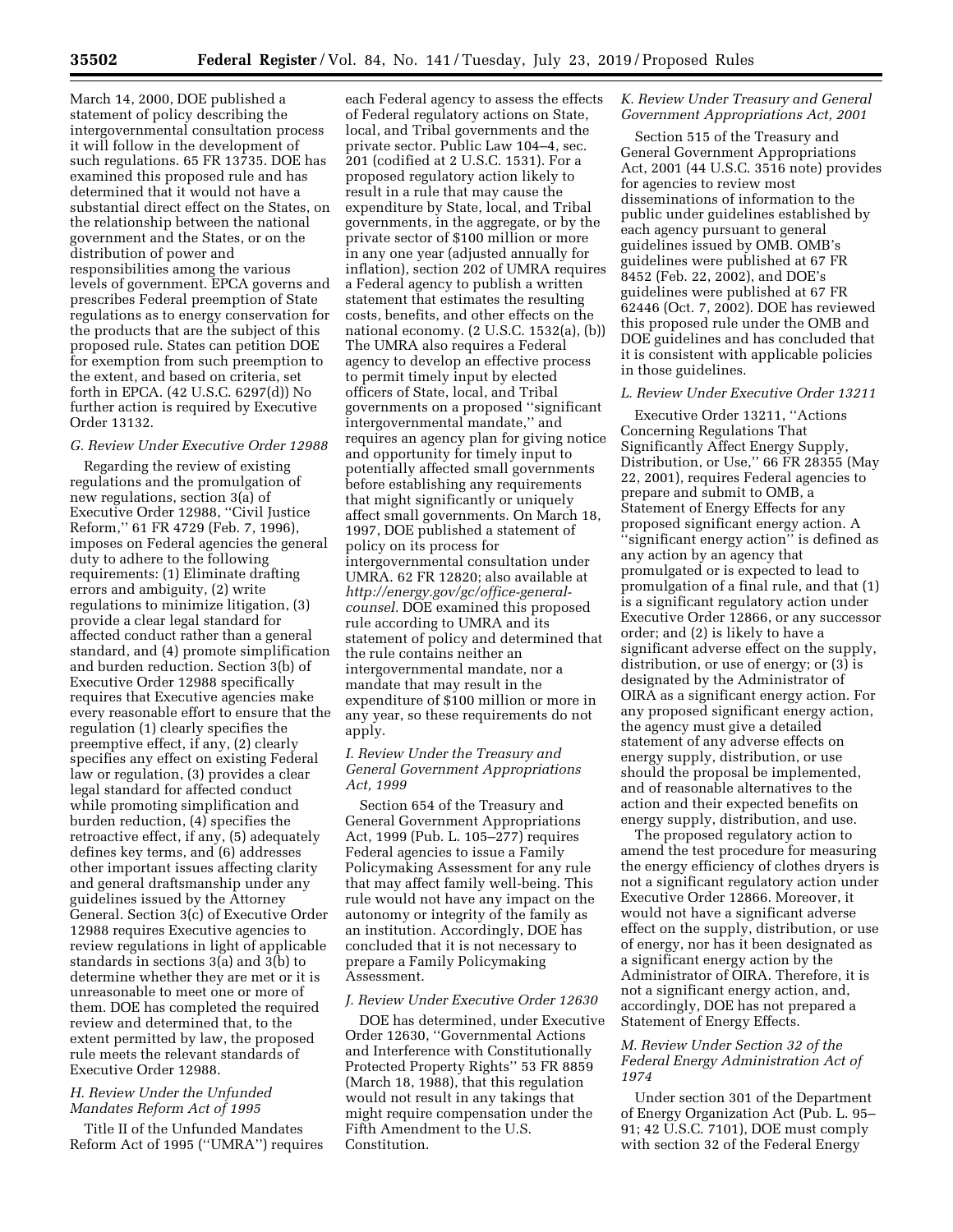March 14, 2000, DOE published a statement of policy describing the intergovernmental consultation process it will follow in the development of such regulations. 65 FR 13735. DOE has examined this proposed rule and has determined that it would not have a substantial direct effect on the States, on the relationship between the national government and the States, or on the distribution of power and responsibilities among the various levels of government. EPCA governs and prescribes Federal preemption of State regulations as to energy conservation for the products that are the subject of this proposed rule. States can petition DOE for exemption from such preemption to the extent, and based on criteria, set forth in EPCA. (42 U.S.C. 6297(d)) No further action is required by Executive Order 13132.

### G. Review Under Executive Order 12988

Regarding the review of existing regulations and the promulgation of new regulations, section 3(a) of Executive Order 12988, "Civil Justice Reform," 61 FR 4729 (Feb. 7, 1996), imposes on Federal agencies the general duty to adhere to the following requirements: (1) Eliminate drafting errors and ambiguity, (2) write regulations to minimize litigation, (3) provide a clear legal standard for affected conduct rather than a general standard, and (4) promote simplification and burden reduction. Section 3(b) of Executive Order 12988 specifically requires that Executive agencies make every reasonable effort to ensure that the regulation (1) clearly specifies the preemptive effect, if any, (2) clearly specifies any effect on existing Federal law or regulation, (3) provides a clear legal standard for affected conduct while promoting simplification and burden reduction, (4) specifies the retroactive effect, if any, (5) adequately defines key terms, and (6) addresses other important issues affecting clarity and general draftsmanship under any guidelines issued by the Attorney General. Section 3(c) of Executive Order 12988 requires Executive agencies to review regulations in light of applicable standards in sections 3(a) and 3(b) to determine whether they are met or it is unreasonable to meet one or more of them. DOE has completed the required review and determined that, to the extent permitted by law, the proposed rule meets the relevant standards of Executive Order 12988.

### H. Review Under the Unfunded Mandates Reform Act of 1995

Title II of the Unfunded Mandates Reform Act of 1995 ("UMRA") requires each Federal agency to assess the effects of Federal regulatory actions on State, local, and Tribal governments and the private sector. Public Law 104–4, sec. 201 (codified at 2 U.S.C. 1531). For a proposed regulatory action likely to result in a rule that may cause the expenditure by State, local, and Tribal governments, in the aggregate, or by the private sector of $100 million or more in any one year (adjusted annually for inflation), section 202 of UMRA requires a Federal agency to publish a written statement that estimates the resulting costs, benefits, and other effects on the national economy. (2 U.S.C. 1532(a), (b)) The UMRA also requires a Federal agency to develop an effective process to permit timely input by elected officers of State, local, and Tribal governments on a proposed "significant intergovernmental mandate," and requires an agency plan for giving notice and opportunity for timely input to potentially affected small governments before establishing any requirements that might significantly or uniquely affect small governments. On March 18, 1997, DOE published a statement of policy on its process for intergovernmental consultation under UMRA. 62 FR 12820; also available at *http://energy.gov/gc/office-general-counsel.* DOE examined this proposed rule according to UMRA and its statement of policy and determined that the rule contains neither an intergovernmental mandate, nor a mandate that may result in the expenditure of $100 million or more in any year, so these requirements do not apply.

### I. Review Under the Treasury and General Government Appropriations Act, 1999

Section 654 of the Treasury and General Government Appropriations Act, 1999 (Pub. L. 105–277) requires Federal agencies to issue a Family Policymaking Assessment for any rule that may affect family well-being. This rule would not have any impact on the autonomy or integrity of the family as an institution. Accordingly, DOE has concluded that it is not necessary to prepare a Family Policymaking Assessment.

### J. Review Under Executive Order 12630

DOE has determined, under Executive Order 12630, "Governmental Actions and Interference with Constitutionally Protected Property Rights" 53 FR 8859 (March 18, 1988), that this regulation would not result in any takings that might require compensation under the Fifth Amendment to the U.S. Constitution.

### K. Review Under Treasury and General Government Appropriations Act, 2001

Section 515 of the Treasury and General Government Appropriations Act, 2001 (44 U.S.C. 3516 note) provides for agencies to review most disseminations of information to the public under guidelines established by each agency pursuant to general guidelines issued by OMB. OMB's guidelines were published at 67 FR 8452 (Feb. 22, 2002), and DOE's guidelines were published at 67 FR 62446 (Oct. 7, 2002). DOE has reviewed this proposed rule under the OMB and DOE guidelines and has concluded that it is consistent with applicable policies in those guidelines.

### L. Review Under Executive Order 13211

Executive Order 13211, "Actions Concerning Regulations That Significantly Affect Energy Supply, Distribution, or Use," 66 FR 28355 (May 22, 2001), requires Federal agencies to prepare and submit to OMB, a Statement of Energy Effects for any proposed significant energy action. A "significant energy action" is defined as any action by an agency that promulgated or is expected to lead to promulgation of a final rule, and that (1) is a significant regulatory action under Executive Order 12866, or any successor order; and (2) is likely to have a significant adverse effect on the supply, distribution, or use of energy; or (3) is designated by the Administrator of OIRA as a significant energy action. For any proposed significant energy action, the agency must give a detailed statement of any adverse effects on energy supply, distribution, or use should the proposal be implemented, and of reasonable alternatives to the action and their expected benefits on energy supply, distribution, and use.

The proposed regulatory action to amend the test procedure for measuring the energy efficiency of clothes dryers is not a significant regulatory action under Executive Order 12866. Moreover, it would not have a significant adverse effect on the supply, distribution, or use of energy, nor has it been designated as a significant energy action by the Administrator of OIRA. Therefore, it is not a significant energy action, and, accordingly, DOE has not prepared a Statement of Energy Effects.

### M. Review Under Section 32 of the Federal Energy Administration Act of 1974

Under section 301 of the Department of Energy Organization Act (Pub. L. 95–91; 42 U.S.C. 7101), DOE must comply with section 32 of the Federal Energy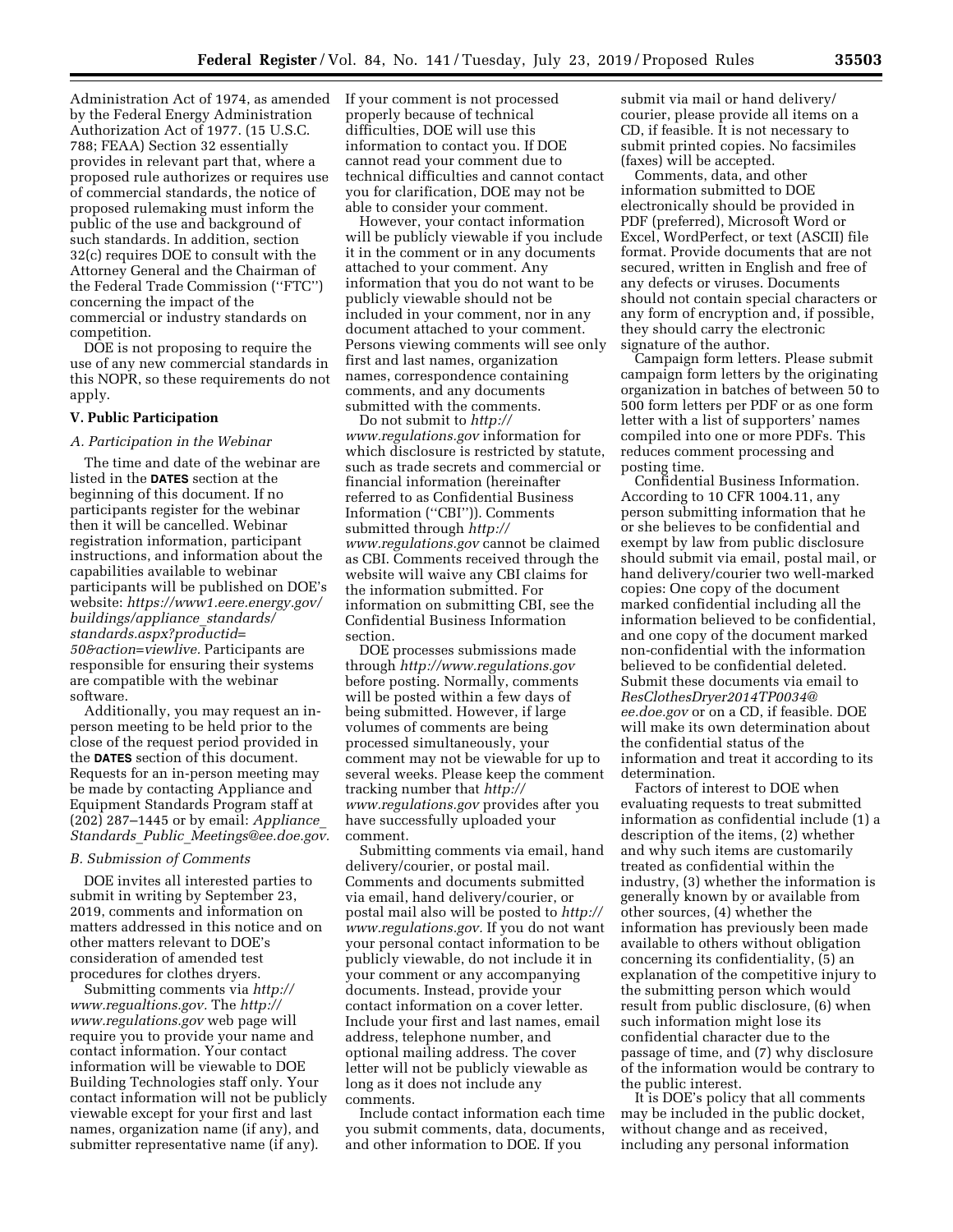Administration Act of 1974, as amended by the Federal Energy Administration Authorization Act of 1977. (15 U.S.C. 788; FEAA) Section 32 essentially provides in relevant part that, where a proposed rule authorizes or requires use of commercial standards, the notice of proposed rulemaking must inform the public of the use and background of such standards. In addition, section 32(c) requires DOE to consult with the Attorney General and the Chairman of the Federal Trade Commission (''FTC'') concerning the impact of the commercial or industry standards on competition.

DOE is not proposing to require the use of any new commercial standards in this NOPR, so these requirements do not apply.

## V. Public Participation

### A. Participation in the Webinar

The time and date of the webinar are listed in the **DATES** section at the beginning of this document. If no participants register for the webinar then it will be cancelled. Webinar registration information, participant instructions, and information about the capabilities available to webinar participants will be published on DOE's website: *https://www1.eere.energy.gov/buildings/appliance_standards/standards.aspx?productid=50&action=viewlive*. Participants are responsible for ensuring their systems are compatible with the webinar software.

Additionally, you may request an in-person meeting to be held prior to the close of the request period provided in the **DATES** section of this document. Requests for an in-person meeting may be made by contacting Appliance and Equipment Standards Program staff at (202) 287–1445 or by email: *Appliance_Standards_Public_Meetings@ee.doe.gov.*

### B. Submission of Comments

DOE invites all interested parties to submit in writing by September 23, 2019, comments and information on matters addressed in this notice and on other matters relevant to DOE's consideration of amended test procedures for clothes dryers.

Submitting comments via *http://www.regualtions.gov*. The *http://www.regulations.gov* web page will require you to provide your name and contact information. Your contact information will be viewable to DOE Building Technologies staff only. Your contact information will not be publicly viewable except for your first and last names, organization name (if any), and submitter representative name (if any). If your comment is not processed properly because of technical difficulties, DOE will use this information to contact you. If DOE cannot read your comment due to technical difficulties and cannot contact you for clarification, DOE may not be able to consider your comment.

However, your contact information will be publicly viewable if you include it in the comment or in any documents attached to your comment. Any information that you do not want to be publicly viewable should not be included in your comment, nor in any document attached to your comment. Persons viewing comments will see only first and last names, organization names, correspondence containing comments, and any documents submitted with the comments.

Do not submit to *http://www.regulations.gov* information for which disclosure is restricted by statute, such as trade secrets and commercial or financial information (hereinafter referred to as Confidential Business Information (''CBI'')). Comments submitted through *http://www.regulations.gov* cannot be claimed as CBI. Comments received through the website will waive any CBI claims for the information submitted. For information on submitting CBI, see the Confidential Business Information section.

DOE processes submissions made through *http://www.regulations.gov* before posting. Normally, comments will be posted within a few days of being submitted. However, if large volumes of comments are being processed simultaneously, your comment may not be viewable for up to several weeks. Please keep the comment tracking number that *http://www.regulations.gov* provides after you have successfully uploaded your comment.

Submitting comments via email, hand delivery/courier, or postal mail. Comments and documents submitted via email, hand delivery/courier, or postal mail also will be posted to *http://www.regulations.gov.* If you do not want your personal contact information to be publicly viewable, do not include it in your comment or any accompanying documents. Instead, provide your contact information on a cover letter. Include your first and last names, email address, telephone number, and optional mailing address. The cover letter will not be publicly viewable as long as it does not include any comments.

Include contact information each time you submit comments, data, documents, and other information to DOE. If you submit via mail or hand delivery/courier, please provide all items on a CD, if feasible. It is not necessary to submit printed copies. No facsimiles (faxes) will be accepted.

Comments, data, and other information submitted to DOE electronically should be provided in PDF (preferred), Microsoft Word or Excel, WordPerfect, or text (ASCII) file format. Provide documents that are not secured, written in English and free of any defects or viruses. Documents should not contain special characters or any form of encryption and, if possible, they should carry the electronic signature of the author.

Campaign form letters. Please submit campaign form letters by the originating organization in batches of between 50 to 500 form letters per PDF or as one form letter with a list of supporters' names compiled into one or more PDFs. This reduces comment processing and posting time.

Confidential Business Information. According to 10 CFR 1004.11, any person submitting information that he or she believes to be confidential and exempt by law from public disclosure should submit via email, postal mail, or hand delivery/courier two well-marked copies: One copy of the document marked confidential including all the information believed to be confidential, and one copy of the document marked non-confidential with the information believed to be confidential deleted. Submit these documents via email to *ResClothesDryer2014TP0034@ee.doe.gov* or on a CD, if feasible. DOE will make its own determination about the confidential status of the information and treat it according to its determination.

Factors of interest to DOE when evaluating requests to treat submitted information as confidential include (1) a description of the items, (2) whether and why such items are customarily treated as confidential within the industry, (3) whether the information is generally known by or available from other sources, (4) whether the information has previously been made available to others without obligation concerning its confidentiality, (5) an explanation of the competitive injury to the submitting person which would result from public disclosure, (6) when such information might lose its confidential character due to the passage of time, and (7) why disclosure of the information would be contrary to the public interest.

It is DOE's policy that all comments may be included in the public docket, without change and as received, including any personal information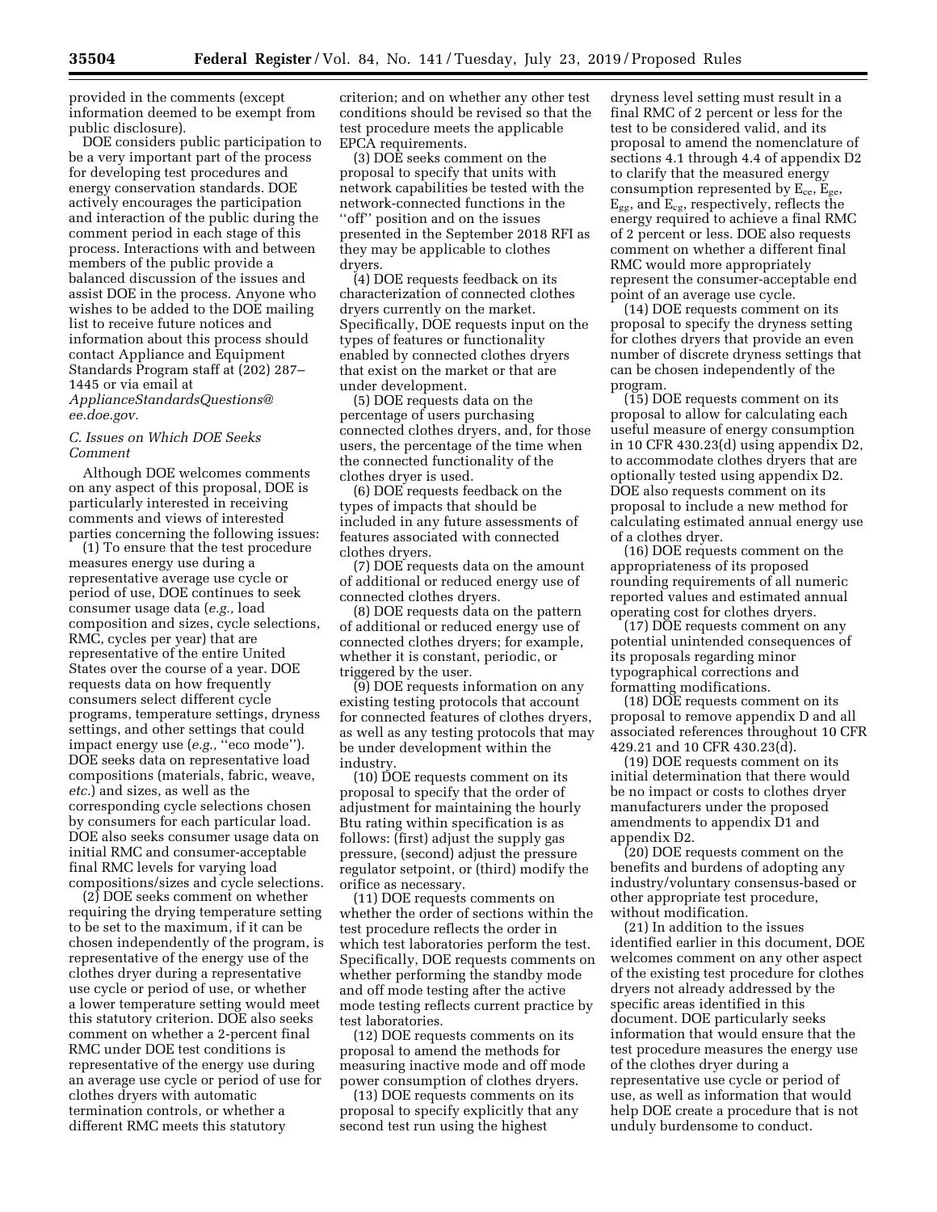provided in the comments (except information deemed to be exempt from public disclosure).

DOE considers public participation to be a very important part of the process for developing test procedures and energy conservation standards. DOE actively encourages the participation and interaction of the public during the comment period in each stage of this process. Interactions with and between members of the public provide a balanced discussion of the issues and assist DOE in the process. Anyone who wishes to be added to the DOE mailing list to receive future notices and information about this process should contact Appliance and Equipment Standards Program staff at (202) 287–1445 or via email at *ApplianceStandardsQuestions@ee.doe.gov.*

### *C. Issues on Which DOE Seeks Comment*

Although DOE welcomes comments on any aspect of this proposal, DOE is particularly interested in receiving comments and views of interested parties concerning the following issues:

(1) To ensure that the test procedure measures energy use during a representative average use cycle or period of use, DOE continues to seek consumer usage data (*e.g.,* load composition and sizes, cycle selections, RMC, cycles per year) that are representative of the entire United States over the course of a year. DOE requests data on how frequently consumers select different cycle programs, temperature settings, dryness settings, and other settings that could impact energy use (*e.g.,* ''eco mode''). DOE seeks data on representative load compositions (materials, fabric, weave, *etc.*) and sizes, as well as the corresponding cycle selections chosen by consumers for each particular load. DOE also seeks consumer usage data on initial RMC and consumer-acceptable final RMC levels for varying load compositions/sizes and cycle selections.

(2) DOE seeks comment on whether requiring the drying temperature setting to be set to the maximum, if it can be chosen independently of the program, is representative of the energy use of the clothes dryer during a representative use cycle or period of use, or whether a lower temperature setting would meet this statutory criterion. DOE also seeks comment on whether a 2-percent final RMC under DOE test conditions is representative of the energy use during an average use cycle or period of use for clothes dryers with automatic termination controls, or whether a different RMC meets this statutory criterion; and on whether any other test conditions should be revised so that the test procedure meets the applicable EPCA requirements.

(3) DOE seeks comment on the proposal to specify that units with network capabilities be tested with the network-connected functions in the ''off'' position and on the issues presented in the September 2018 RFI as they may be applicable to clothes dryers.

(4) DOE requests feedback on its characterization of connected clothes dryers currently on the market. Specifically, DOE requests input on the types of features or functionality enabled by connected clothes dryers that exist on the market or that are under development.

(5) DOE requests data on the percentage of users purchasing connected clothes dryers, and, for those users, the percentage of the time when the connected functionality of the clothes dryer is used.

(6) DOE requests feedback on the types of impacts that should be included in any future assessments of features associated with connected clothes dryers.

(7) DOE requests data on the amount of additional or reduced energy use of connected clothes dryers.

(8) DOE requests data on the pattern of additional or reduced energy use of connected clothes dryers; for example, whether it is constant, periodic, or triggered by the user.

(9) DOE requests information on any existing testing protocols that account for connected features of clothes dryers, as well as any testing protocols that may be under development within the industry.

(10) DOE requests comment on its proposal to specify that the order of adjustment for maintaining the hourly Btu rating within specification is as follows: (first) adjust the supply gas pressure, (second) adjust the pressure regulator setpoint, or (third) modify the orifice as necessary.

(11) DOE requests comments on whether the order of sections within the test procedure reflects the order in which test laboratories perform the test. Specifically, DOE requests comments on whether performing the standby mode and off mode testing after the active mode testing reflects current practice by test laboratories.

(12) DOE requests comments on its proposal to amend the methods for measuring inactive mode and off mode power consumption of clothes dryers.

(13) DOE requests comments on its proposal to specify explicitly that any second test run using the highest dryness level setting must result in a final RMC of 2 percent or less for the test to be considered valid, and its proposal to amend the nomenclature of sections 4.1 through 4.4 of appendix D2 to clarify that the measured energy consumption represented by $E_{ce}$, $E_{ge}$, $E_{gg}$, and $E_{cg}$, respectively, reflects the energy required to achieve a final RMC of 2 percent or less. DOE also requests comment on whether a different final RMC would more appropriately represent the consumer-acceptable end point of an average use cycle.

(14) DOE requests comment on its proposal to specify the dryness setting for clothes dryers that provide an even number of discrete dryness settings that can be chosen independently of the program.

(15) DOE requests comment on its proposal to allow for calculating each useful measure of energy consumption in 10 CFR 430.23(d) using appendix D2, to accommodate clothes dryers that are optionally tested using appendix D2. DOE also requests comment on its proposal to include a new method for calculating estimated annual energy use of a clothes dryer.

(16) DOE requests comment on the appropriateness of its proposed rounding requirements of all numeric reported values and estimated annual operating cost for clothes dryers.

(17) DOE requests comment on any potential unintended consequences of its proposals regarding minor typographical corrections and formatting modifications.

(18) DOE requests comment on its proposal to remove appendix D and all associated references throughout 10 CFR 429.21 and 10 CFR 430.23(d).

(19) DOE requests comment on its initial determination that there would be no impact or costs to clothes dryer manufacturers under the proposed amendments to appendix D1 and appendix D2.

(20) DOE requests comment on the benefits and burdens of adopting any industry/voluntary consensus-based or other appropriate test procedure, without modification.

(21) In addition to the issues identified earlier in this document, DOE welcomes comment on any other aspect of the existing test procedure for clothes dryers not already addressed by the specific areas identified in this document. DOE particularly seeks information that would ensure that the test procedure measures the energy use of the clothes dryer during a representative use cycle or period of use, as well as information that would help DOE create a procedure that is not unduly burdensome to conduct.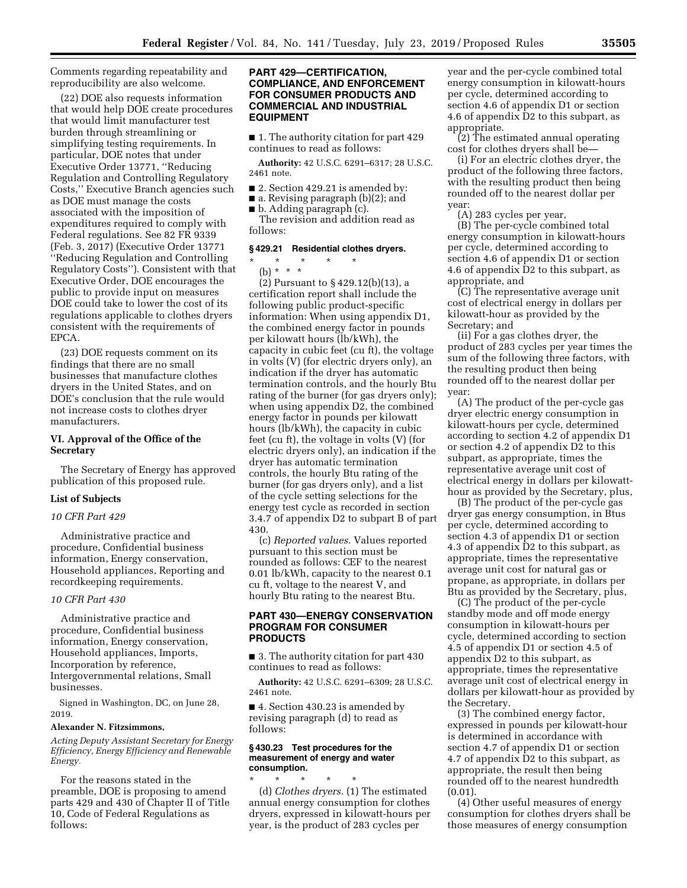Comments regarding repeatability and reproducibility are also welcome.

(22) DOE also requests information that would help DOE create procedures that would limit manufacturer test burden through streamlining or simplifying testing requirements. In particular, DOE notes that under Executive Order 13771, ''Reducing Regulation and Controlling Regulatory Costs,'' Executive Branch agencies such as DOE must manage the costs associated with the imposition of expenditures required to comply with Federal regulations. See 82 FR 9339 (Feb. 3, 2017) (Executive Order 13771 ''Reducing Regulation and Controlling Regulatory Costs''). Consistent with that Executive Order, DOE encourages the public to provide input on measures DOE could take to lower the cost of its regulations applicable to clothes dryers consistent with the requirements of EPCA.

(23) DOE requests comment on its findings that there are no small businesses that manufacture clothes dryers in the United States, and on DOE's conclusion that the rule would not increase costs to clothes dryer manufacturers.

## VI. Approval of the Office of the Secretary

The Secretary of Energy has approved publication of this proposed rule.

### List of Subjects

*10 CFR Part 429*

Administrative practice and procedure, Confidential business information, Energy conservation, Household appliances, Reporting and recordkeeping requirements.

*10 CFR Part 430*

Administrative practice and procedure, Confidential business information, Energy conservation, Household appliances, Imports, Incorporation by reference, Intergovernmental relations, Small businesses.

Signed in Washington, DC, on June 28, 2019.

**Alexander N. Fitzsimmons,**

*Acting Deputy Assistant Secretary for Energy Efficiency, Energy Efficiency and Renewable Energy.*

For the reasons stated in the preamble, DOE is proposing to amend parts 429 and 430 of Chapter II of Title 10, Code of Federal Regulations as follows:

## PART 429—CERTIFICATION, COMPLIANCE, AND ENFORCEMENT FOR CONSUMER PRODUCTS AND COMMERCIAL AND INDUSTRIAL EQUIPMENT

■ 1. The authority citation for part 429 continues to read as follows:

**Authority:** 42 U.S.C. 6291–6317; 28 U.S.C. 2461 note.

■ 2. Section 429.21 is amended by:
■ a. Revising paragraph (b)(2); and
■ b. Adding paragraph (c).

The revision and addition read as follows:

### § 429.21 Residential clothes dryers.

\* \* \* \* \*

(b) \* \* \*

(2) Pursuant to § 429.12(b)(13), a certification report shall include the following public product-specific information: When using appendix D1, the combined energy factor in pounds per kilowatt hours (lb/kWh), the capacity in cubic feet (cu ft), the voltage in volts (V) (for electric dryers only), an indication if the dryer has automatic termination controls, and the hourly Btu rating of the burner (for gas dryers only); when using appendix D2, the combined energy factor in pounds per kilowatt hours (lb/kWh), the capacity in cubic feet (cu ft), the voltage in volts (V) (for electric dryers only), an indication if the dryer has automatic termination controls, the hourly Btu rating of the burner (for gas dryers only), and a list of the cycle setting selections for the energy test cycle as recorded in section 3.4.7 of appendix D2 to subpart B of part 430.

(c) *Reported values.* Values reported pursuant to this section must be rounded as follows: CEF to the nearest 0.01 lb/kWh, capacity to the nearest 0.1 cu ft, voltage to the nearest V, and hourly Btu rating to the nearest Btu.

## PART 430—ENERGY CONSERVATION PROGRAM FOR CONSUMER PRODUCTS

■ 3. The authority citation for part 430 continues to read as follows:

**Authority:** 42 U.S.C. 6291–6309; 28 U.S.C. 2461 note.

■ 4. Section 430.23 is amended by revising paragraph (d) to read as follows:

### § 430.23 Test procedures for the measurement of energy and water consumption.

\* \* \* \* \*

(d) *Clothes dryers.* (1) The estimated annual energy consumption for clothes dryers, expressed in kilowatt-hours per year, is the product of 283 cycles per year and the per-cycle combined total energy consumption in kilowatt-hours per cycle, determined according to section 4.6 of appendix D1 or section 4.6 of appendix D2 to this subpart, as appropriate.

(2) The estimated annual operating cost for clothes dryers shall be—

(i) For an electric clothes dryer, the product of the following three factors, with the resulting product then being rounded off to the nearest dollar per year:

(A) 283 cycles per year,

(B) The per-cycle combined total energy consumption in kilowatt-hours per cycle, determined according to section 4.6 of appendix D1 or section 4.6 of appendix D2 to this subpart, as appropriate, and

(C) The representative average unit cost of electrical energy in dollars per kilowatt-hour as provided by the Secretary; and

(ii) For a gas clothes dryer, the product of 283 cycles per year times the sum of the following three factors, with the resulting product then being rounded off to the nearest dollar per year:

(A) The product of the per-cycle gas dryer electric energy consumption in kilowatt-hours per cycle, determined according to section 4.2 of appendix D1 or section 4.2 of appendix D2 to this subpart, as appropriate, times the representative average unit cost of electrical energy in dollars per kilowatt-hour as provided by the Secretary, plus,

(B) The product of the per-cycle gas dryer gas energy consumption, in Btus per cycle, determined according to section 4.3 of appendix D1 or section 4.3 of appendix D2 to this subpart, as appropriate, times the representative average unit cost for natural gas or propane, as appropriate, in dollars per Btu as provided by the Secretary, plus,

(C) The product of the per-cycle standby mode and off mode energy consumption in kilowatt-hours per cycle, determined according to section 4.5 of appendix D1 or section 4.5 of appendix D2 to this subpart, as appropriate, times the representative average unit cost of electrical energy in dollars per kilowatt-hour as provided by the Secretary.

(3) The combined energy factor, expressed in pounds per kilowatt-hour is determined in accordance with section 4.7 of appendix D1 or section 4.7 of appendix D2 to this subpart, as appropriate, the result then being rounded off to the nearest hundredth (0.01).

(4) Other useful measures of energy consumption for clothes dryers shall be those measures of energy consumption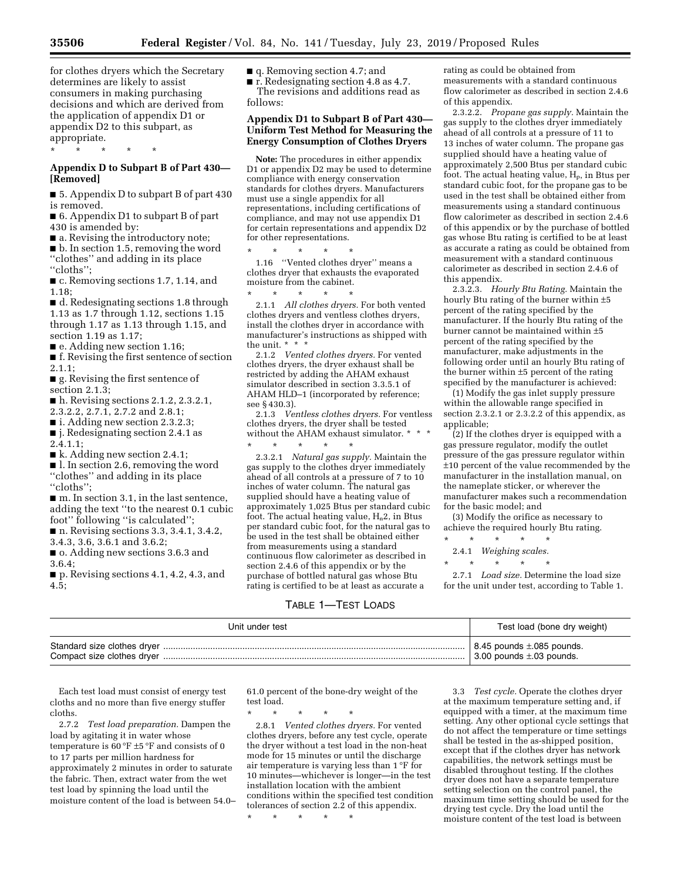for clothes dryers which the Secretary determines are likely to assist consumers in making purchasing decisions and which are derived from the application of appendix D1 or appendix D2 to this subpart, as appropriate.

\* \* \* \* \*

## Appendix D to Subpart B of Part 430—[Removed]

■ 5. Appendix D to subpart B of part 430 is removed.

■ 6. Appendix D1 to subpart B of part 430 is amended by:

■ a. Revising the introductory note;

■ b. In section 1.5, removing the word ''clothes'' and adding in its place ''cloths'';

■ c. Removing sections 1.7, 1.14, and 1.18;

■ d. Redesignating sections 1.8 through 1.13 as 1.7 through 1.12, sections 1.15 through 1.17 as 1.13 through 1.15, and section 1.19 as 1.17;

■ e. Adding new section 1.16;

■ f. Revising the first sentence of section 2.1.1;

■ g. Revising the first sentence of section 2.1.3;

■ h. Revising sections 2.1.2, 2.3.2.1, 2.3.2.2, 2.7.1, 2.7.2 and 2.8.1;

■ i. Adding new section 2.3.2.3;

■ j. Redesignating section 2.4.1 as 2.4.1.1;

■ k. Adding new section 2.4.1;

■ l. In section 2.6, removing the word ''clothes'' and adding in its place ''cloths'';

■ m. In section 3.1, in the last sentence, adding the text ''to the nearest 0.1 cubic foot'' following ''is calculated'';

■ n. Revising sections 3.3, 3.4.1, 3.4.2, 3.4.3, 3.6, 3.6.1 and 3.6.2;

■ o. Adding new sections 3.6.3 and 3.6.4;

■ p. Revising sections 4.1, 4.2, 4.3, and 4.5;

■ q. Removing section 4.7; and

■ r. Redesignating section 4.8 as 4.7.

The revisions and additions read as follows:

## Appendix D1 to Subpart B of Part 430—Uniform Test Method for Measuring the Energy Consumption of Clothes Dryers

**Note:** The procedures in either appendix D1 or appendix D2 may be used to determine compliance with energy conservation standards for clothes dryers. Manufacturers must use a single appendix for all representations, including certifications of compliance, and may not use appendix D1 for certain representations and appendix D2 for other representations.

\* \* \* \* \*

1.16 ''Vented clothes dryer'' means a clothes dryer that exhausts the evaporated moisture from the cabinet.

\* \* \* \* \*

2.1.1 *All clothes dryers.* For both vented clothes dryers and ventless clothes dryers, install the clothes dryer in accordance with manufacturer's instructions as shipped with the unit. \* \* \*

2.1.2 *Vented clothes dryers.* For vented clothes dryers, the dryer exhaust shall be restricted by adding the AHAM exhaust simulator described in section 3.3.5.1 of AHAM HLD–1 (incorporated by reference; see § 430.3).

2.1.3 *Ventless clothes dryers.* For ventless clothes dryers, the dryer shall be tested without the AHAM exhaust simulator. \* \* \*

\* \* \* \* \*

2.3.2.1 *Natural gas supply.* Maintain the gas supply to the clothes dryer immediately ahead of all controls at a pressure of 7 to 10 inches of water column. The natural gas supplied should have a heating value of approximately 1,025 Btus per standard cubic foot. The actual heating value, $H_n2$, in Btus per standard cubic foot, for the natural gas to be used in the test shall be obtained either from measurements using a standard continuous flow calorimeter as described in section 2.4.6 of this appendix or by the purchase of bottled natural gas whose Btu rating is certified to be at least as accurate a rating as could be obtained from measurements with a standard continuous flow calorimeter as described in section 2.4.6 of this appendix.

2.3.2.2. *Propane gas supply.* Maintain the gas supply to the clothes dryer immediately ahead of all controls at a pressure of 11 to 13 inches of water column. The propane gas supplied should have a heating value of approximately 2,500 Btus per standard cubic foot. The actual heating value, $H_p$, in Btus per standard cubic foot, for the propane gas to be used in the test shall be obtained either from measurements using a standard continuous flow calorimeter as described in section 2.4.6 of this appendix or by the purchase of bottled gas whose Btu rating is certified to be at least as accurate a rating as could be obtained from measurement with a standard continuous calorimeter as described in section 2.4.6 of this appendix.

2.3.2.3. *Hourly Btu Rating.* Maintain the hourly Btu rating of the burner within ±5 percent of the rating specified by the manufacturer. If the hourly Btu rating of the burner cannot be maintained within ±5 percent of the rating specified by the manufacturer, make adjustments in the following order until an hourly Btu rating of the burner within ±5 percent of the rating specified by the manufacturer is achieved:

(1) Modify the gas inlet supply pressure within the allowable range specified in section 2.3.2.1 or 2.3.2.2 of this appendix, as applicable;

(2) If the clothes dryer is equipped with a gas pressure regulator, modify the outlet pressure of the gas pressure regulator within ±10 percent of the value recommended by the manufacturer in the installation manual, on the nameplate sticker, or wherever the manufacturer makes such a recommendation for the basic model; and

(3) Modify the orifice as necessary to achieve the required hourly Btu rating.

\* \* \* \* \*

2.4.1 *Weighing scales.*

\* \* \* \* \*

2.7.1 *Load size.* Determine the load size for the unit under test, according to Table 1.

TABLE 1—TEST LOADS

| Unit under test | Test load (bone dry weight) |
|---|---|
| Standard size clothes dryer | 8.45 pounds ±.085 pounds. |
| Compact size clothes dryer | 3.00 pounds ±.03 pounds. |

Each test load must consist of energy test cloths and no more than five energy stuffer cloths.

2.7.2 *Test load preparation.* Dampen the load by agitating it in water whose temperature is 60 °F ±5 °F and consists of 0 to 17 parts per million hardness for approximately 2 minutes in order to saturate the fabric. Then, extract water from the wet test load by spinning the load until the moisture content of the load is between 54.0–61.0 percent of the bone-dry weight of the test load.

\* \* \* \* \*

2.8.1 *Vented clothes dryers.* For vented clothes dryers, before any test cycle, operate the dryer without a test load in the non-heat mode for 15 minutes or until the discharge air temperature is varying less than 1 °F for 10 minutes—whichever is longer—in the test installation location with the ambient conditions within the specified test condition tolerances of section 2.2 of this appendix.

\* \* \* \* \*

3.3 *Test cycle.* Operate the clothes dryer at the maximum temperature setting and, if equipped with a timer, at the maximum time setting. Any other optional cycle settings that do not affect the temperature or time settings shall be tested in the as-shipped position, except that if the clothes dryer has network capabilities, the network settings must be disabled throughout testing. If the clothes dryer does not have a separate temperature setting selection on the control panel, the maximum time setting should be used for the drying test cycle. Dry the load until the moisture content of the test load is between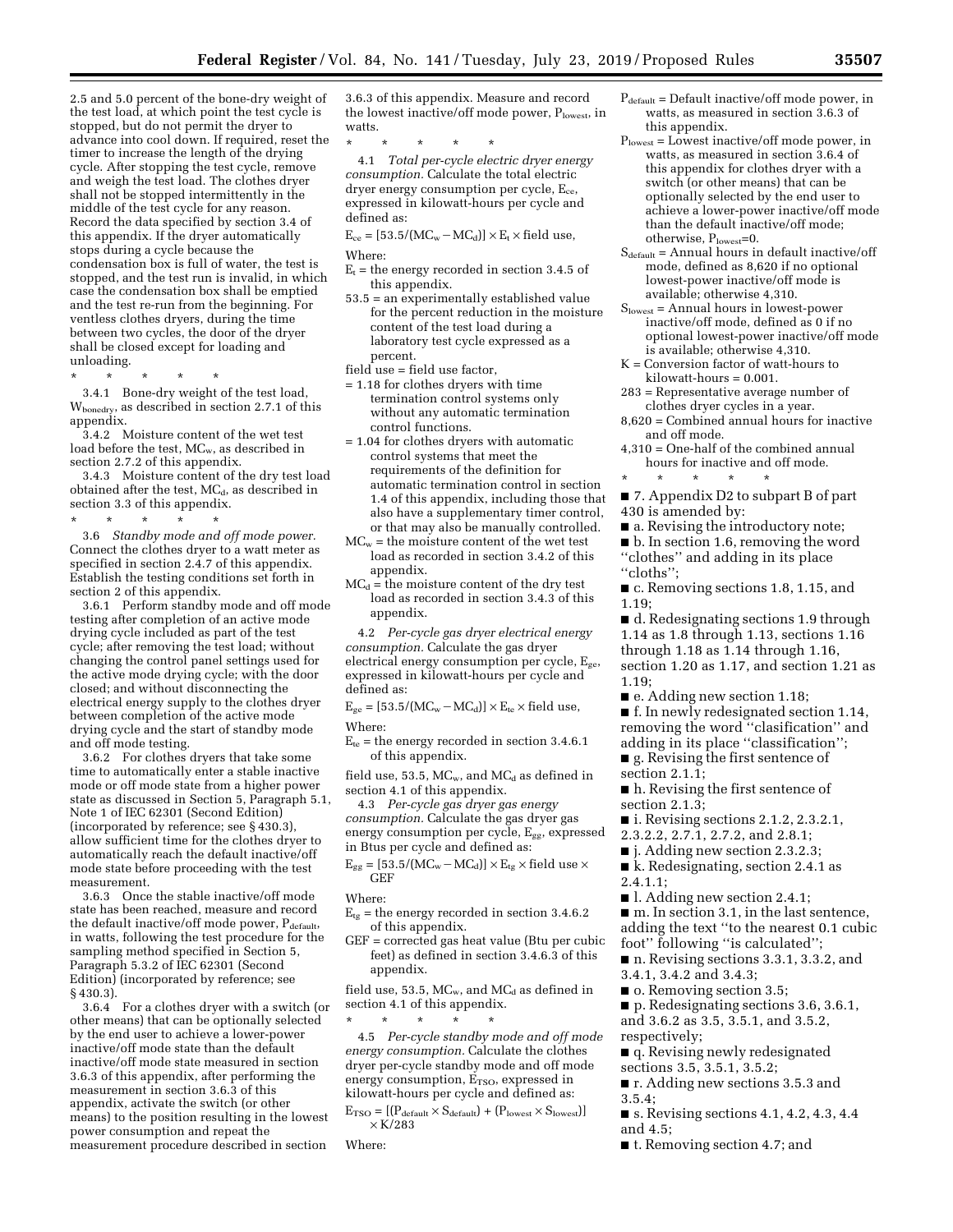2.5 and 5.0 percent of the bone-dry weight of the test load, at which point the test cycle is stopped, but do not permit the dryer to advance into cool down. If required, reset the timer to increase the length of the drying cycle. After stopping the test cycle, remove and weigh the test load. The clothes dryer shall not be stopped intermittently in the middle of the test cycle for any reason. Record the data specified by section 3.4 of this appendix. If the dryer automatically stops during a cycle because the condensation box is full of water, the test is stopped, and the test run is invalid, in which case the condensation box shall be emptied and the test re-run from the beginning. For ventless clothes dryers, during the time between two cycles, the door of the dryer shall be closed except for loading and unloading.

\* \* \* \* \*

3.4.1 Bone-dry weight of the test load, $W_{bonedry}$, as described in section 2.7.1 of this appendix.

3.4.2 Moisture content of the wet test load before the test, $MC_w$, as described in section 2.7.2 of this appendix.

3.4.3 Moisture content of the dry test load obtained after the test, $MC_d$, as described in section 3.3 of this appendix.

\* \* \* \* \*

3.6 *Standby mode and off mode power.* Connect the clothes dryer to a watt meter as specified in section 2.4.7 of this appendix. Establish the testing conditions set forth in section 2 of this appendix.

3.6.1 Perform standby mode and off mode testing after completion of an active mode drying cycle included as part of the test cycle; after removing the test load; without changing the control panel settings used for the active mode drying cycle; with the door closed; and without disconnecting the electrical energy supply to the clothes dryer between completion of the active mode drying cycle and the start of standby mode and off mode testing.

3.6.2 For clothes dryers that take some time to automatically enter a stable inactive mode or off mode state from a higher power state as discussed in Section 5, Paragraph 5.1, Note 1 of IEC 62301 (Second Edition) (incorporated by reference; see § 430.3), allow sufficient time for the clothes dryer to automatically reach the default inactive/off mode state before proceeding with the test measurement.

3.6.3 Once the stable inactive/off mode state has been reached, measure and record the default inactive/off mode power, $P_{default}$, in watts, following the test procedure for the sampling method specified in Section 5, Paragraph 5.3.2 of IEC 62301 (Second Edition) (incorporated by reference; see § 430.3).

3.6.4 For a clothes dryer with a switch (or other means) that can be optionally selected by the end user to achieve a lower-power inactive/off mode state than the default inactive/off mode state measured in section 3.6.3 of this appendix, after performing the measurement in section 3.6.3 of this appendix, activate the switch (or other means) to the position resulting in the lowest power consumption and repeat the measurement procedure described in section 3.6.3 of this appendix. Measure and record the lowest inactive/off mode power, $P_{lowest}$, in watts.

\* \* \* \* \*

4.1 *Total per-cycle electric dryer energy consumption.* Calculate the total electric dryer energy consumption per cycle, $E_{ce}$, expressed in kilowatt-hours per cycle and defined as:

$$E_{ce} = [53.5/(MC_w - MC_d)] \times E_t \times \text{field use},$$

Where:

$E_t$ = the energy recorded in section 3.4.5 of this appendix.

53.5 = an experimentally established value for the percent reduction in the moisture content of the test load during a laboratory test cycle expressed as a percent.

field use = field use factor,

= 1.18 for clothes dryers with time termination control systems only without any automatic termination control functions.

= 1.04 for clothes dryers with automatic control systems that meet the requirements of the definition for automatic termination control in section 1.4 of this appendix, including those that also have a supplementary timer control, or that may also be manually controlled.

$MC_w$ = the moisture content of the wet test load as recorded in section 3.4.2 of this appendix.

$MC_d$ = the moisture content of the dry test load as recorded in section 3.4.3 of this appendix.

4.2 *Per-cycle gas dryer electrical energy consumption.* Calculate the gas dryer electrical energy consumption per cycle, $E_{ge}$, expressed in kilowatt-hours per cycle and defined as:

$$E_{ge} = [53.5/(MC_w - MC_d)] \times E_{te} \times \text{field use},$$

Where:

$E_{te}$ = the energy recorded in section 3.4.6.1 of this appendix.

field use, 53.5, $MC_w$, and $MC_d$ as defined in section 4.1 of this appendix.

4.3 *Per-cycle gas dryer gas energy consumption.* Calculate the gas dryer gas energy consumption per cycle, $E_{gg}$, expressed in Btus per cycle and defined as:

$$E_{gg} = [53.5/(MC_w - MC_d)] \times E_{tg} \times \text{field use} \times GEF$$

Where:

$E_{tg}$ = the energy recorded in section 3.4.6.2 of this appendix.

GEF = corrected gas heat value (Btu per cubic feet) as defined in section 3.4.6.3 of this appendix.

field use, 53.5, $MC_w$, and $MC_d$ as defined in section 4.1 of this appendix.

\* \* \* \* \*

4.5 *Per-cycle standby mode and off mode energy consumption.* Calculate the clothes dryer per-cycle standby mode and off mode energy consumption, $E_{TSO}$, expressed in kilowatt-hours per cycle and defined as:

$$E_{TSO} = [(P_{default} \times S_{default}) + (P_{lowest} \times S_{lowest})] \times K/283$$

Where:

$P_{default}$ = Default inactive/off mode power, in watts, as measured in section 3.6.3 of this appendix.

$P_{lowest}$ = Lowest inactive/off mode power, in watts, as measured in section 3.6.4 of this appendix for clothes dryer with a switch (or other means) that can be optionally selected by the end user to achieve a lower-power inactive/off mode than the default inactive/off mode; otherwise, $P_{lowest}$=0.

$S_{default}$ = Annual hours in default inactive/off mode, defined as 8,620 if no optional lowest-power inactive/off mode is available; otherwise 4,310.

$S_{lowest}$ = Annual hours in lowest-power inactive/off mode, defined as 0 if no optional lowest-power inactive/off mode is available; otherwise 4,310.

K = Conversion factor of watt-hours to kilowatt-hours = 0.001.

283 = Representative average number of clothes dryer cycles in a year.

8,620 = Combined annual hours for inactive and off mode.

4,310 = One-half of the combined annual hours for inactive and off mode.

\* \* \* \* \*

■ 7. Appendix D2 to subpart B of part 430 is amended by:

■ a. Revising the introductory note;

■ b. In section 1.6, removing the word "clothes" and adding in its place "cloths";

■ c. Removing sections 1.8, 1.15, and 1.19;

■ d. Redesignating sections 1.9 through 1.14 as 1.8 through 1.13, sections 1.16 through 1.18 as 1.14 through 1.16, section 1.20 as 1.17, and section 1.21 as 1.19;

■ e. Adding new section 1.18;

■ f. In newly redesignated section 1.14, removing the word "clasification" and adding in its place "classification";

■ g. Revising the first sentence of section 2.1.1;

■ h. Revising the first sentence of section 2.1.3;

■ i. Revising sections 2.1.2, 2.3.2.1, 2.3.2.2, 2.7.1, 2.7.2, and 2.8.1;

■ j. Adding new section 2.3.2.3;

■ k. Redesignating, section 2.4.1 as 2.4.1.1;

■ l. Adding new section 2.4.1;

■ m. In section 3.1, in the last sentence, adding the text "to the nearest 0.1 cubic foot" following "is calculated";

■ n. Revising sections 3.3.1, 3.3.2, and 3.4.1, 3.4.2 and 3.4.3;

■ o. Removing section 3.5;

■ p. Redesignating sections 3.6, 3.6.1, and 3.6.2 as 3.5, 3.5.1, and 3.5.2, respectively;

■ q. Revising newly redesignated sections 3.5, 3.5.1, 3.5.2;

■ r. Adding new sections 3.5.3 and 3.5.4;

■ s. Revising sections 4.1, 4.2, 4.3, 4.4 and 4.5;

■ t. Removing section 4.7; and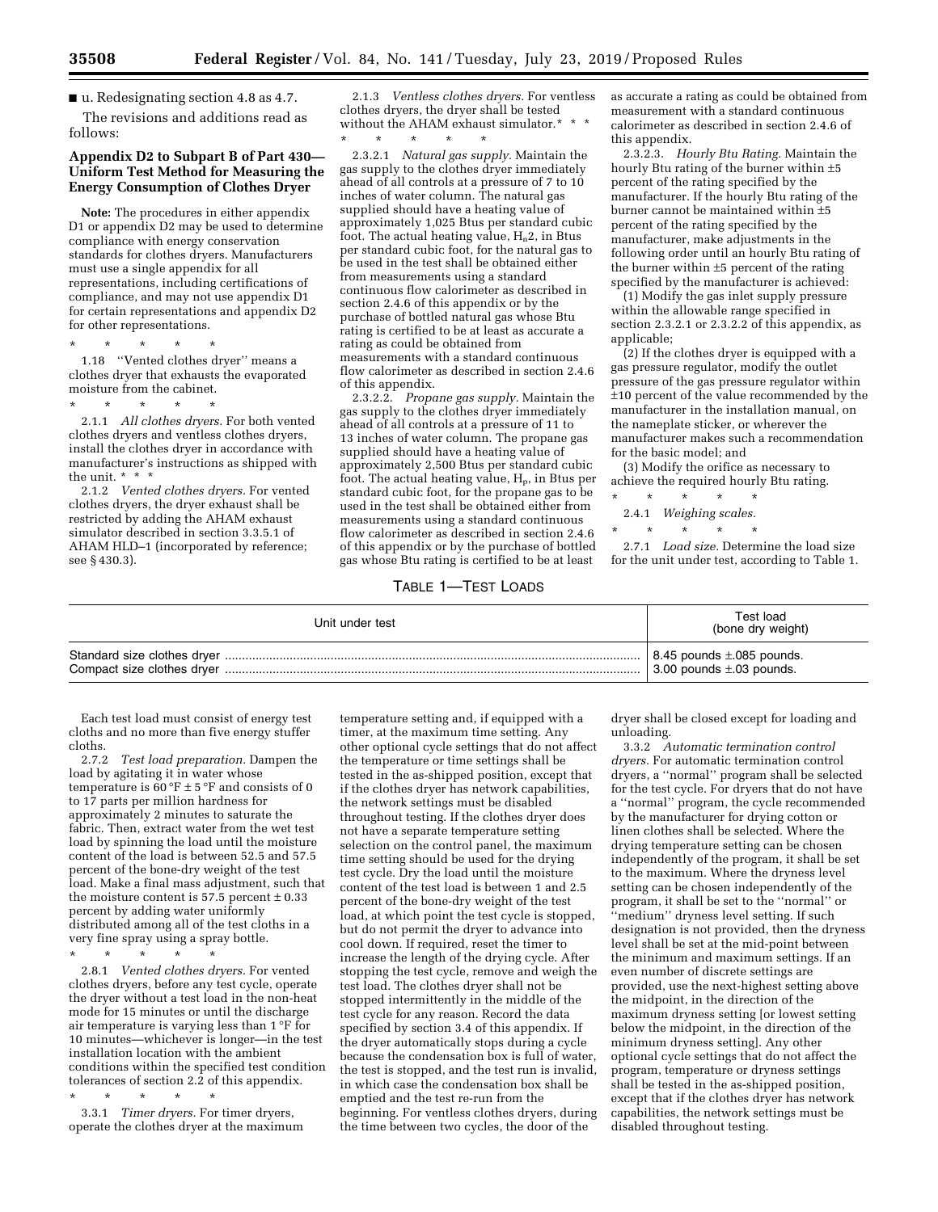■ u. Redesignating section 4.8 as 4.7.

The revisions and additions read as follows:

### Appendix D2 to Subpart B of Part 430—Uniform Test Method for Measuring the Energy Consumption of Clothes Dryer

**Note:** The procedures in either appendix D1 or appendix D2 may be used to determine compliance with energy conservation standards for clothes dryers. Manufacturers must use a single appendix for all representations, including certifications of compliance, and may not use appendix D1 for certain representations and appendix D2 for other representations.

\* \* \* \* \*

1.18 ''Vented clothes dryer'' means a clothes dryer that exhausts the evaporated moisture from the cabinet.

\* \* \* \* \*

2.1.1 *All clothes dryers.* For both vented clothes dryers and ventless clothes dryers, install the clothes dryer in accordance with manufacturer's instructions as shipped with the unit. \* \* \*

2.1.2 *Vented clothes dryers.* For vented clothes dryers, the dryer exhaust shall be restricted by adding the AHAM exhaust simulator described in section 3.3.5.1 of AHAM HLD–1 (incorporated by reference; see § 430.3).

2.1.3 *Ventless clothes dryers.* For ventless clothes dryers, the dryer shall be tested without the AHAM exhaust simulator.\* \* \*

\* \* \* \* \*

2.3.2.1 *Natural gas supply.* Maintain the gas supply to the clothes dryer immediately ahead of all controls at a pressure of 7 to 10 inches of water column. The natural gas supplied should have a heating value of approximately 1,025 Btus per standard cubic foot. The actual heating value, $H_n2$, in Btus per standard cubic foot, for the natural gas to be used in the test shall be obtained either from measurements using a standard continuous flow calorimeter as described in section 2.4.6 of this appendix or by the purchase of bottled natural gas whose Btu rating is certified to be at least as accurate a rating as could be obtained from measurements with a standard continuous flow calorimeter as described in section 2.4.6 of this appendix.

2.3.2.2. *Propane gas supply.* Maintain the gas supply to the clothes dryer immediately ahead of all controls at a pressure of 11 to 13 inches of water column. The propane gas supplied should have a heating value of approximately 2,500 Btus per standard cubic foot. The actual heating value, $H_p$, in Btus per standard cubic foot, for the propane gas to be used in the test shall be obtained either from measurements using a standard continuous flow calorimeter as described in section 2.4.6 of this appendix or by the purchase of bottled gas whose Btu rating is certified to be at least as accurate a rating as could be obtained from measurement with a standard continuous calorimeter as described in section 2.4.6 of this appendix.

2.3.2.3. *Hourly Btu Rating.* Maintain the hourly Btu rating of the burner within ±5 percent of the rating specified by the manufacturer. If the hourly Btu rating of the burner cannot be maintained within ±5 percent of the rating specified by the manufacturer, make adjustments in the following order until an hourly Btu rating of the burner within ±5 percent of the rating specified by the manufacturer is achieved:

(1) Modify the gas inlet supply pressure within the allowable range specified in section 2.3.2.1 or 2.3.2.2 of this appendix, as applicable;

(2) If the clothes dryer is equipped with a gas pressure regulator, modify the outlet pressure of the gas pressure regulator within ±10 percent of the value recommended by the manufacturer in the installation manual, on the nameplate sticker, or wherever the manufacturer makes such a recommendation for the basic model; and

(3) Modify the orifice as necessary to achieve the required hourly Btu rating.

\* \* \* \* \*

2.4.1 *Weighing scales.*

\* \* \* \* \*

2.7.1 *Load size.* Determine the load size for the unit under test, according to Table 1.

TABLE 1—TEST LOADS

| Unit under test | Test load (bone dry weight) |
|---|---|
| Standard size clothes dryer | 8.45 pounds ±.085 pounds. |
| Compact size clothes dryer | 3.00 pounds ±.03 pounds. |

Each test load must consist of energy test cloths and no more than five energy stuffer cloths.

2.7.2 *Test load preparation.* Dampen the load by agitating it in water whose temperature is 60 °F ± 5 °F and consists of 0 to 17 parts per million hardness for approximately 2 minutes to saturate the fabric. Then, extract water from the wet test load by spinning the load until the moisture content of the load is between 52.5 and 57.5 percent of the bone-dry weight of the test load. Make a final mass adjustment, such that the moisture content is 57.5 percent ± 0.33 percent by adding water uniformly distributed among all of the test cloths in a very fine spray using a spray bottle.

\* \* \* \* \*

2.8.1 *Vented clothes dryers.* For vented clothes dryers, before any test cycle, operate the dryer without a test load in the non-heat mode for 15 minutes or until the discharge air temperature is varying less than 1 °F for 10 minutes—whichever is longer—in the test installation location with the ambient conditions within the specified test condition tolerances of section 2.2 of this appendix.

\* \* \* \* \*

3.3.1 *Timer dryers.* For timer dryers, operate the clothes dryer at the maximum temperature setting and, if equipped with a timer, at the maximum time setting. Any other optional cycle settings that do not affect the temperature or time settings shall be tested in the as-shipped position, except that if the clothes dryer has network capabilities, the network settings must be disabled throughout testing. If the clothes dryer does not have a separate temperature setting selection on the control panel, the maximum time setting should be used for the drying test cycle. Dry the load until the moisture content of the test load is between 1 and 2.5 percent of the bone-dry weight of the test load, at which point the test cycle is stopped, but do not permit the dryer to advance into cool down. If required, reset the timer to increase the length of the drying cycle. After stopping the test cycle, remove and weigh the test load. The clothes dryer shall not be stopped intermittently in the middle of the test cycle for any reason. Record the data specified by section 3.4 of this appendix. If the dryer automatically stops during a cycle because the condensation box is full of water, the test is stopped, and the test run is invalid, in which case the condensation box shall be emptied and the test re-run from the beginning. For ventless clothes dryers, during the time between two cycles, the door of the dryer shall be closed except for loading and unloading.

3.3.2 *Automatic termination control dryers.* For automatic termination control dryers, a ''normal'' program shall be selected for the test cycle. For dryers that do not have a ''normal'' program, the cycle recommended by the manufacturer for drying cotton or linen clothes shall be selected. Where the drying temperature setting can be chosen independently of the program, it shall be set to the maximum. Where the dryness level setting can be chosen independently of the program, it shall be set to the ''normal'' or ''medium'' dryness level setting. If such designation is not provided, then the dryness level shall be set at the mid-point between the minimum and maximum settings. If an even number of discrete settings are provided, use the next-highest setting above the midpoint, in the direction of the maximum dryness setting [or lowest setting below the midpoint, in the direction of the minimum dryness setting]. Any other optional cycle settings that do not affect the program, temperature or dryness settings shall be tested in the as-shipped position, except that if the clothes dryer has network capabilities, the network settings must be disabled throughout testing.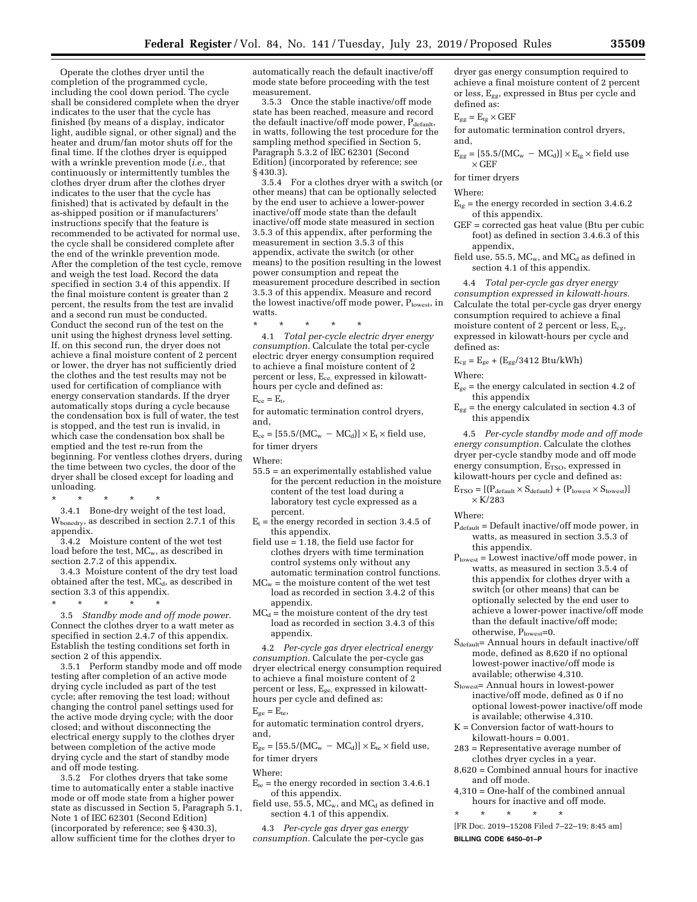Operate the clothes dryer until the completion of the programmed cycle, including the cool down period. The cycle shall be considered complete when the dryer indicates to the user that the cycle has finished (by means of a display, indicator light, audible signal, or other signal) and the heater and drum/fan motor shuts off for the final time. If the clothes dryer is equipped with a wrinkle prevention mode (*i.e.,* that continuously or intermittently tumbles the clothes dryer drum after the clothes dryer indicates to the user that the cycle has finished) that is activated by default in the as-shipped position or if manufacturers' instructions specify that the feature is recommended to be activated for normal use, the cycle shall be considered complete after the end of the wrinkle prevention mode. After the completion of the test cycle, remove and weigh the test load. Record the data specified in section 3.4 of this appendix. If the final moisture content is greater than 2 percent, the results from the test are invalid and a second run must be conducted. Conduct the second run of the test on the unit using the highest dryness level setting. If, on this second run, the dryer does not achieve a final moisture content of 2 percent or lower, the dryer has not sufficiently dried the clothes and the test results may not be used for certification of compliance with energy conservation standards. If the dryer automatically stops during a cycle because the condensation box is full of water, the test is stopped, and the test run is invalid, in which case the condensation box shall be emptied and the test re-run from the beginning. For ventless clothes dryers, during the time between two cycles, the door of the dryer shall be closed except for loading and unloading.

\* \* \* \* \*

3.4.1 Bone-dry weight of the test load, $W_{bonedry}$, as described in section 2.7.1 of this appendix.

3.4.2 Moisture content of the wet test load before the test, $MC_w$, as described in section 2.7.2 of this appendix.

3.4.3 Moisture content of the dry test load obtained after the test, $MC_d$, as described in section 3.3 of this appendix.

\* \* \* \* \*

3.5 *Standby mode and off mode power.* Connect the clothes dryer to a watt meter as specified in section 2.4.7 of this appendix. Establish the testing conditions set forth in section 2 of this appendix.

3.5.1 Perform standby mode and off mode testing after completion of an active mode drying cycle included as part of the test cycle; after removing the test load; without changing the control panel settings used for the active mode drying cycle; with the door closed; and without disconnecting the electrical energy supply to the clothes dryer between completion of the active mode drying cycle and the start of standby mode and off mode testing.

3.5.2 For clothes dryers that take some time to automatically enter a stable inactive mode or off mode state from a higher power state as discussed in Section 5, Paragraph 5.1, Note 1 of IEC 62301 (Second Edition) (incorporated by reference; see § 430.3), allow sufficient time for the clothes dryer to automatically reach the default inactive/off mode state before proceeding with the test measurement.

3.5.3 Once the stable inactive/off mode state has been reached, measure and record the default inactive/off mode power, $P_{default}$, in watts, following the test procedure for the sampling method specified in Section 5, Paragraph 5.3.2 of IEC 62301 (Second Edition) (incorporated by reference; see § 430.3).

3.5.4 For a clothes dryer with a switch (or other means) that can be optionally selected by the end user to achieve a lower-power inactive/off mode state than the default inactive/off mode state measured in section 3.5.3 of this appendix, after performing the measurement in section 3.5.3 of this appendix, activate the switch (or other means) to the position resulting in the lowest power consumption and repeat the measurement procedure described in section 3.5.3 of this appendix. Measure and record the lowest inactive/off mode power, $P_{lowest}$, in watts.

\* \* \* \* \*

4.1 *Total per-cycle electric dryer energy consumption.* Calculate the total per-cycle electric dryer energy consumption required to achieve a final moisture content of 2 percent or less, $E_{ce}$, expressed in kilowatt-hours per cycle and defined as:

$$E_{ce} = E_t,$$

for automatic termination control dryers, and,

$$E_{ce} = [55.5/(MC_w - MC_d)] \times E_t \times \text{field use},$$

for timer dryers

Where:

55.5 = an experimentally established value for the percent reduction in the moisture content of the test load during a laboratory test cycle expressed as a percent.

$E_t$ = the energy recorded in section 3.4.5 of this appendix.

field use = 1.18, the field use factor for clothes dryers with time termination control systems only without any automatic termination control functions.

$MC_w$ = the moisture content of the wet test load as recorded in section 3.4.2 of this appendix.

$MC_d$ = the moisture content of the dry test load as recorded in section 3.4.3 of this appendix.

4.2 *Per-cycle gas dryer electrical energy consumption.* Calculate the per-cycle gas dryer electrical energy consumption required to achieve a final moisture content of 2 percent or less, $E_{ge}$, expressed in kilowatt-hours per cycle and defined as:

$$E_{ge} = E_{te},$$

for automatic termination control dryers, and,

$$E_{ge} = [55.5/(MC_w - MC_d)] \times E_{te} \times \text{field use},$$

for timer dryers

Where:

$E_{te}$ = the energy recorded in section 3.4.6.1 of this appendix.

field use, 55.5, $MC_w$, and $MC_d$ as defined in section 4.1 of this appendix.

4.3 *Per-cycle gas dryer gas energy consumption.* Calculate the per-cycle gas dryer gas energy consumption required to achieve a final moisture content of 2 percent or less, $E_{gg}$, expressed in Btus per cycle and defined as:

$$E_{gg} = E_{tg} \times GEF$$

for automatic termination control dryers, and,

$$E_{gg} = [55.5/(MC_w - MC_d)] \times E_{tg} \times \text{field use} \times GEF$$

for timer dryers

Where:

$E_{tg}$ = the energy recorded in section 3.4.6.2 of this appendix.

GEF = corrected gas heat value (Btu per cubic foot) as defined in section 3.4.6.3 of this appendix,

field use, 55.5, $MC_w$, and $MC_d$ as defined in section 4.1 of this appendix.

4.4 *Total per-cycle gas dryer energy consumption expressed in kilowatt-hours.* Calculate the total per-cycle gas dryer energy consumption required to achieve a final moisture content of 2 percent or less, $E_{cg}$, expressed in kilowatt-hours per cycle and defined as:

$$E_{cg} = E_{ge} + (E_{gg}/3412 \text{ Btu/kWh})$$

Where:

$E_{ge}$ = the energy calculated in section 4.2 of this appendix

$E_{gg}$ = the energy calculated in section 4.3 of this appendix

4.5 *Per-cycle standby mode and off mode energy consumption.* Calculate the clothes dryer per-cycle standby mode and off mode energy consumption, $E_{TSO}$, expressed in kilowatt-hours per cycle and defined as:

$$E_{TSO} = [(P_{default} \times S_{default}) + (P_{lowest} \times S_{lowest})] \times K/283$$

Where:

$P_{default}$ = Default inactive/off mode power, in watts, as measured in section 3.5.3 of this appendix.

$P_{lowest}$ = Lowest inactive/off mode power, in watts, as measured in section 3.5.4 of this appendix for clothes dryer with a switch (or other means) that can be optionally selected by the end user to achieve a lower-power inactive/off mode than the default inactive/off mode; otherwise, $P_{lowest}$=0.

$S_{default}$= Annual hours in default inactive/off mode, defined as 8,620 if no optional lowest-power inactive/off mode is available; otherwise 4,310.

$S_{lowest}$= Annual hours in lowest-power inactive/off mode, defined as 0 if no optional lowest-power inactive/off mode is available; otherwise 4,310.

K = Conversion factor of watt-hours to kilowatt-hours = 0.001.

283 = Representative average number of clothes dryer cycles in a year.

8,620 = Combined annual hours for inactive and off mode.

4,310 = One-half of the combined annual hours for inactive and off mode.

\* \* \* \* \*

[FR Doc. 2019–15208 Filed 7–22–19; 8:45 am]

**BILLING CODE 6450–01–P**